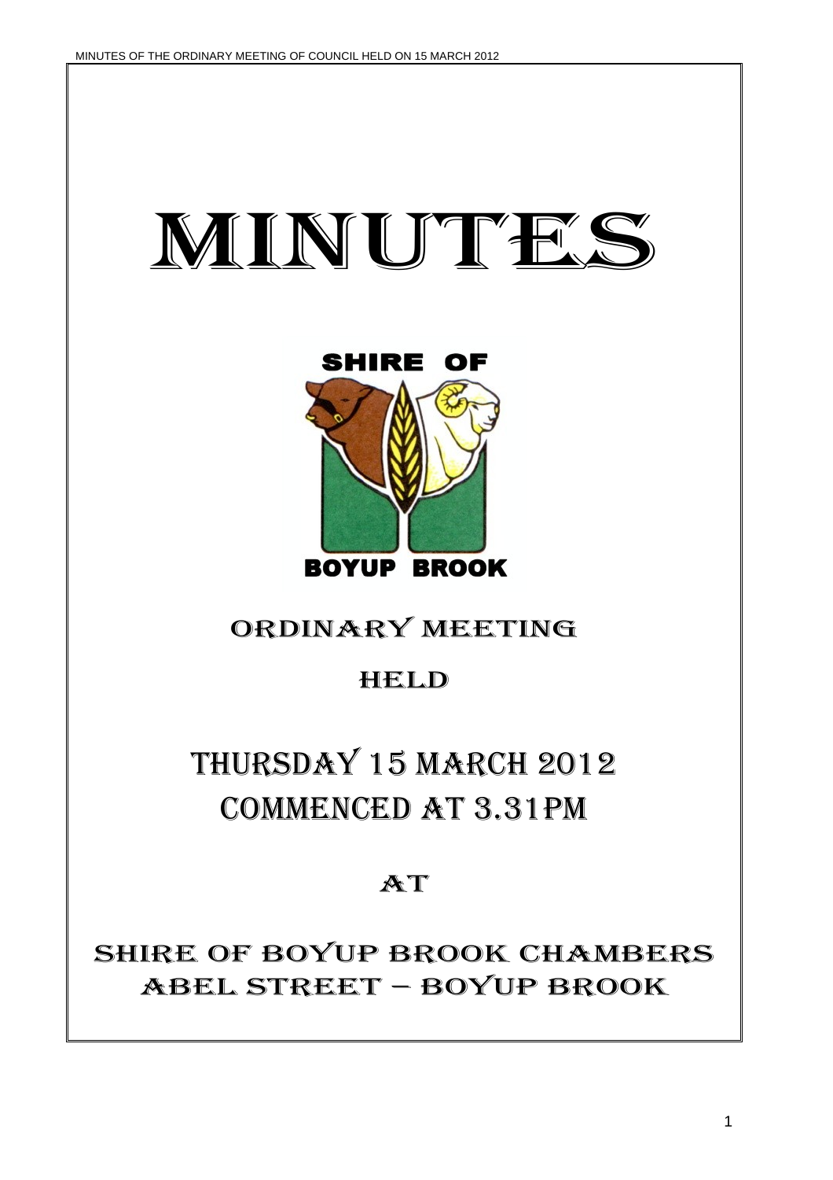# MINUTES

SHIRE OF

BOYUP BROOK

## ORDINARY MEETING

## HELD

## THURSDAY 15 MARCH 2012
## COMMENCED AT 3.31PM

## AT

## SHIRE OF BOYUP BROOK CHAMBERS
## ABEL STREET – BOYUP BROOK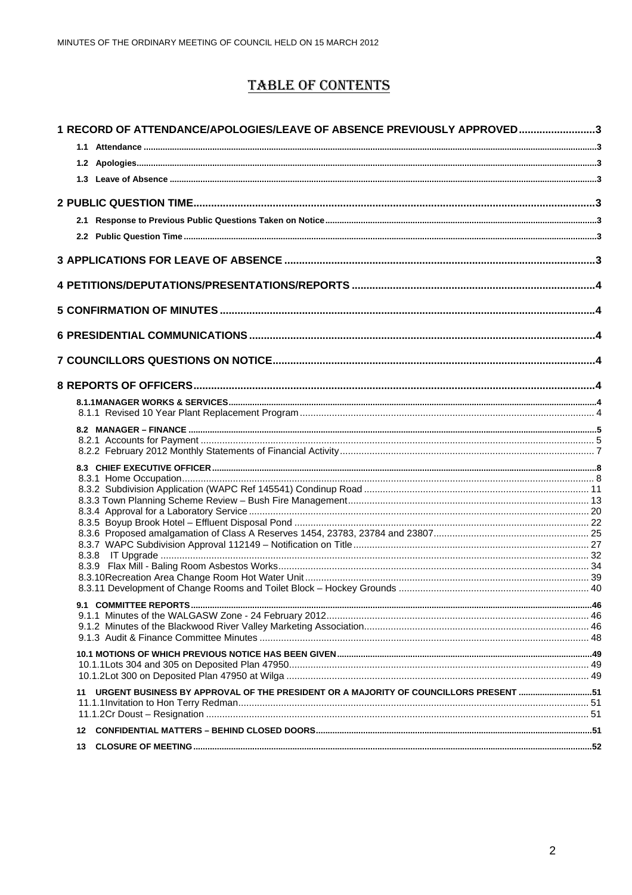# TABLE OF CONTENTS

**1 RECORD OF ATTENDANCE/APOLOGIES/LEAVE OF ABSENCE PREVIOUSLY APPROVED** .......................... 3

- **1.1 Attendance** .......................... 3
- **1.2 Apologies** .......................... 3
- **1.3 Leave of Absence** .......................... 3

**2 PUBLIC QUESTION TIME** .......................... 3

- **2.1 Response to Previous Public Questions Taken on Notice** .......................... 3
- **2.2 Public Question Time** .......................... 3

**3 APPLICATIONS FOR LEAVE OF ABSENCE** .......................... 3

**4 PETITIONS/DEPUTATIONS/PRESENTATIONS/REPORTS** .......................... 4

**5 CONFIRMATION OF MINUTES** .......................... 4

**6 PRESIDENTIAL COMMUNICATIONS** .......................... 4

**7 COUNCILLORS QUESTIONS ON NOTICE** .......................... 4

**8 REPORTS OF OFFICERS** .......................... 4

- **8.1.1 MANAGER WORKS & SERVICES** .......................... 4
  - 8.1.1 Revised 10 Year Plant Replacement Program .......................... 4
- **8.2 MANAGER – FINANCE** .......................... 5
  - 8.2.1 Accounts for Payment .......................... 5
  - 8.2.2 February 2012 Monthly Statements of Financial Activity .......................... 7
- **8.3 CHIEF EXECUTIVE OFFICER** .......................... 8
  - 8.3.1 Home Occupation .......................... 8
  - 8.3.2 Subdivision Application (WAPC Ref 145541) Condinup Road .......................... 11
  - 8.3.3 Town Planning Scheme Review – Bush Fire Management .......................... 13
  - 8.3.4 Approval for a Laboratory Service .......................... 20
  - 8.3.5 Boyup Brook Hotel – Effluent Disposal Pond .......................... 22
  - 8.3.6 Proposed amalgamation of Class A Reserves 1454, 23783, 23784 and 23807 .......................... 25
  - 8.3.7 WAPC Subdivision Approval 112149 – Notification on Title .......................... 27
  - 8.3.8 IT Upgrade .......................... 32
  - 8.3.9 Flax Mill - Baling Room Asbestos Works .......................... 34
  - 8.3.10 Recreation Area Change Room Hot Water Unit .......................... 39
  - 8.3.11 Development of Change Rooms and Toilet Block – Hockey Grounds .......................... 40
- **9.1 COMMITTEE REPORTS** .......................... 46
  - 9.1.1 Minutes of the WALGASW Zone - 24 February 2012 .......................... 46
  - 9.1.2 Minutes of the Blackwood River Valley Marketing Association .......................... 46
  - 9.1.3 Audit & Finance Committee Minutes .......................... 48
- **10.1 MOTIONS OF WHICH PREVIOUS NOTICE HAS BEEN GIVEN** .......................... 49
  - 10.1.1 Lots 304 and 305 on Deposited Plan 47950 .......................... 49
  - 10.1.2 Lot 300 on Deposited Plan 47950 at Wilga .......................... 49
- **11 URGENT BUSINESS BY APPROVAL OF THE PRESIDENT OR A MAJORITY OF COUNCILLORS PRESENT** .......................... 51
  - 11.1.1 Invitation to Hon Terry Redman .......................... 51
  - 11.1.2 Cr Doust – Resignation .......................... 51
- **12 CONFIDENTIAL MATTERS – BEHIND CLOSED DOORS** .......................... 51
- **13 CLOSURE OF MEETING** .......................... 52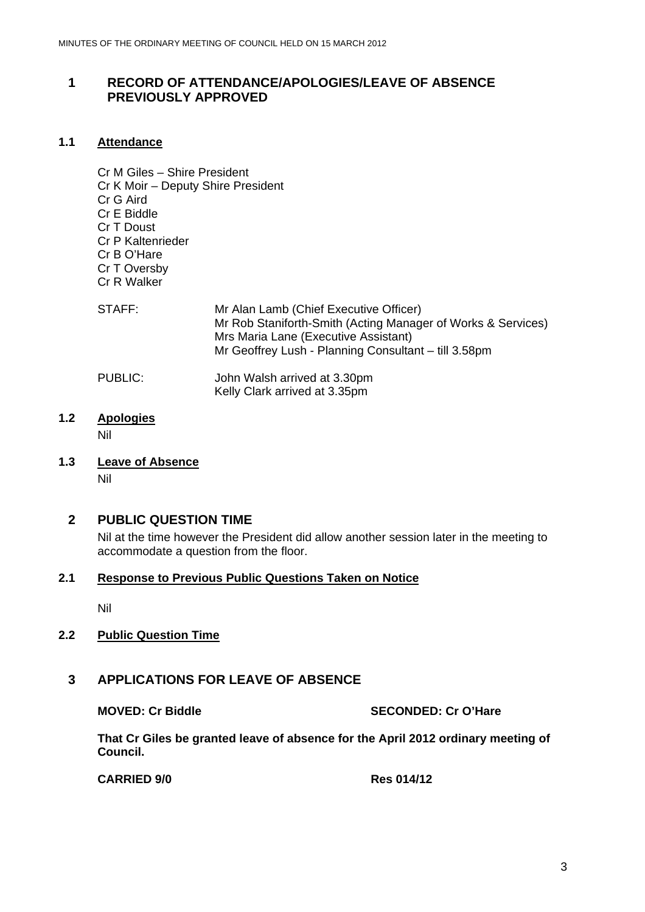# 1 RECORD OF ATTENDANCE/APOLOGIES/LEAVE OF ABSENCE PREVIOUSLY APPROVED

## 1.1 Attendance

Cr M Giles – Shire President
Cr K Moir – Deputy Shire President
Cr G Aird
Cr E Biddle
Cr T Doust
Cr P Kaltenrieder
Cr B O'Hare
Cr T Oversby
Cr R Walker

STAFF:
Mr Alan Lamb (Chief Executive Officer)
Mr Rob Staniforth-Smith (Acting Manager of Works & Services)
Mrs Maria Lane (Executive Assistant)
Mr Geoffrey Lush - Planning Consultant – till 3.58pm

PUBLIC:
John Walsh arrived at 3.30pm
Kelly Clark arrived at 3.35pm

## 1.2 Apologies

Nil

## 1.3 Leave of Absence

Nil

# 2 PUBLIC QUESTION TIME

Nil at the time however the President did allow another session later in the meeting to accommodate a question from the floor.

## 2.1 Response to Previous Public Questions Taken on Notice

Nil

## 2.2 Public Question Time

# 3 APPLICATIONS FOR LEAVE OF ABSENCE

**MOVED: Cr Biddle** **SECONDED: Cr O'Hare**

**That Cr Giles be granted leave of absence for the April 2012 ordinary meeting of Council.**

**CARRIED 9/0** **Res 014/12**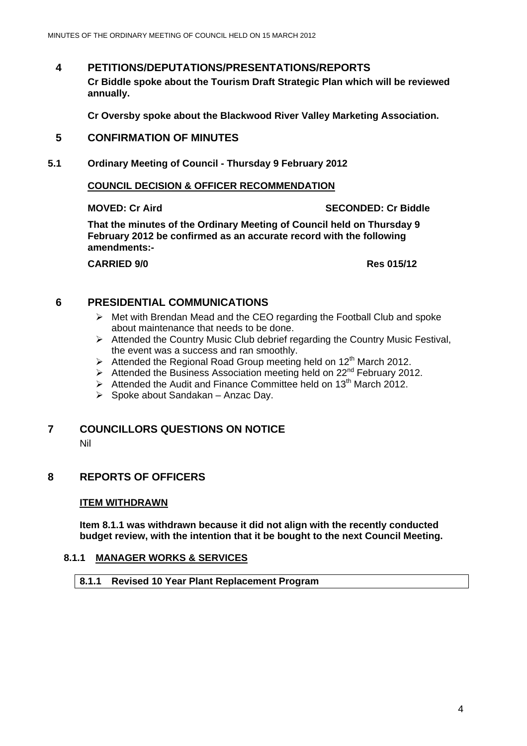## 4 PETITIONS/DEPUTATIONS/PRESENTATIONS/REPORTS

**Cr Biddle spoke about the Tourism Draft Strategic Plan which will be reviewed annually.**

**Cr Oversby spoke about the Blackwood River Valley Marketing Association.**

## 5 CONFIRMATION OF MINUTES

### 5.1 Ordinary Meeting of Council - Thursday 9 February 2012

**COUNCIL DECISION & OFFICER RECOMMENDATION**

**MOVED: Cr Aird** **SECONDED: Cr Biddle**

**That the minutes of the Ordinary Meeting of Council held on Thursday 9 February 2012 be confirmed as an accurate record with the following amendments:-**

**CARRIED 9/0** **Res 015/12**

## 6 PRESIDENTIAL COMMUNICATIONS

- Met with Brendan Mead and the CEO regarding the Football Club and spoke about maintenance that needs to be done.
- Attended the Country Music Club debrief regarding the Country Music Festival, the event was a success and ran smoothly.
- Attended the Regional Road Group meeting held on 12th March 2012.
- Attended the Business Association meeting held on 22nd February 2012.
- Attended the Audit and Finance Committee held on 13th March 2012.
- Spoke about Sandakan – Anzac Day.

## 7 COUNCILLORS QUESTIONS ON NOTICE

Nil

## 8 REPORTS OF OFFICERS

**ITEM WITHDRAWN**

**Item 8.1.1 was withdrawn because it did not align with the recently conducted budget review, with the intention that it be bought to the next Council Meeting.**

### 8.1.1 MANAGER WORKS & SERVICES

**8.1.1 Revised 10 Year Plant Replacement Program**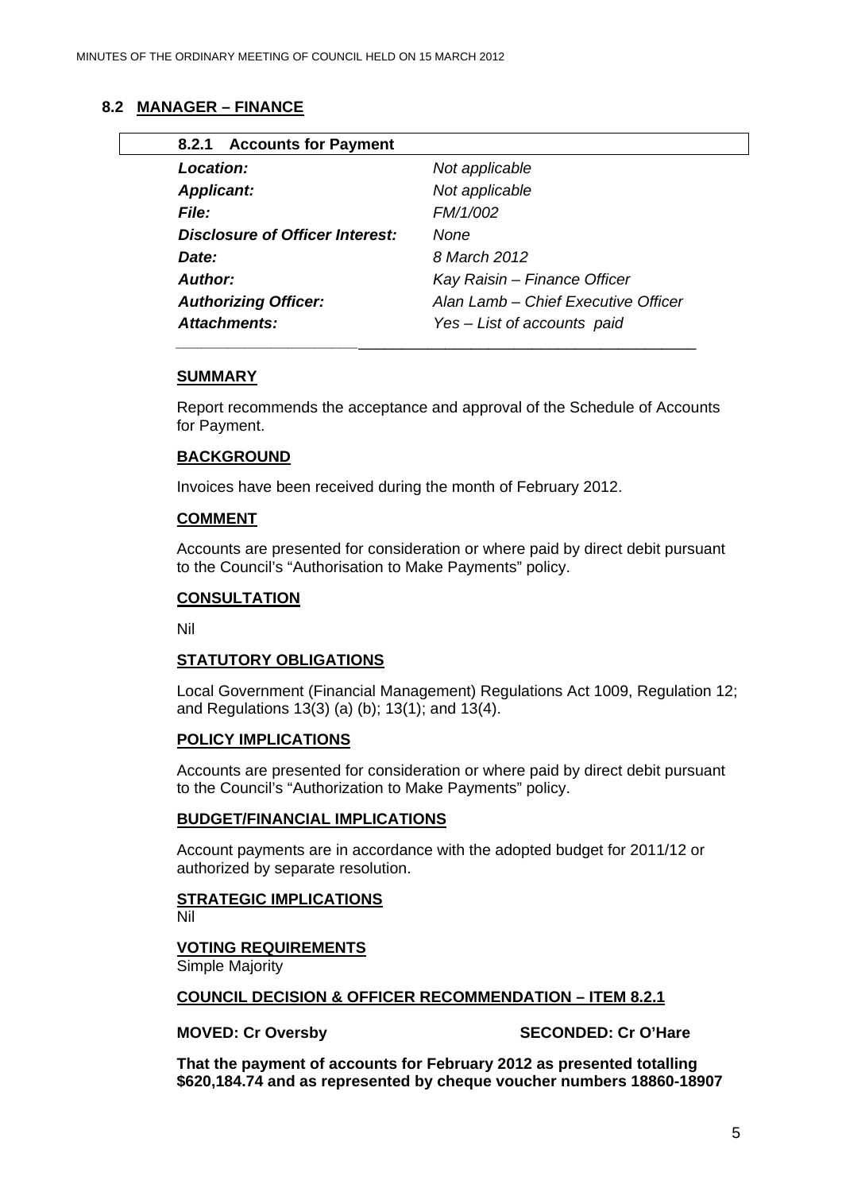## 8.2 MANAGER – FINANCE

### 8.2.1 Accounts for Payment

| | |
|---|---|
| ***Location:*** | *Not applicable* |
| ***Applicant:*** | *Not applicable* |
| ***File:*** | *FM/1/002* |
| ***Disclosure of Officer Interest:*** | *None* |
| ***Date:*** | *8 March 2012* |
| ***Author:*** | *Kay Raisin – Finance Officer* |
| ***Authorizing Officer:*** | *Alan Lamb – Chief Executive Officer* |
| ***Attachments:*** | *Yes – List of accounts paid* |

**SUMMARY**

Report recommends the acceptance and approval of the Schedule of Accounts for Payment.

**BACKGROUND**

Invoices have been received during the month of February 2012.

**COMMENT**

Accounts are presented for consideration or where paid by direct debit pursuant to the Council's "Authorisation to Make Payments" policy.

**CONSULTATION**

Nil

**STATUTORY OBLIGATIONS**

Local Government (Financial Management) Regulations Act 1009, Regulation 12; and Regulations 13(3) (a) (b); 13(1); and 13(4).

**POLICY IMPLICATIONS**

Accounts are presented for consideration or where paid by direct debit pursuant to the Council's "Authorization to Make Payments" policy.

**BUDGET/FINANCIAL IMPLICATIONS**

Account payments are in accordance with the adopted budget for 2011/12 or authorized by separate resolution.

**STRATEGIC IMPLICATIONS**
Nil

**VOTING REQUIREMENTS**
Simple Majority

**COUNCIL DECISION & OFFICER RECOMMENDATION – ITEM 8.2.1**

**MOVED: Cr Oversby** **SECONDED: Cr O'Hare**

**That the payment of accounts for February 2012 as presented totalling $620,184.74 and as represented by cheque voucher numbers 18860-18907**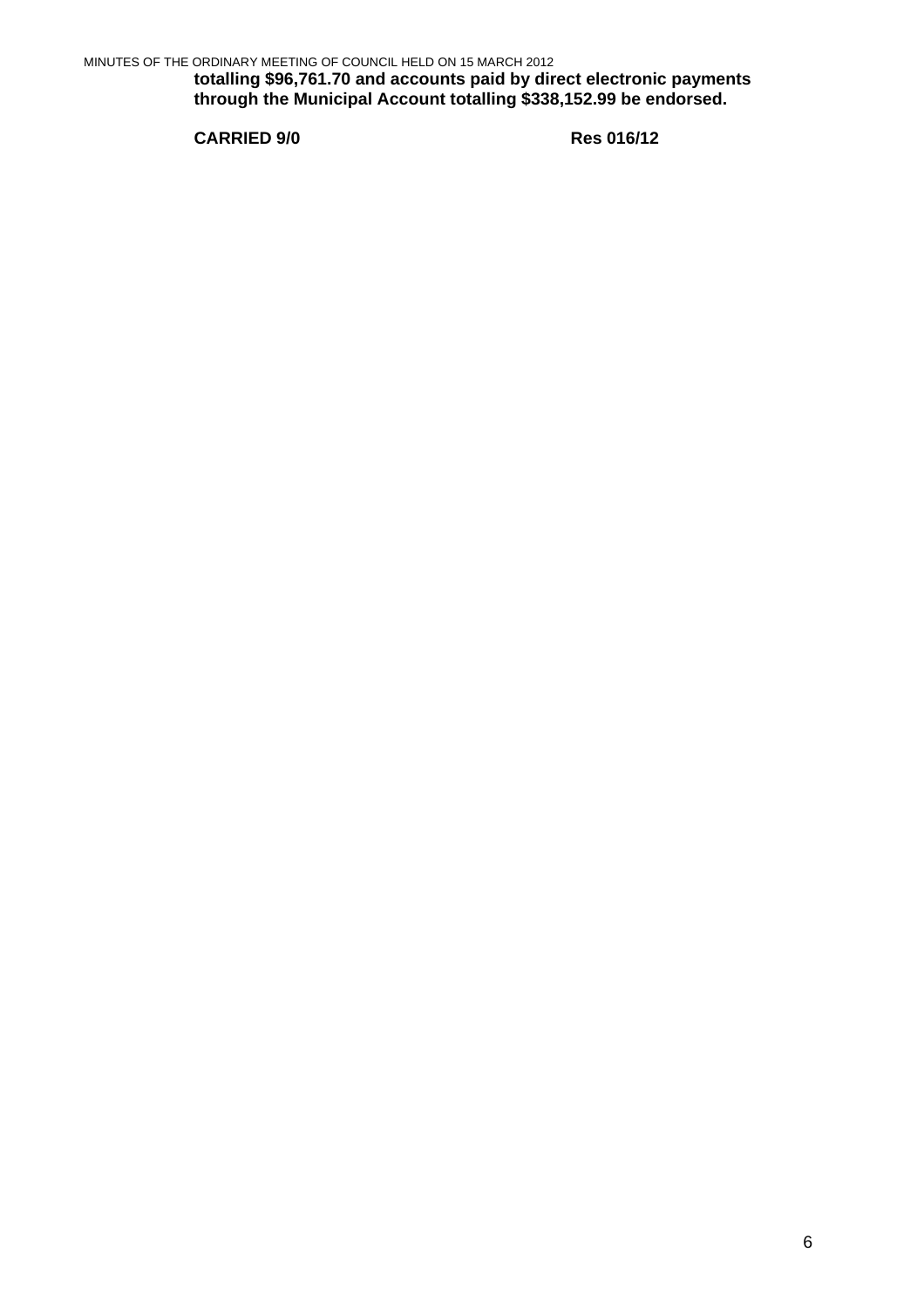**totalling $96,761.70 and accounts paid by direct electronic payments through the Municipal Account totalling $338,152.99 be endorsed.**

**CARRIED 9/0** **Res 016/12**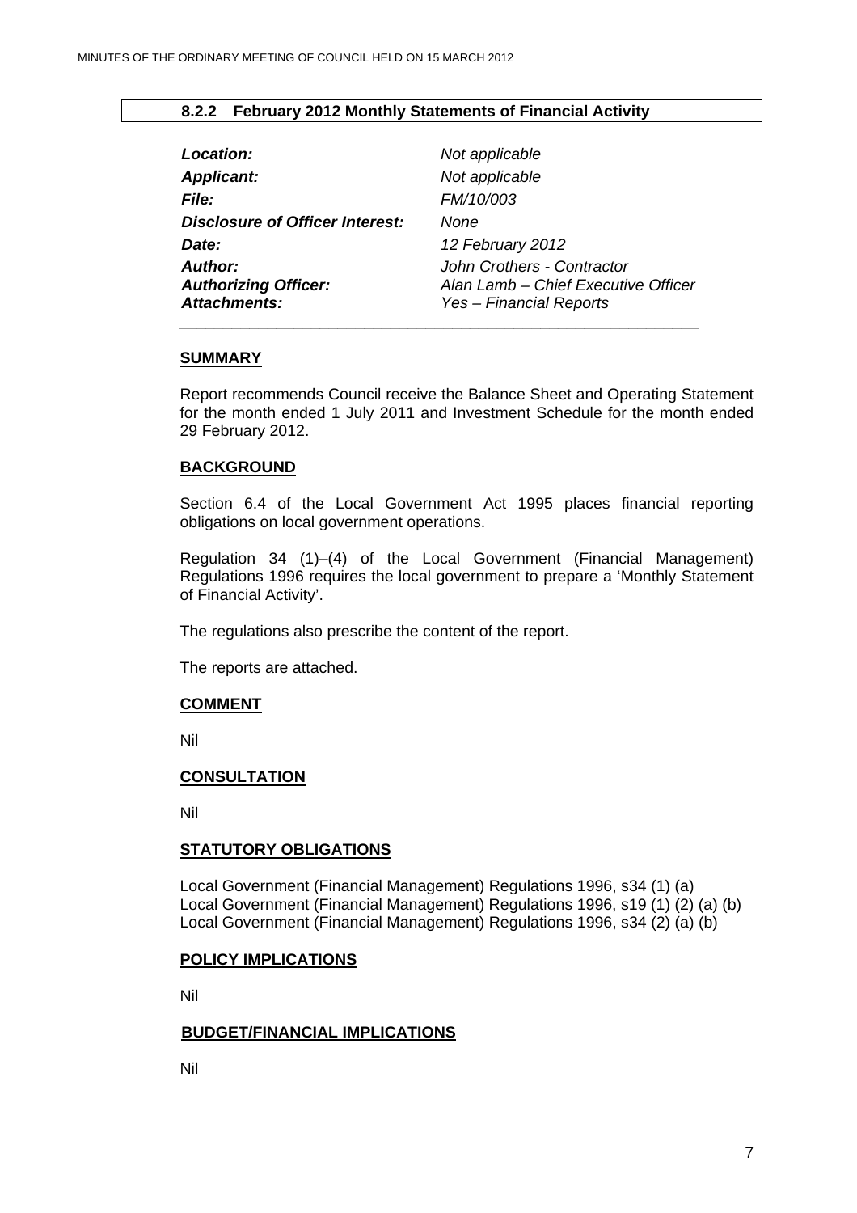### 8.2.2 February 2012 Monthly Statements of Financial Activity

| | |
|---|---|
| ***Location:*** | *Not applicable* |
| ***Applicant:*** | *Not applicable* |
| ***File:*** | *FM/10/003* |
| ***Disclosure of Officer Interest:*** | *None* |
| ***Date:*** | *12 February 2012* |
| ***Author:*** | *John Crothers - Contractor* |
| ***Authorizing Officer:*** | *Alan Lamb – Chief Executive Officer* |
| ***Attachments:*** | *Yes – Financial Reports* |

**SUMMARY**

Report recommends Council receive the Balance Sheet and Operating Statement for the month ended 1 July 2011 and Investment Schedule for the month ended 29 February 2012.

**BACKGROUND**

Section 6.4 of the Local Government Act 1995 places financial reporting obligations on local government operations.

Regulation 34 (1)–(4) of the Local Government (Financial Management) Regulations 1996 requires the local government to prepare a 'Monthly Statement of Financial Activity'.

The regulations also prescribe the content of the report.

The reports are attached.

**COMMENT**

Nil

**CONSULTATION**

Nil

**STATUTORY OBLIGATIONS**

Local Government (Financial Management) Regulations 1996, s34 (1) (a)
Local Government (Financial Management) Regulations 1996, s19 (1) (2) (a) (b)
Local Government (Financial Management) Regulations 1996, s34 (2) (a) (b)

**POLICY IMPLICATIONS**

Nil

**BUDGET/FINANCIAL IMPLICATIONS**

Nil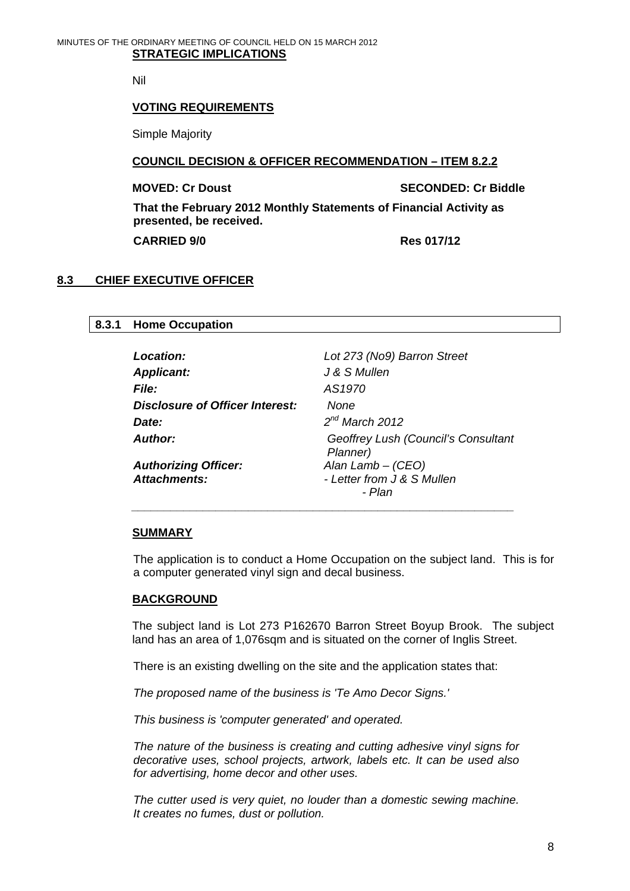**STRATEGIC IMPLICATIONS**

Nil

**VOTING REQUIREMENTS**

Simple Majority

**COUNCIL DECISION & OFFICER RECOMMENDATION – ITEM 8.2.2**

**MOVED: Cr Doust** **SECONDED: Cr Biddle**

**That the February 2012 Monthly Statements of Financial Activity as presented, be received.**

**CARRIED 9/0** **Res 017/12**

## 8.3 CHIEF EXECUTIVE OFFICER

### 8.3.1 Home Occupation

| | |
|---|---|
| ***Location:*** | *Lot 273 (No9) Barron Street* |
| ***Applicant:*** | *J & S Mullen* |
| ***File:*** | *AS1970* |
| ***Disclosure of Officer Interest:*** | *None* |
| ***Date:*** | *2nd March 2012* |
| ***Author:*** | *Geoffrey Lush (Council's Consultant Planner)* |
| ***Authorizing Officer:*** | *Alan Lamb – (CEO)* |
| ***Attachments:*** | *- Letter from J & S Mullen*<br>*- Plan* |

**SUMMARY**

The application is to conduct a Home Occupation on the subject land. This is for a computer generated vinyl sign and decal business.

**BACKGROUND**

The subject land is Lot 273 P162670 Barron Street Boyup Brook. The subject land has an area of 1,076sqm and is situated on the corner of Inglis Street.

There is an existing dwelling on the site and the application states that:

*The proposed name of the business is 'Te Amo Decor Signs.'*

*This business is 'computer generated' and operated.*

*The nature of the business is creating and cutting adhesive vinyl signs for decorative uses, school projects, artwork, labels etc. It can be used also for advertising, home decor and other uses.*

*The cutter used is very quiet, no louder than a domestic sewing machine. It creates no fumes, dust or pollution.*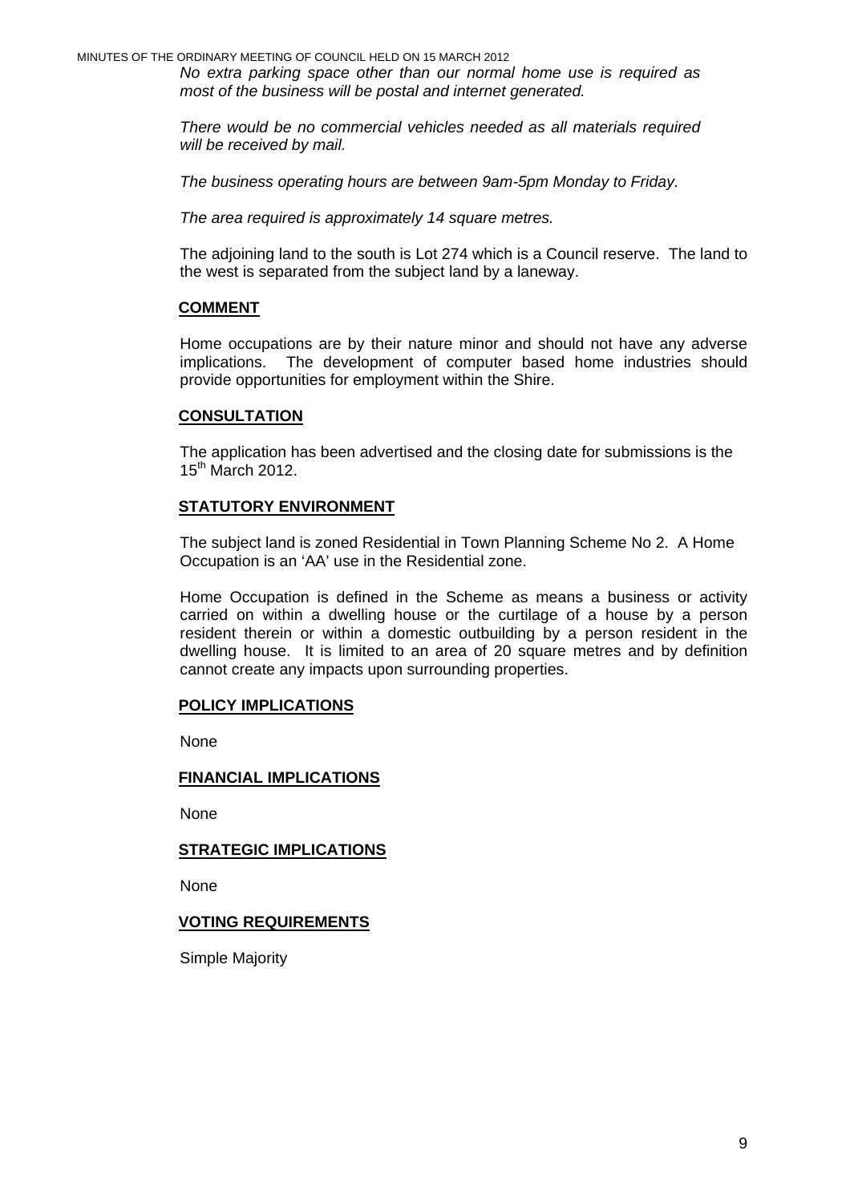*No extra parking space other than our normal home use is required as most of the business will be postal and internet generated.*

*There would be no commercial vehicles needed as all materials required will be received by mail.*

*The business operating hours are between 9am-5pm Monday to Friday.*

*The area required is approximately 14 square metres.*

The adjoining land to the south is Lot 274 which is a Council reserve. The land to the west is separated from the subject land by a laneway.

**COMMENT**

Home occupations are by their nature minor and should not have any adverse implications. The development of computer based home industries should provide opportunities for employment within the Shire.

**CONSULTATION**

The application has been advertised and the closing date for submissions is the 15th March 2012.

**STATUTORY ENVIRONMENT**

The subject land is zoned Residential in Town Planning Scheme No 2. A Home Occupation is an 'AA' use in the Residential zone.

Home Occupation is defined in the Scheme as means a business or activity carried on within a dwelling house or the curtilage of a house by a person resident therein or within a domestic outbuilding by a person resident in the dwelling house. It is limited to an area of 20 square metres and by definition cannot create any impacts upon surrounding properties.

**POLICY IMPLICATIONS**

None

**FINANCIAL IMPLICATIONS**

None

**STRATEGIC IMPLICATIONS**

None

**VOTING REQUIREMENTS**

Simple Majority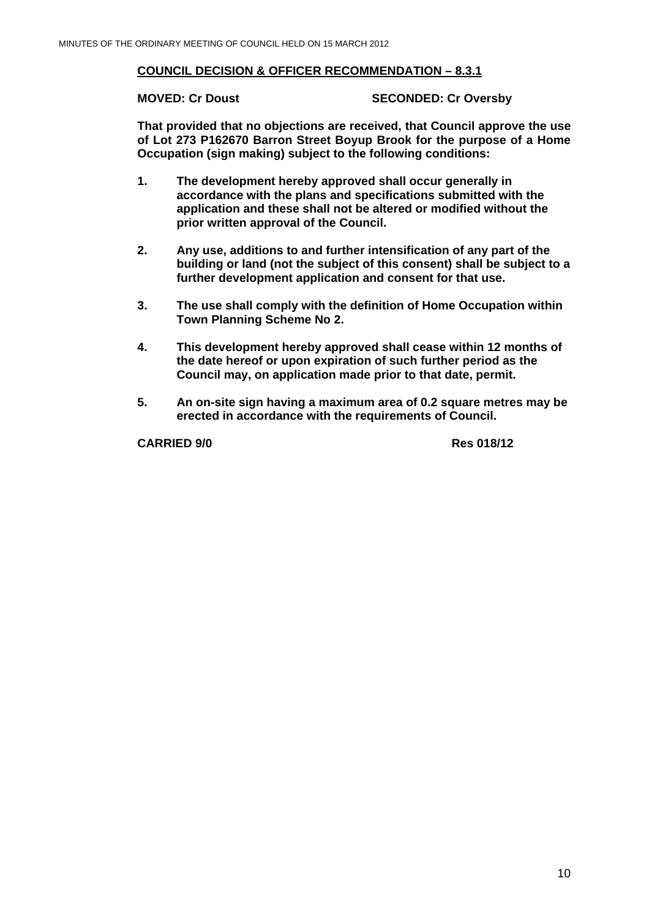**COUNCIL DECISION & OFFICER RECOMMENDATION – 8.3.1**

**MOVED: Cr Doust SECONDED: Cr Oversby**

**That provided that no objections are received, that Council approve the use of Lot 273 P162670 Barron Street Boyup Brook for the purpose of a Home Occupation (sign making) subject to the following conditions:**

1. **The development hereby approved shall occur generally in accordance with the plans and specifications submitted with the application and these shall not be altered or modified without the prior written approval of the Council.**

2. **Any use, additions to and further intensification of any part of the building or land (not the subject of this consent) shall be subject to a further development application and consent for that use.**

3. **The use shall comply with the definition of Home Occupation within Town Planning Scheme No 2.**

4. **This development hereby approved shall cease within 12 months of the date hereof or upon expiration of such further period as the Council may, on application made prior to that date, permit.**

5. **An on-site sign having a maximum area of 0.2 square metres may be erected in accordance with the requirements of Council.**

**CARRIED 9/0 Res 018/12**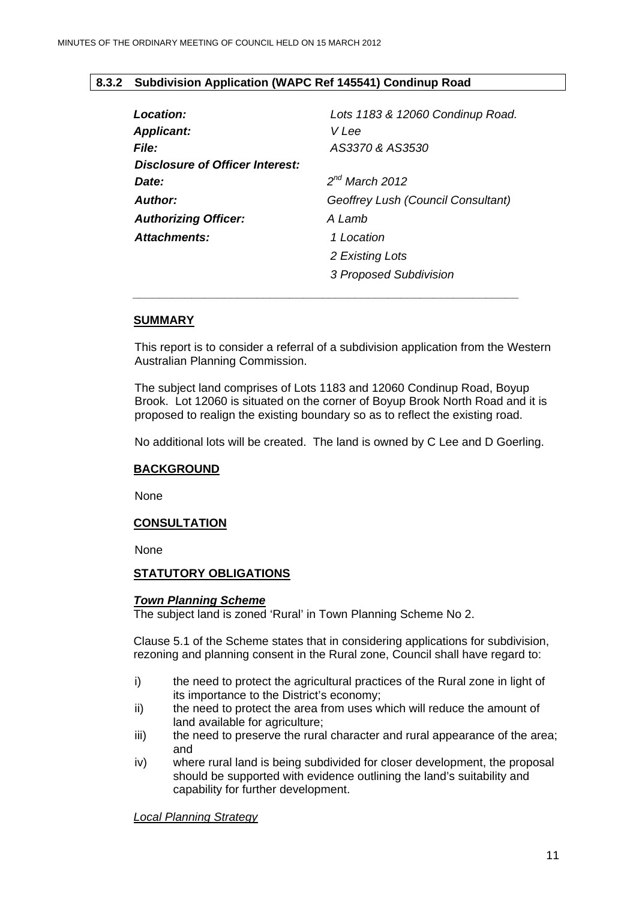## 8.3.2 Subdivision Application (WAPC Ref 145541) Condinup Road

| | |
|---|---|
| *Location:* | *Lots 1183 & 12060 Condinup Road.* |
| *Applicant:* | *V Lee* |
| *File:* | *AS3370 & AS3530* |
| *Disclosure of Officer Interest:* | |
| *Date:* | *2nd March 2012* |
| *Author:* | *Geoffrey Lush (Council Consultant)* |
| *Authorizing Officer:* | *A Lamb* |
| *Attachments:* | *1 Location* |
| | *2 Existing Lots* |
| | *3 Proposed Subdivision* |

### SUMMARY

This report is to consider a referral of a subdivision application from the Western Australian Planning Commission.

The subject land comprises of Lots 1183 and 12060 Condinup Road, Boyup Brook. Lot 12060 is situated on the corner of Boyup Brook North Road and it is proposed to realign the existing boundary so as to reflect the existing road.

No additional lots will be created. The land is owned by C Lee and D Goerling.

### BACKGROUND

None

### CONSULTATION

None

### STATUTORY OBLIGATIONS

***Town Planning Scheme***

The subject land is zoned 'Rural' in Town Planning Scheme No 2.

Clause 5.1 of the Scheme states that in considering applications for subdivision, rezoning and planning consent in the Rural zone, Council shall have regard to:

i) the need to protect the agricultural practices of the Rural zone in light of its importance to the District's economy;
ii) the need to protect the area from uses which will reduce the amount of land available for agriculture;
iii) the need to preserve the rural character and rural appearance of the area; and
iv) where rural land is being subdivided for closer development, the proposal should be supported with evidence outlining the land's suitability and capability for further development.

*Local Planning Strategy*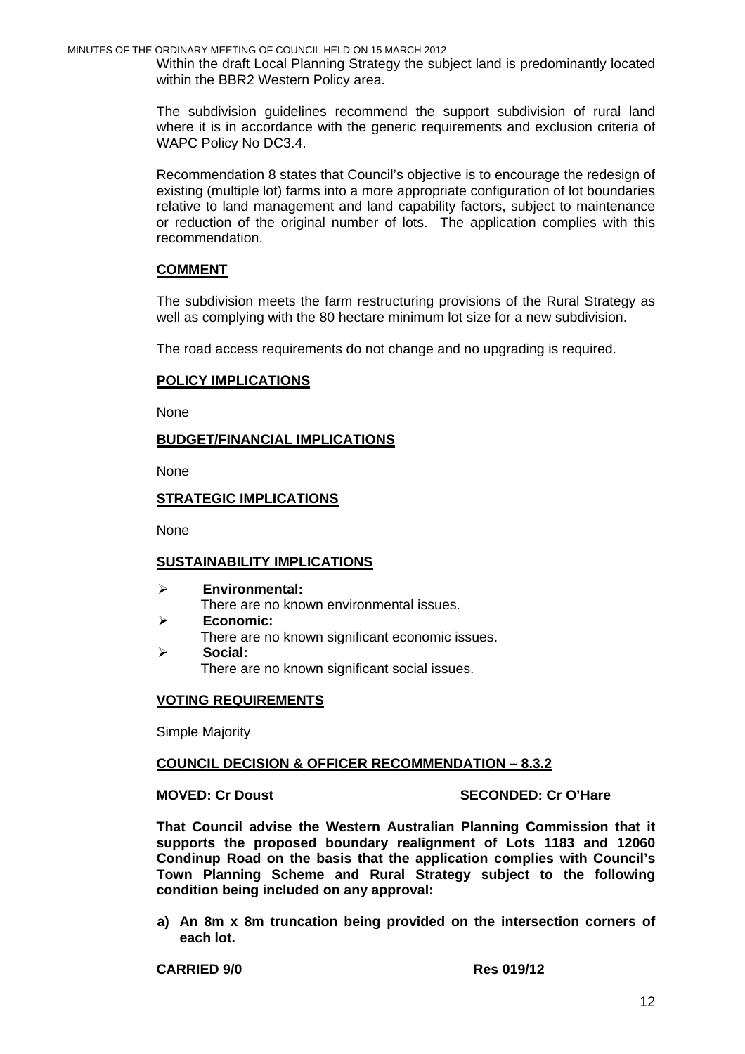Within the draft Local Planning Strategy the subject land is predominantly located within the BBR2 Western Policy area.

The subdivision guidelines recommend the support subdivision of rural land where it is in accordance with the generic requirements and exclusion criteria of WAPC Policy No DC3.4.

Recommendation 8 states that Council's objective is to encourage the redesign of existing (multiple lot) farms into a more appropriate configuration of lot boundaries relative to land management and land capability factors, subject to maintenance or reduction of the original number of lots. The application complies with this recommendation.

## COMMENT

The subdivision meets the farm restructuring provisions of the Rural Strategy as well as complying with the 80 hectare minimum lot size for a new subdivision.

The road access requirements do not change and no upgrading is required.

## POLICY IMPLICATIONS

None

## BUDGET/FINANCIAL IMPLICATIONS

None

## STRATEGIC IMPLICATIONS

None

## SUSTAINABILITY IMPLICATIONS

- **Environmental:**
  There are no known environmental issues.
- **Economic:**
  There are no known significant economic issues.
- **Social:**
  There are no known significant social issues.

## VOTING REQUIREMENTS

Simple Majority

## COUNCIL DECISION & OFFICER RECOMMENDATION – 8.3.2

**MOVED: Cr Doust** **SECONDED: Cr O'Hare**

**That Council advise the Western Australian Planning Commission that it supports the proposed boundary realignment of Lots 1183 and 12060 Condinup Road on the basis that the application complies with Council's Town Planning Scheme and Rural Strategy subject to the following condition being included on any approval:**

**a) An 8m x 8m truncation being provided on the intersection corners of each lot.**

**CARRIED 9/0** **Res 019/12**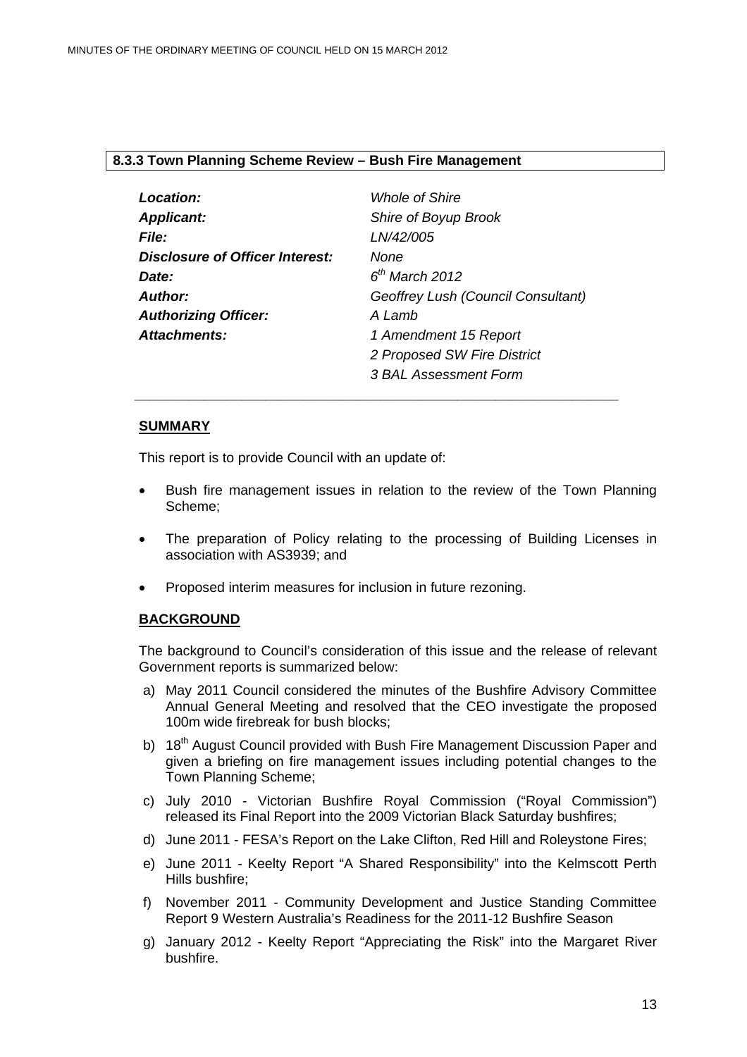**8.3.3 Town Planning Scheme Review – Bush Fire Management**

| | |
|---|---|
| ***Location:*** | *Whole of Shire* |
| ***Applicant:*** | *Shire of Boyup Brook* |
| ***File:*** | *LN/42/005* |
| ***Disclosure of Officer Interest:*** | *None* |
| ***Date:*** | *6th March 2012* |
| ***Author:*** | *Geoffrey Lush (Council Consultant)* |
| ***Authorizing Officer:*** | *A Lamb* |
| ***Attachments:*** | *1 Amendment 15 Report* |
| | *2 Proposed SW Fire District* |
| | *3 BAL Assessment Form* |

**SUMMARY**

This report is to provide Council with an update of:

- Bush fire management issues in relation to the review of the Town Planning Scheme;
- The preparation of Policy relating to the processing of Building Licenses in association with AS3939; and
- Proposed interim measures for inclusion in future rezoning.

**BACKGROUND**

The background to Council's consideration of this issue and the release of relevant Government reports is summarized below:

a) May 2011 Council considered the minutes of the Bushfire Advisory Committee Annual General Meeting and resolved that the CEO investigate the proposed 100m wide firebreak for bush blocks;

b) 18th August Council provided with Bush Fire Management Discussion Paper and given a briefing on fire management issues including potential changes to the Town Planning Scheme;

c) July 2010 - Victorian Bushfire Royal Commission ("Royal Commission") released its Final Report into the 2009 Victorian Black Saturday bushfires;

d) June 2011 - FESA's Report on the Lake Clifton, Red Hill and Roleystone Fires;

e) June 2011 - Keelty Report "A Shared Responsibility" into the Kelmscott Perth Hills bushfire;

f) November 2011 - Community Development and Justice Standing Committee Report 9 Western Australia's Readiness for the 2011-12 Bushfire Season

g) January 2012 - Keelty Report "Appreciating the Risk" into the Margaret River bushfire.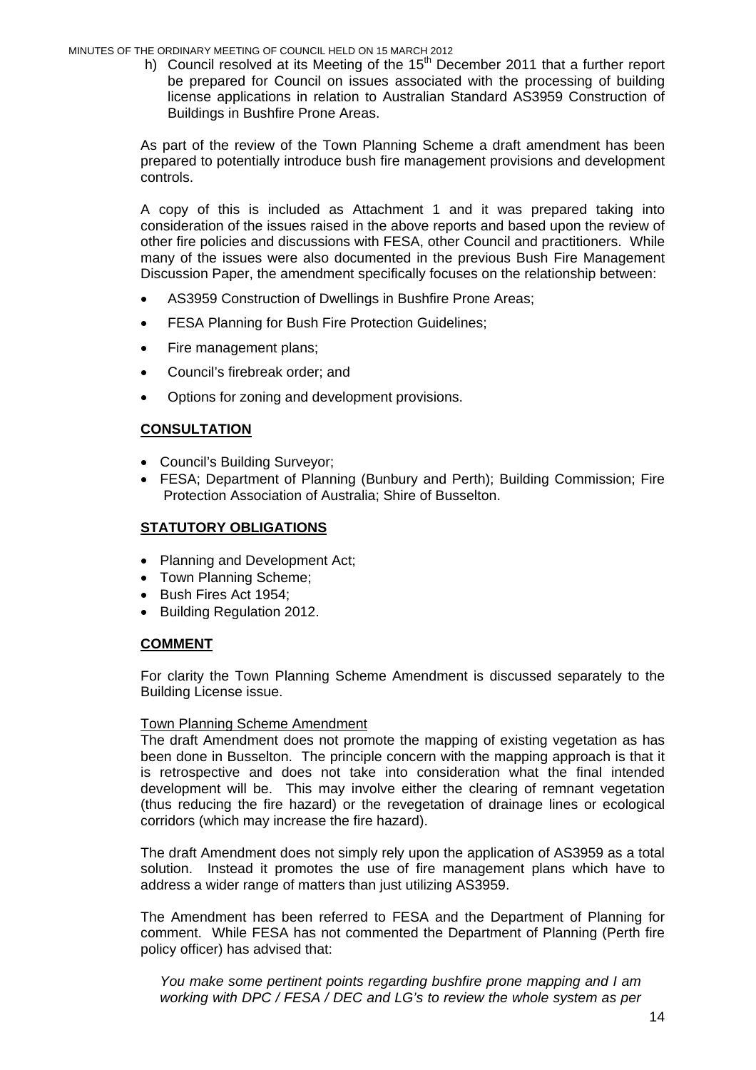h) Council resolved at its Meeting of the 15th December 2011 that a further report be prepared for Council on issues associated with the processing of building license applications in relation to Australian Standard AS3959 Construction of Buildings in Bushfire Prone Areas.

As part of the review of the Town Planning Scheme a draft amendment has been prepared to potentially introduce bush fire management provisions and development controls.

A copy of this is included as Attachment 1 and it was prepared taking into consideration of the issues raised in the above reports and based upon the review of other fire policies and discussions with FESA, other Council and practitioners. While many of the issues were also documented in the previous Bush Fire Management Discussion Paper, the amendment specifically focuses on the relationship between:

- AS3959 Construction of Dwellings in Bushfire Prone Areas;
- FESA Planning for Bush Fire Protection Guidelines;
- Fire management plans;
- Council's firebreak order; and
- Options for zoning and development provisions.

## CONSULTATION

- Council's Building Surveyor;
- FESA; Department of Planning (Bunbury and Perth); Building Commission; Fire Protection Association of Australia; Shire of Busselton.

## STATUTORY OBLIGATIONS

- Planning and Development Act;
- Town Planning Scheme;
- Bush Fires Act 1954;
- Building Regulation 2012.

## COMMENT

For clarity the Town Planning Scheme Amendment is discussed separately to the Building License issue.

Town Planning Scheme Amendment

The draft Amendment does not promote the mapping of existing vegetation as has been done in Busselton. The principle concern with the mapping approach is that it is retrospective and does not take into consideration what the final intended development will be. This may involve either the clearing of remnant vegetation (thus reducing the fire hazard) or the revegetation of drainage lines or ecological corridors (which may increase the fire hazard).

The draft Amendment does not simply rely upon the application of AS3959 as a total solution. Instead it promotes the use of fire management plans which have to address a wider range of matters than just utilizing AS3959.

The Amendment has been referred to FESA and the Department of Planning for comment. While FESA has not commented the Department of Planning (Perth fire policy officer) has advised that:

*You make some pertinent points regarding bushfire prone mapping and I am working with DPC / FESA / DEC and LG's to review the whole system as per*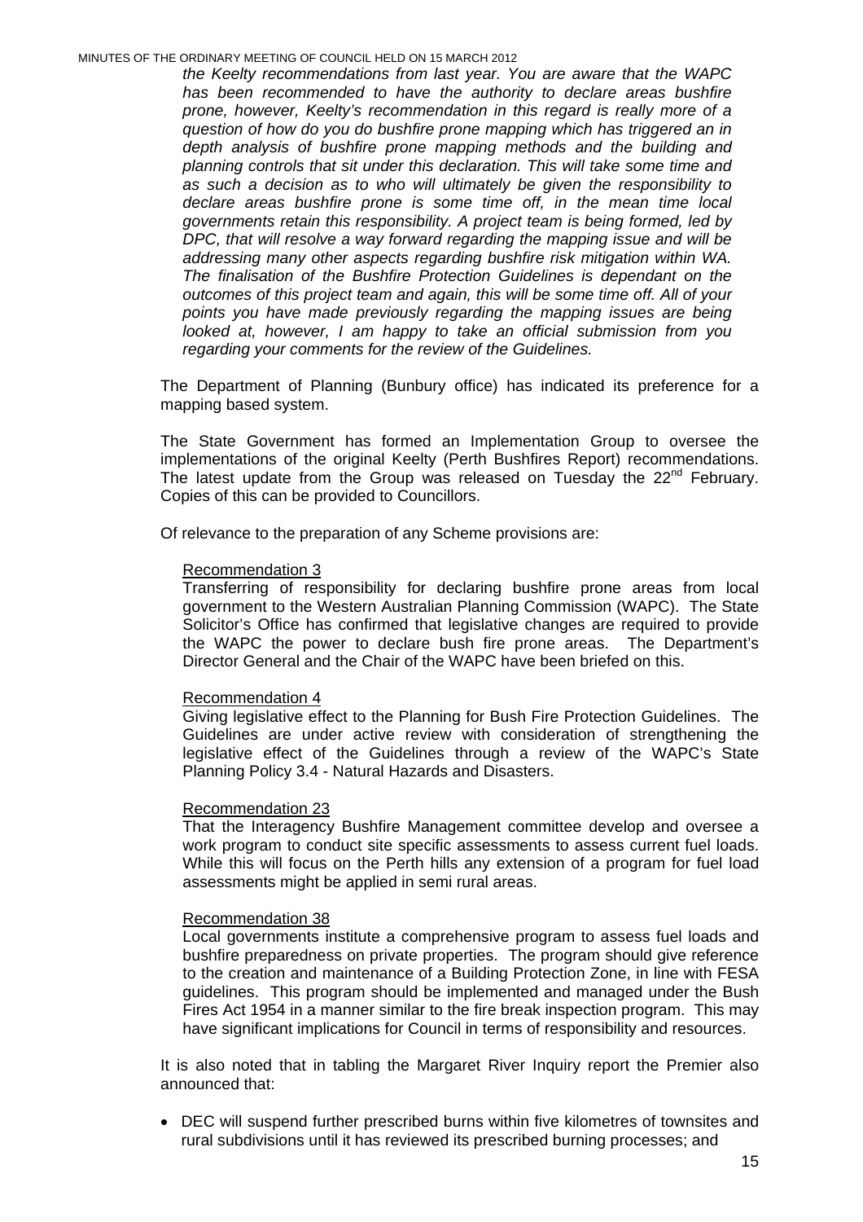*the Keelty recommendations from last year. You are aware that the WAPC has been recommended to have the authority to declare areas bushfire prone, however, Keelty's recommendation in this regard is really more of a question of how do you do bushfire prone mapping which has triggered an in depth analysis of bushfire prone mapping methods and the building and planning controls that sit under this declaration. This will take some time and as such a decision as to who will ultimately be given the responsibility to declare areas bushfire prone is some time off, in the mean time local governments retain this responsibility. A project team is being formed, led by DPC, that will resolve a way forward regarding the mapping issue and will be addressing many other aspects regarding bushfire risk mitigation within WA. The finalisation of the Bushfire Protection Guidelines is dependant on the outcomes of this project team and again, this will be some time off. All of your points you have made previously regarding the mapping issues are being looked at, however, I am happy to take an official submission from you regarding your comments for the review of the Guidelines.*

The Department of Planning (Bunbury office) has indicated its preference for a mapping based system.

The State Government has formed an Implementation Group to oversee the implementations of the original Keelty (Perth Bushfires Report) recommendations. The latest update from the Group was released on Tuesday the 22nd February. Copies of this can be provided to Councillors.

Of relevance to the preparation of any Scheme provisions are:

Recommendation 3
Transferring of responsibility for declaring bushfire prone areas from local government to the Western Australian Planning Commission (WAPC). The State Solicitor's Office has confirmed that legislative changes are required to provide the WAPC the power to declare bush fire prone areas. The Department's Director General and the Chair of the WAPC have been briefed on this.

Recommendation 4
Giving legislative effect to the Planning for Bush Fire Protection Guidelines. The Guidelines are under active review with consideration of strengthening the legislative effect of the Guidelines through a review of the WAPC's State Planning Policy 3.4 - Natural Hazards and Disasters.

Recommendation 23
That the Interagency Bushfire Management committee develop and oversee a work program to conduct site specific assessments to assess current fuel loads. While this will focus on the Perth hills any extension of a program for fuel load assessments might be applied in semi rural areas.

Recommendation 38
Local governments institute a comprehensive program to assess fuel loads and bushfire preparedness on private properties. The program should give reference to the creation and maintenance of a Building Protection Zone, in line with FESA guidelines. This program should be implemented and managed under the Bush Fires Act 1954 in a manner similar to the fire break inspection program. This may have significant implications for Council in terms of responsibility and resources.

It is also noted that in tabling the Margaret River Inquiry report the Premier also announced that:

- DEC will suspend further prescribed burns within five kilometres of townsites and rural subdivisions until it has reviewed its prescribed burning processes; and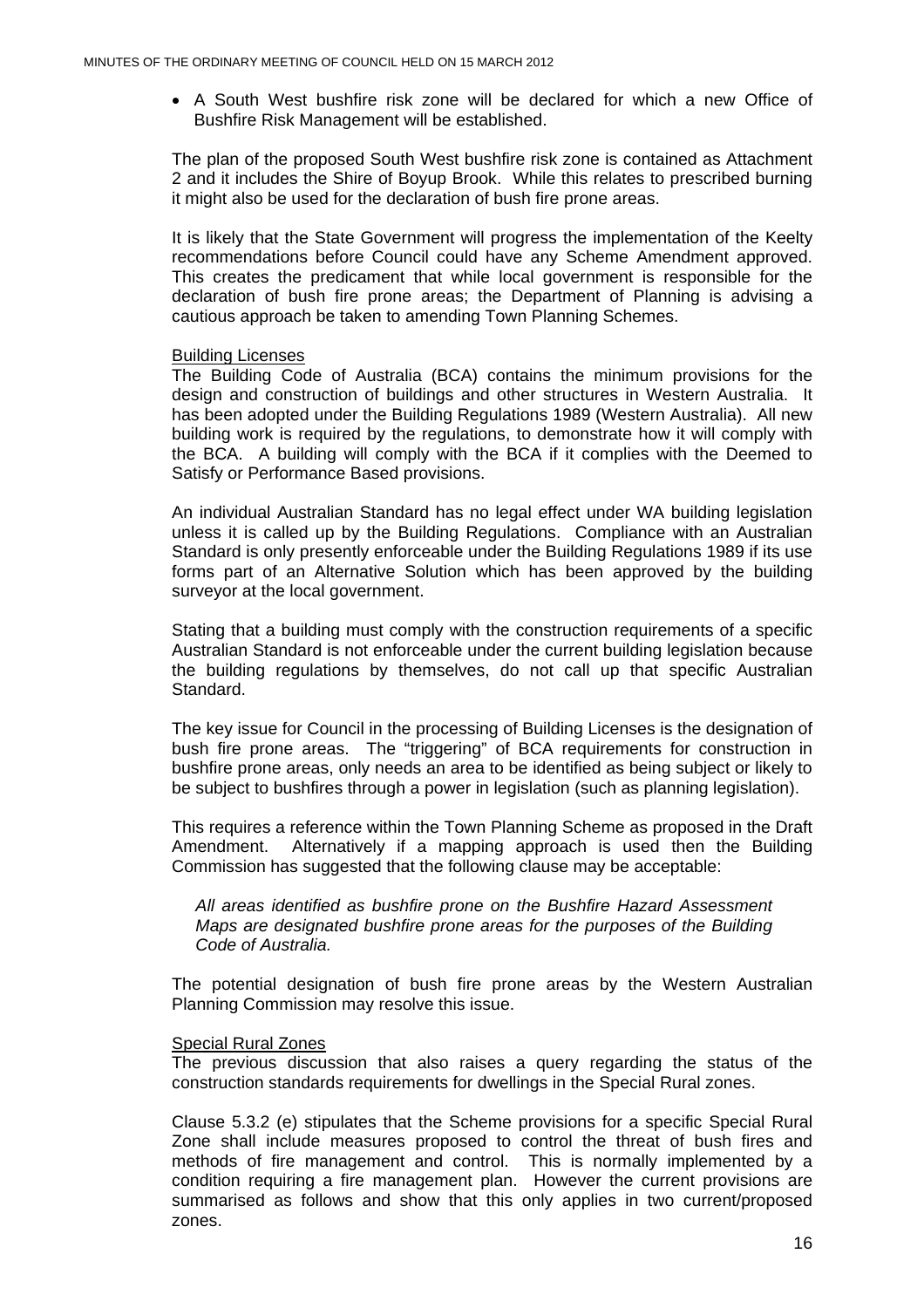- A South West bushfire risk zone will be declared for which a new Office of Bushfire Risk Management will be established.

The plan of the proposed South West bushfire risk zone is contained as Attachment 2 and it includes the Shire of Boyup Brook. While this relates to prescribed burning it might also be used for the declaration of bush fire prone areas.

It is likely that the State Government will progress the implementation of the Keelty recommendations before Council could have any Scheme Amendment approved. This creates the predicament that while local government is responsible for the declaration of bush fire prone areas; the Department of Planning is advising a cautious approach be taken to amending Town Planning Schemes.

Building Licenses

The Building Code of Australia (BCA) contains the minimum provisions for the design and construction of buildings and other structures in Western Australia. It has been adopted under the Building Regulations 1989 (Western Australia). All new building work is required by the regulations, to demonstrate how it will comply with the BCA. A building will comply with the BCA if it complies with the Deemed to Satisfy or Performance Based provisions.

An individual Australian Standard has no legal effect under WA building legislation unless it is called up by the Building Regulations. Compliance with an Australian Standard is only presently enforceable under the Building Regulations 1989 if its use forms part of an Alternative Solution which has been approved by the building surveyor at the local government.

Stating that a building must comply with the construction requirements of a specific Australian Standard is not enforceable under the current building legislation because the building regulations by themselves, do not call up that specific Australian Standard.

The key issue for Council in the processing of Building Licenses is the designation of bush fire prone areas. The "triggering" of BCA requirements for construction in bushfire prone areas, only needs an area to be identified as being subject or likely to be subject to bushfires through a power in legislation (such as planning legislation).

This requires a reference within the Town Planning Scheme as proposed in the Draft Amendment. Alternatively if a mapping approach is used then the Building Commission has suggested that the following clause may be acceptable:

*All areas identified as bushfire prone on the Bushfire Hazard Assessment Maps are designated bushfire prone areas for the purposes of the Building Code of Australia.*

The potential designation of bush fire prone areas by the Western Australian Planning Commission may resolve this issue.

Special Rural Zones

The previous discussion that also raises a query regarding the status of the construction standards requirements for dwellings in the Special Rural zones.

Clause 5.3.2 (e) stipulates that the Scheme provisions for a specific Special Rural Zone shall include measures proposed to control the threat of bush fires and methods of fire management and control. This is normally implemented by a condition requiring a fire management plan. However the current provisions are summarised as follows and show that this only applies in two current/proposed zones.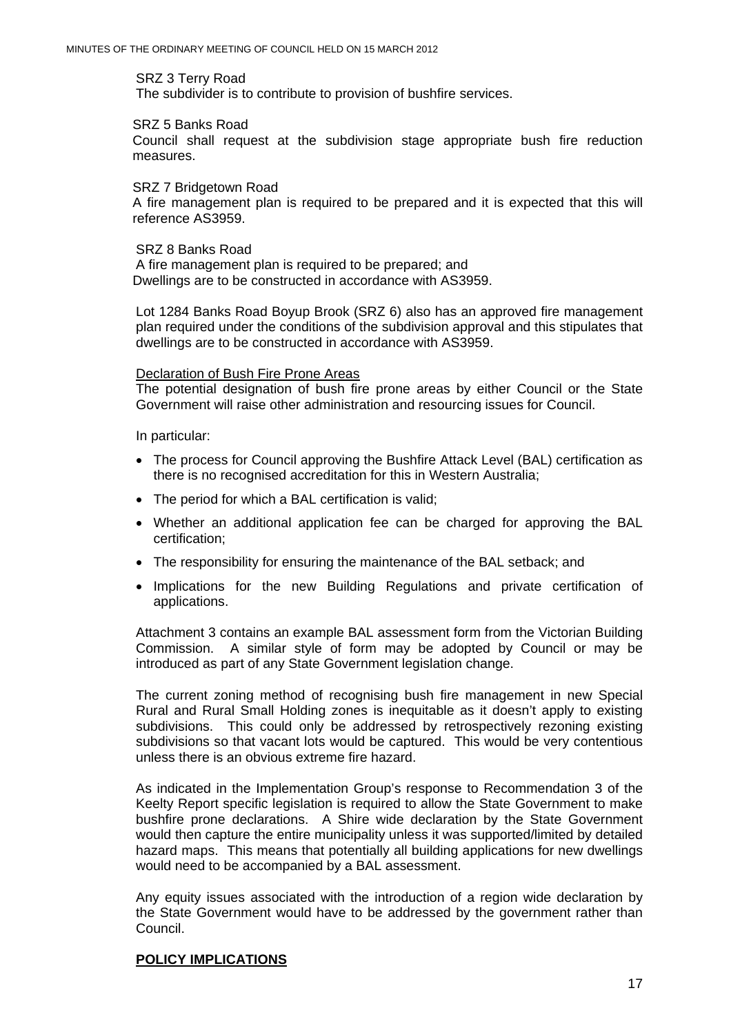SRZ 3 Terry Road
The subdivider is to contribute to provision of bushfire services.

SRZ 5 Banks Road
Council shall request at the subdivision stage appropriate bush fire reduction measures.

SRZ 7 Bridgetown Road
A fire management plan is required to be prepared and it is expected that this will reference AS3959.

SRZ 8 Banks Road
A fire management plan is required to be prepared; and
Dwellings are to be constructed in accordance with AS3959.

Lot 1284 Banks Road Boyup Brook (SRZ 6) also has an approved fire management plan required under the conditions of the subdivision approval and this stipulates that dwellings are to be constructed in accordance with AS3959.

<u>Declaration of Bush Fire Prone Areas</u>
The potential designation of bush fire prone areas by either Council or the State Government will raise other administration and resourcing issues for Council.

In particular:

- The process for Council approving the Bushfire Attack Level (BAL) certification as there is no recognised accreditation for this in Western Australia;
- The period for which a BAL certification is valid;
- Whether an additional application fee can be charged for approving the BAL certification;
- The responsibility for ensuring the maintenance of the BAL setback; and
- Implications for the new Building Regulations and private certification of applications.

Attachment 3 contains an example BAL assessment form from the Victorian Building Commission. A similar style of form may be adopted by Council or may be introduced as part of any State Government legislation change.

The current zoning method of recognising bush fire management in new Special Rural and Rural Small Holding zones is inequitable as it doesn't apply to existing subdivisions. This could only be addressed by retrospectively rezoning existing subdivisions so that vacant lots would be captured. This would be very contentious unless there is an obvious extreme fire hazard.

As indicated in the Implementation Group's response to Recommendation 3 of the Keelty Report specific legislation is required to allow the State Government to make bushfire prone declarations. A Shire wide declaration by the State Government would then capture the entire municipality unless it was supported/limited by detailed hazard maps. This means that potentially all building applications for new dwellings would need to be accompanied by a BAL assessment.

Any equity issues associated with the introduction of a region wide declaration by the State Government would have to be addressed by the government rather than Council.

**<u>POLICY IMPLICATIONS</u>**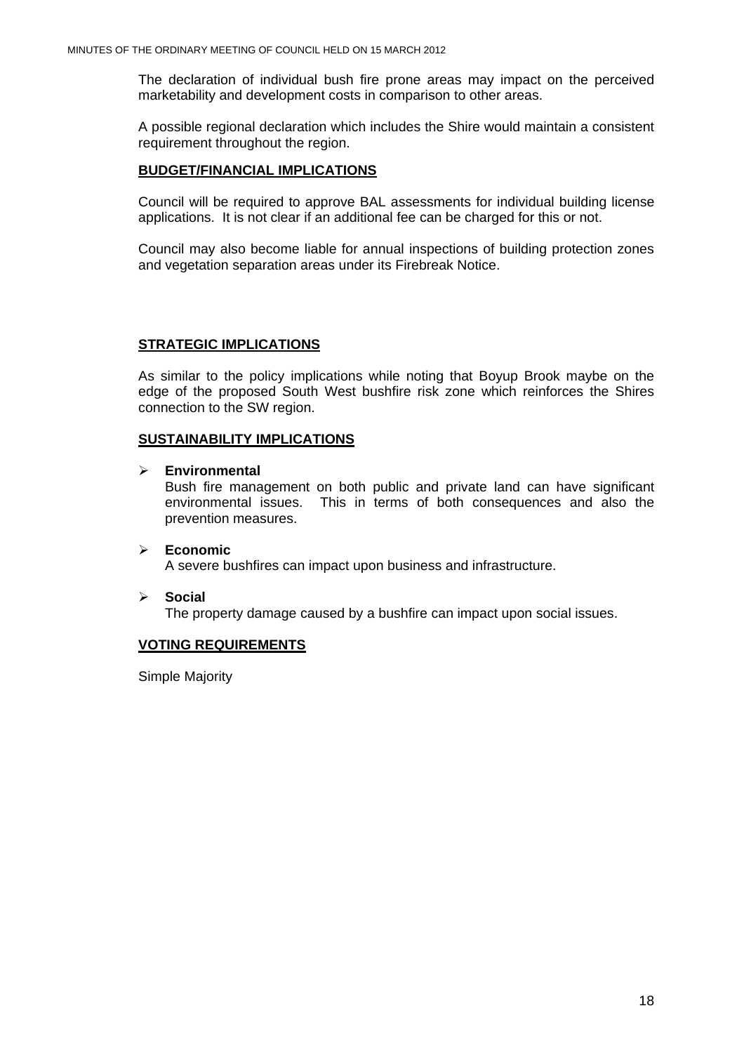The declaration of individual bush fire prone areas may impact on the perceived marketability and development costs in comparison to other areas.

A possible regional declaration which includes the Shire would maintain a consistent requirement throughout the region.

**BUDGET/FINANCIAL IMPLICATIONS**

Council will be required to approve BAL assessments for individual building license applications. It is not clear if an additional fee can be charged for this or not.

Council may also become liable for annual inspections of building protection zones and vegetation separation areas under its Firebreak Notice.

**STRATEGIC IMPLICATIONS**

As similar to the policy implications while noting that Boyup Brook maybe on the edge of the proposed South West bushfire risk zone which reinforces the Shires connection to the SW region.

**SUSTAINABILITY IMPLICATIONS**

- **Environmental**
  Bush fire management on both public and private land can have significant environmental issues. This in terms of both consequences and also the prevention measures.

- **Economic**
  A severe bushfires can impact upon business and infrastructure.

- **Social**
  The property damage caused by a bushfire can impact upon social issues.

**VOTING REQUIREMENTS**

Simple Majority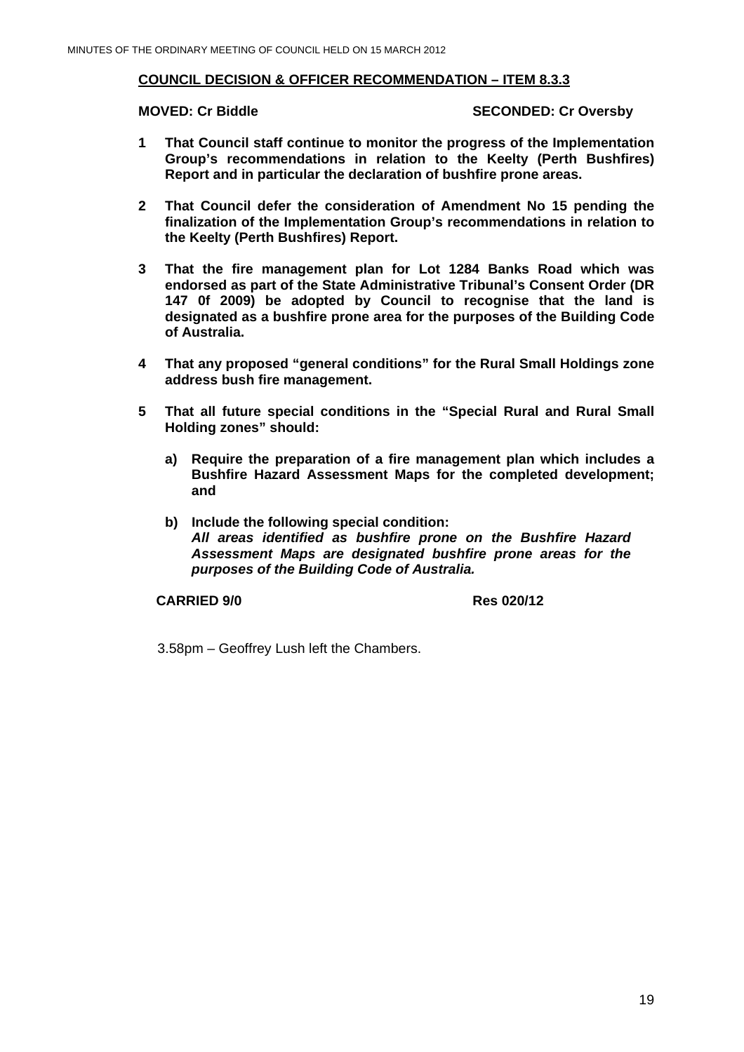**COUNCIL DECISION & OFFICER RECOMMENDATION – ITEM 8.3.3**

**MOVED: Cr Biddle** **SECONDED: Cr Oversby**

1. **That Council staff continue to monitor the progress of the Implementation Group's recommendations in relation to the Keelty (Perth Bushfires) Report and in particular the declaration of bushfire prone areas.**

2. **That Council defer the consideration of Amendment No 15 pending the finalization of the Implementation Group's recommendations in relation to the Keelty (Perth Bushfires) Report.**

3. **That the fire management plan for Lot 1284 Banks Road which was endorsed as part of the State Administrative Tribunal's Consent Order (DR 147 0f 2009) be adopted by Council to recognise that the land is designated as a bushfire prone area for the purposes of the Building Code of Australia.**

4. **That any proposed "general conditions" for the Rural Small Holdings zone address bush fire management.**

5. **That all future special conditions in the "Special Rural and Rural Small Holding zones" should:**

   a) **Require the preparation of a fire management plan which includes a Bushfire Hazard Assessment Maps for the completed development; and**

   b) **Include the following special condition:**
   ***All areas identified as bushfire prone on the Bushfire Hazard Assessment Maps are designated bushfire prone areas for the purposes of the Building Code of Australia.***

**CARRIED 9/0** **Res 020/12**

3.58pm – Geoffrey Lush left the Chambers.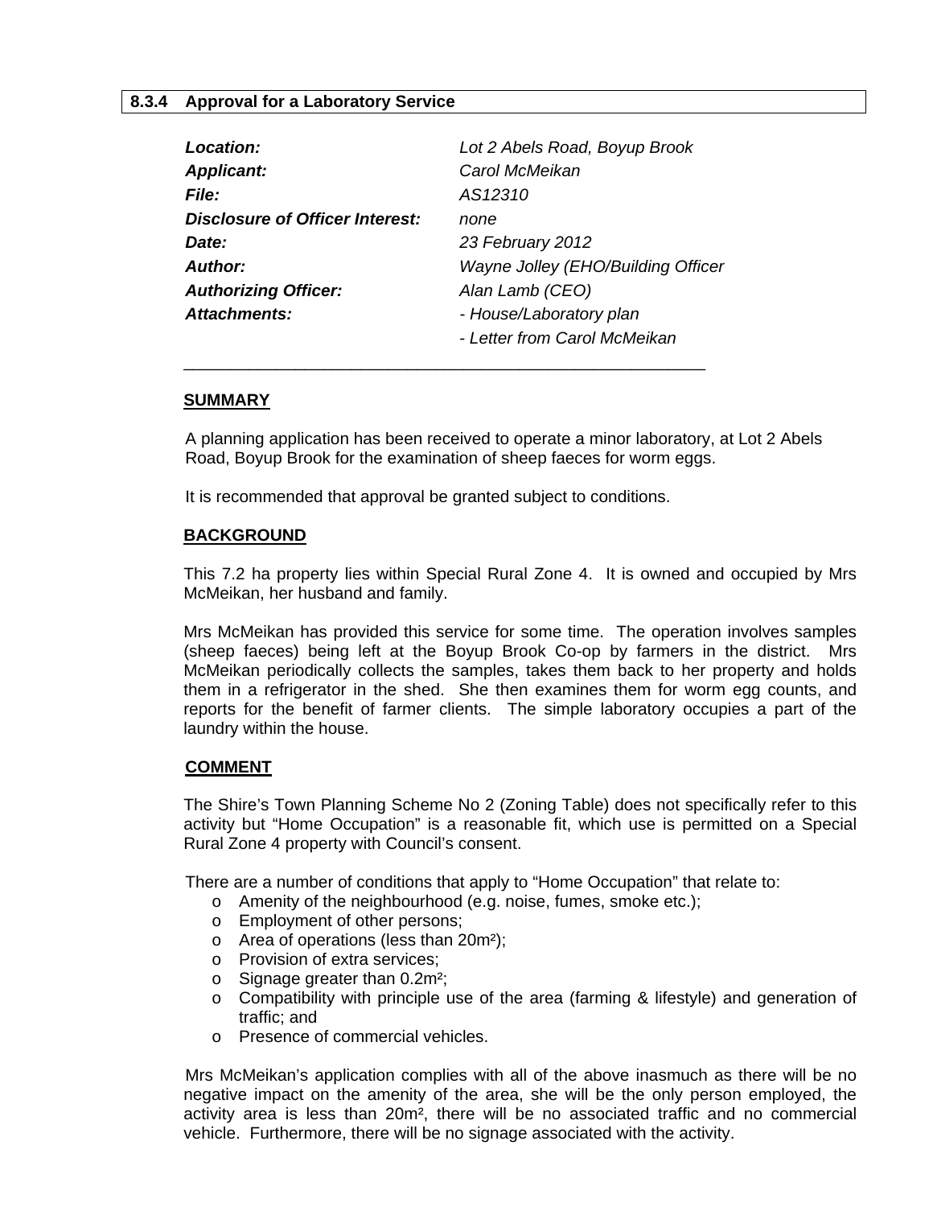## 8.3.4 Approval for a Laboratory Service

| | |
|---|---|
| ***Location:*** | *Lot 2 Abels Road, Boyup Brook* |
| ***Applicant:*** | *Carol McMeikan* |
| ***File:*** | *AS12310* |
| ***Disclosure of Officer Interest:*** | *none* |
| ***Date:*** | *23 February 2012* |
| ***Author:*** | *Wayne Jolley (EHO/Building Officer* |
| ***Authorizing Officer:*** | *Alan Lamb (CEO)* |
| ***Attachments:*** | *- House/Laboratory plan* |
| | *- Letter from Carol McMeikan* |

---

**SUMMARY**

A planning application has been received to operate a minor laboratory, at Lot 2 Abels Road, Boyup Brook for the examination of sheep faeces for worm eggs.

It is recommended that approval be granted subject to conditions.

**BACKGROUND**

This 7.2 ha property lies within Special Rural Zone 4. It is owned and occupied by Mrs McMeikan, her husband and family.

Mrs McMeikan has provided this service for some time. The operation involves samples (sheep faeces) being left at the Boyup Brook Co-op by farmers in the district. Mrs McMeikan periodically collects the samples, takes them back to her property and holds them in a refrigerator in the shed. She then examines them for worm egg counts, and reports for the benefit of farmer clients. The simple laboratory occupies a part of the laundry within the house.

**COMMENT**

The Shire's Town Planning Scheme No 2 (Zoning Table) does not specifically refer to this activity but "Home Occupation" is a reasonable fit, which use is permitted on a Special Rural Zone 4 property with Council's consent.

There are a number of conditions that apply to "Home Occupation" that relate to:

- Amenity of the neighbourhood (e.g. noise, fumes, smoke etc.);
- Employment of other persons;
- Area of operations (less than 20m²);
- Provision of extra services;
- Signage greater than 0.2m²;
- Compatibility with principle use of the area (farming & lifestyle) and generation of traffic; and
- Presence of commercial vehicles.

Mrs McMeikan's application complies with all of the above inasmuch as there will be no negative impact on the amenity of the area, she will be the only person employed, the activity area is less than 20m², there will be no associated traffic and no commercial vehicle. Furthermore, there will be no signage associated with the activity.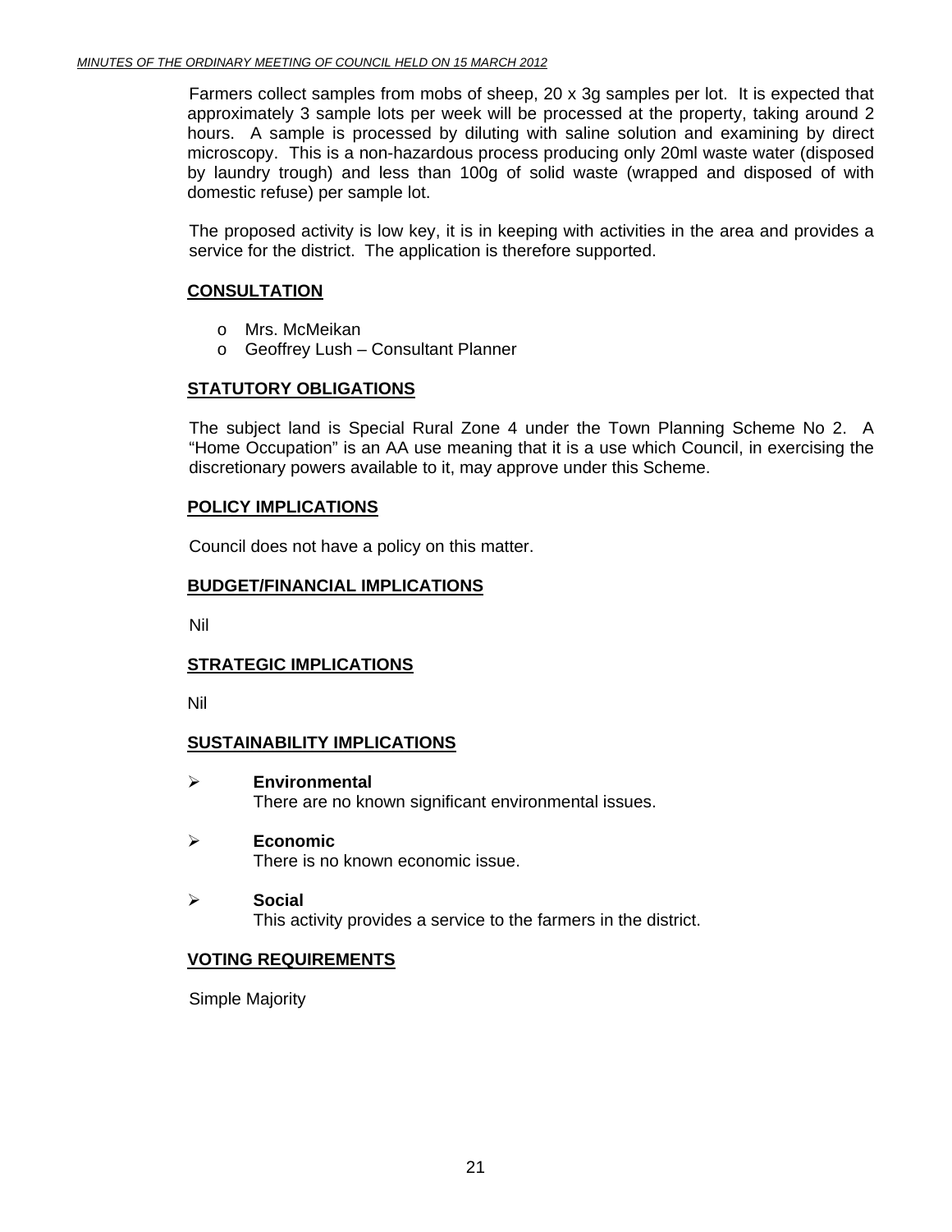Farmers collect samples from mobs of sheep, 20 x 3g samples per lot. It is expected that approximately 3 sample lots per week will be processed at the property, taking around 2 hours. A sample is processed by diluting with saline solution and examining by direct microscopy. This is a non-hazardous process producing only 20ml waste water (disposed by laundry trough) and less than 100g of solid waste (wrapped and disposed of with domestic refuse) per sample lot.

The proposed activity is low key, it is in keeping with activities in the area and provides a service for the district. The application is therefore supported.

## CONSULTATION

- Mrs. McMeikan
- Geoffrey Lush – Consultant Planner

## STATUTORY OBLIGATIONS

The subject land is Special Rural Zone 4 under the Town Planning Scheme No 2. A "Home Occupation" is an AA use meaning that it is a use which Council, in exercising the discretionary powers available to it, may approve under this Scheme.

## POLICY IMPLICATIONS

Council does not have a policy on this matter.

## BUDGET/FINANCIAL IMPLICATIONS

Nil

## STRATEGIC IMPLICATIONS

Nil

## SUSTAINABILITY IMPLICATIONS

- **Environmental**
  There are no known significant environmental issues.

- **Economic**
  There is no known economic issue.

- **Social**
  This activity provides a service to the farmers in the district.

## VOTING REQUIREMENTS

Simple Majority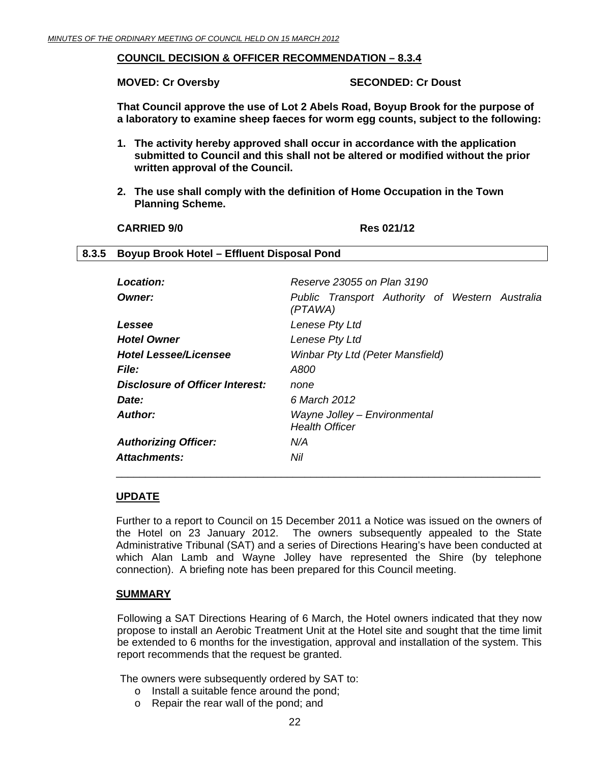**COUNCIL DECISION & OFFICER RECOMMENDATION – 8.3.4**

**MOVED: Cr Oversby** **SECONDED: Cr Doust**

**That Council approve the use of Lot 2 Abels Road, Boyup Brook for the purpose of a laboratory to examine sheep faeces for worm egg counts, subject to the following:**

1. **The activity hereby approved shall occur in accordance with the application submitted to Council and this shall not be altered or modified without the prior written approval of the Council.**
2. **The use shall comply with the definition of Home Occupation in the Town Planning Scheme.**

**CARRIED 9/0** **Res 021/12**

## 8.3.5 Boyup Brook Hotel – Effluent Disposal Pond

| | |
|---|---|
| ***Location:*** | *Reserve 23055 on Plan 3190* |
| ***Owner:*** | *Public Transport Authority of Western Australia (PTAWA)* |
| ***Lessee*** | *Lenese Pty Ltd* |
| ***Hotel Owner*** | *Lenese Pty Ltd* |
| ***Hotel Lessee/Licensee*** | *Winbar Pty Ltd (Peter Mansfield)* |
| ***File:*** | *A800* |
| ***Disclosure of Officer Interest:*** | *none* |
| ***Date:*** | *6 March 2012* |
| ***Author:*** | *Wayne Jolley – Environmental Health Officer* |
| ***Authorizing Officer:*** | *N/A* |
| ***Attachments:*** | *Nil* |

### UPDATE

Further to a report to Council on 15 December 2011 a Notice was issued on the owners of the Hotel on 23 January 2012. The owners subsequently appealed to the State Administrative Tribunal (SAT) and a series of Directions Hearing's have been conducted at which Alan Lamb and Wayne Jolley have represented the Shire (by telephone connection). A briefing note has been prepared for this Council meeting.

### SUMMARY

Following a SAT Directions Hearing of 6 March, the Hotel owners indicated that they now propose to install an Aerobic Treatment Unit at the Hotel site and sought that the time limit be extended to 6 months for the investigation, approval and installation of the system. This report recommends that the request be granted.

The owners were subsequently ordered by SAT to:

- Install a suitable fence around the pond;
- Repair the rear wall of the pond; and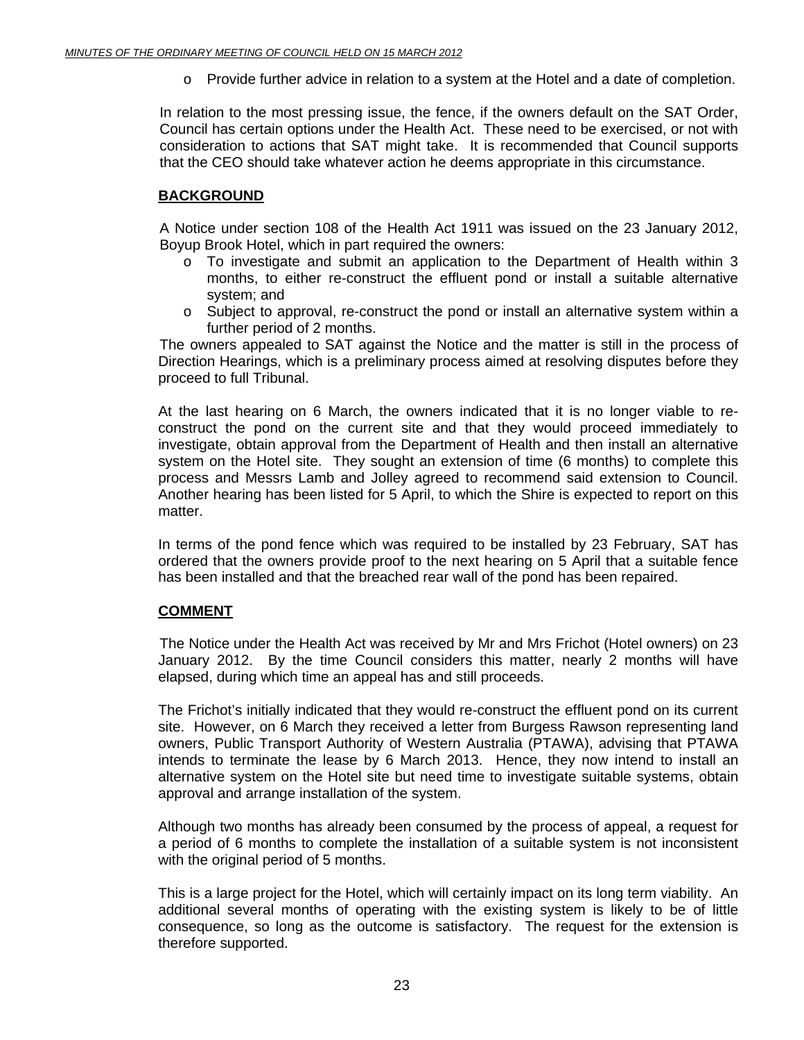- Provide further advice in relation to a system at the Hotel and a date of completion.

In relation to the most pressing issue, the fence, if the owners default on the SAT Order, Council has certain options under the Health Act. These need to be exercised, or not with consideration to actions that SAT might take. It is recommended that Council supports that the CEO should take whatever action he deems appropriate in this circumstance.

## BACKGROUND

A Notice under section 108 of the Health Act 1911 was issued on the 23 January 2012, Boyup Brook Hotel, which in part required the owners:

- To investigate and submit an application to the Department of Health within 3 months, to either re-construct the effluent pond or install a suitable alternative system; and
- Subject to approval, re-construct the pond or install an alternative system within a further period of 2 months.

The owners appealed to SAT against the Notice and the matter is still in the process of Direction Hearings, which is a preliminary process aimed at resolving disputes before they proceed to full Tribunal.

At the last hearing on 6 March, the owners indicated that it is no longer viable to re-construct the pond on the current site and that they would proceed immediately to investigate, obtain approval from the Department of Health and then install an alternative system on the Hotel site. They sought an extension of time (6 months) to complete this process and Messrs Lamb and Jolley agreed to recommend said extension to Council. Another hearing has been listed for 5 April, to which the Shire is expected to report on this matter.

In terms of the pond fence which was required to be installed by 23 February, SAT has ordered that the owners provide proof to the next hearing on 5 April that a suitable fence has been installed and that the breached rear wall of the pond has been repaired.

## COMMENT

The Notice under the Health Act was received by Mr and Mrs Frichot (Hotel owners) on 23 January 2012. By the time Council considers this matter, nearly 2 months will have elapsed, during which time an appeal has and still proceeds.

The Frichot's initially indicated that they would re-construct the effluent pond on its current site. However, on 6 March they received a letter from Burgess Rawson representing land owners, Public Transport Authority of Western Australia (PTAWA), advising that PTAWA intends to terminate the lease by 6 March 2013. Hence, they now intend to install an alternative system on the Hotel site but need time to investigate suitable systems, obtain approval and arrange installation of the system.

Although two months has already been consumed by the process of appeal, a request for a period of 6 months to complete the installation of a suitable system is not inconsistent with the original period of 5 months.

This is a large project for the Hotel, which will certainly impact on its long term viability. An additional several months of operating with the existing system is likely to be of little consequence, so long as the outcome is satisfactory. The request for the extension is therefore supported.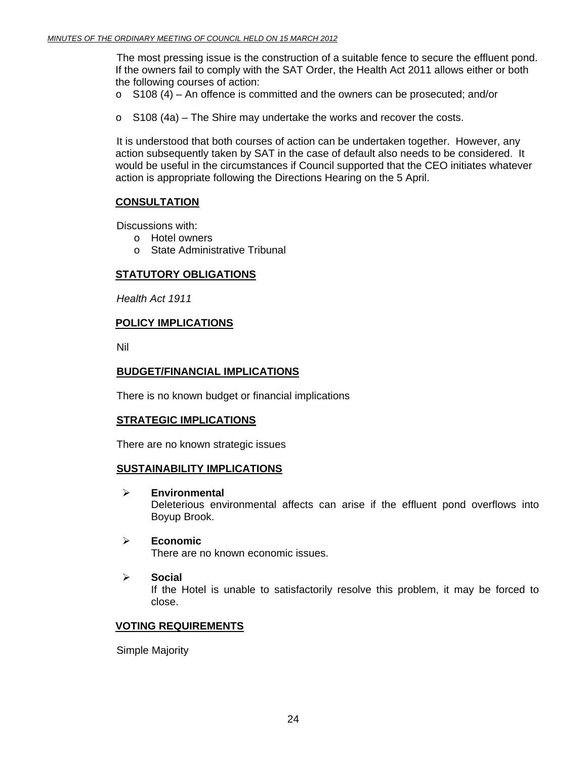The most pressing issue is the construction of a suitable fence to secure the effluent pond. If the owners fail to comply with the SAT Order, the Health Act 2011 allows either or both the following courses of action:

- S108 (4) – An offence is committed and the owners can be prosecuted; and/or
- S108 (4a) – The Shire may undertake the works and recover the costs.

It is understood that both courses of action can be undertaken together. However, any action subsequently taken by SAT in the case of default also needs to be considered. It would be useful in the circumstances if Council supported that the CEO initiates whatever action is appropriate following the Directions Hearing on the 5 April.

## CONSULTATION

Discussions with:

- Hotel owners
- State Administrative Tribunal

## STATUTORY OBLIGATIONS

*Health Act 1911*

## POLICY IMPLICATIONS

Nil

## BUDGET/FINANCIAL IMPLICATIONS

There is no known budget or financial implications

## STRATEGIC IMPLICATIONS

There are no known strategic issues

## SUSTAINABILITY IMPLICATIONS

- **Environmental**
  Deleterious environmental affects can arise if the effluent pond overflows into Boyup Brook.

- **Economic**
  There are no known economic issues.

- **Social**
  If the Hotel is unable to satisfactorily resolve this problem, it may be forced to close.

## VOTING REQUIREMENTS

Simple Majority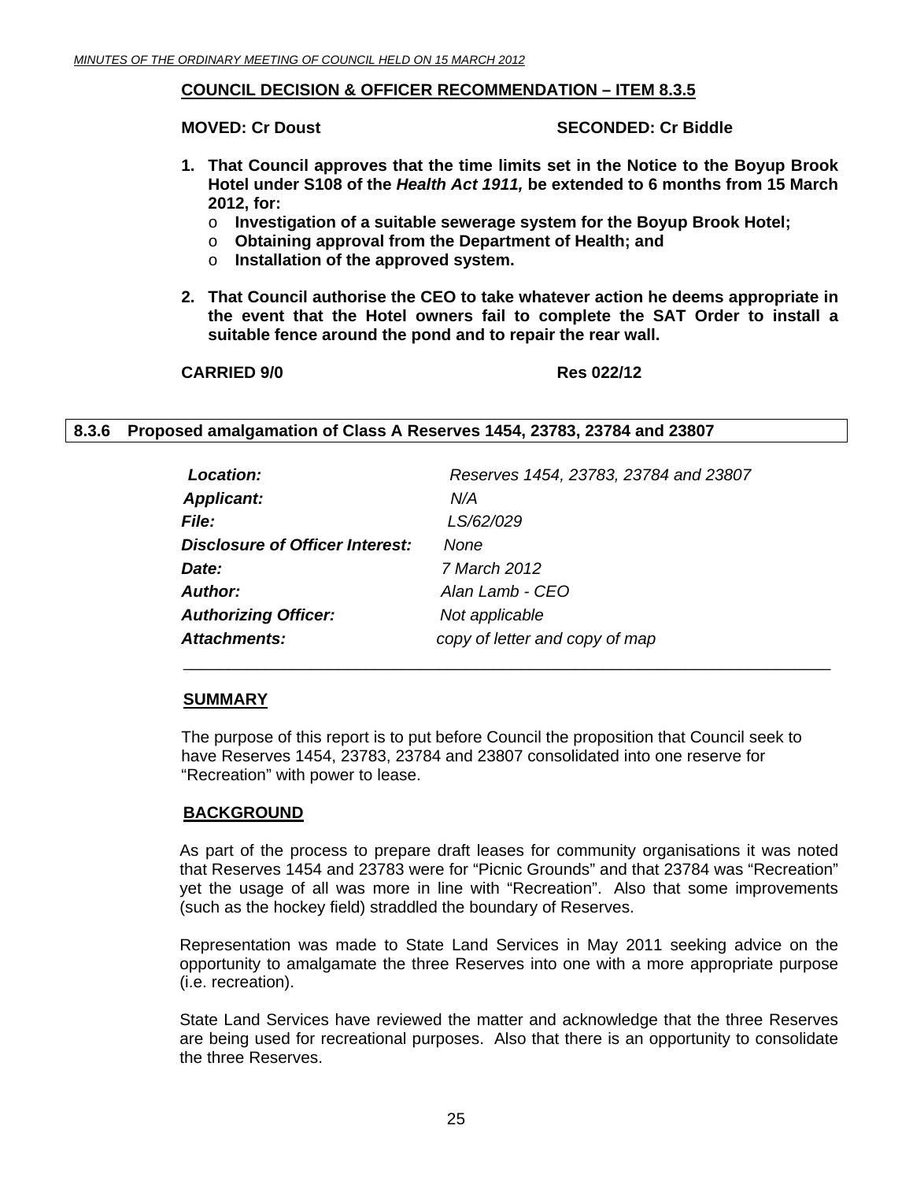**COUNCIL DECISION & OFFICER RECOMMENDATION – ITEM 8.3.5**

**MOVED: Cr Doust SECONDED: Cr Biddle**

1. **That Council approves that the time limits set in the Notice to the Boyup Brook Hotel under S108 of the *Health Act 1911,* be extended to 6 months from 15 March 2012, for:**
   - **Investigation of a suitable sewerage system for the Boyup Brook Hotel;**
   - **Obtaining approval from the Department of Health; and**
   - **Installation of the approved system.**

2. **That Council authorise the CEO to take whatever action he deems appropriate in the event that the Hotel owners fail to complete the SAT Order to install a suitable fence around the pond and to repair the rear wall.**

**CARRIED 9/0 Res 022/12**

## 8.3.6 Proposed amalgamation of Class A Reserves 1454, 23783, 23784 and 23807

| | |
|---|---|
| ***Location:*** | *Reserves 1454, 23783, 23784 and 23807* |
| ***Applicant:*** | *N/A* |
| ***File:*** | *LS/62/029* |
| ***Disclosure of Officer Interest:*** | *None* |
| ***Date:*** | *7 March 2012* |
| ***Author:*** | *Alan Lamb - CEO* |
| ***Authorizing Officer:*** | *Not applicable* |
| ***Attachments:*** | *copy of letter and copy of map* |

**SUMMARY**

The purpose of this report is to put before Council the proposition that Council seek to have Reserves 1454, 23783, 23784 and 23807 consolidated into one reserve for "Recreation" with power to lease.

**BACKGROUND**

As part of the process to prepare draft leases for community organisations it was noted that Reserves 1454 and 23783 were for "Picnic Grounds" and that 23784 was "Recreation" yet the usage of all was more in line with "Recreation". Also that some improvements (such as the hockey field) straddled the boundary of Reserves.

Representation was made to State Land Services in May 2011 seeking advice on the opportunity to amalgamate the three Reserves into one with a more appropriate purpose (i.e. recreation).

State Land Services have reviewed the matter and acknowledge that the three Reserves are being used for recreational purposes. Also that there is an opportunity to consolidate the three Reserves.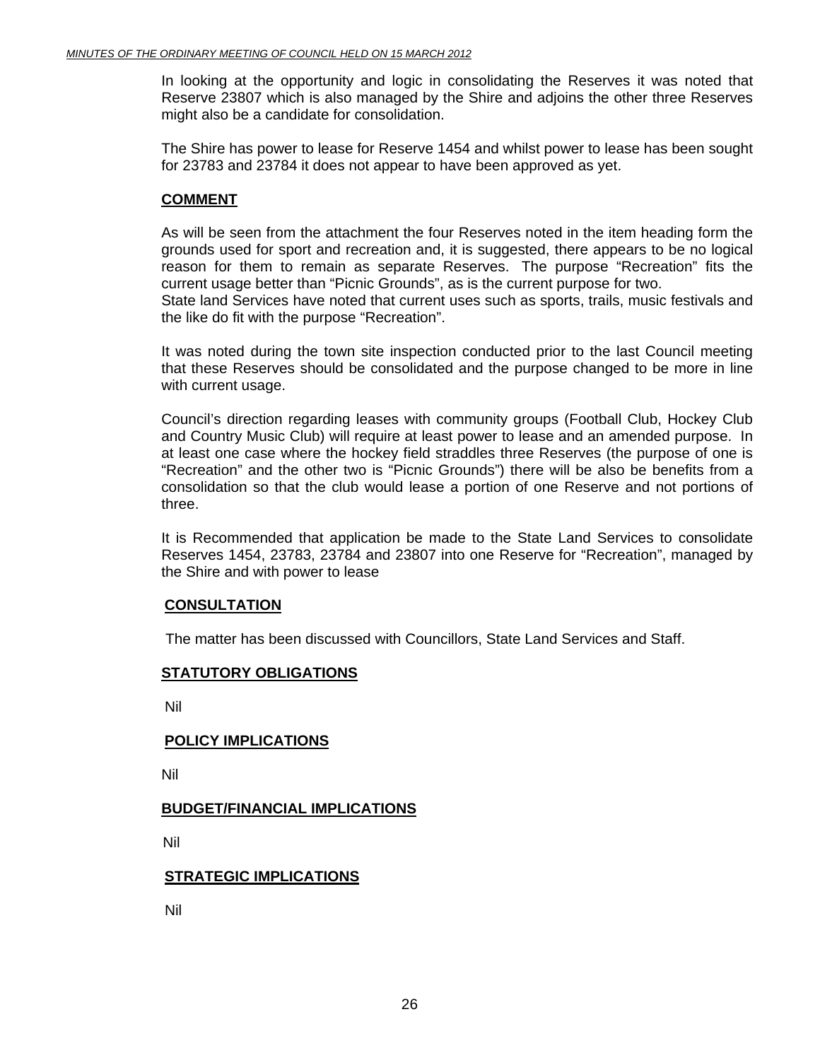In looking at the opportunity and logic in consolidating the Reserves it was noted that Reserve 23807 which is also managed by the Shire and adjoins the other three Reserves might also be a candidate for consolidation.

The Shire has power to lease for Reserve 1454 and whilst power to lease has been sought for 23783 and 23784 it does not appear to have been approved as yet.

## COMMENT

As will be seen from the attachment the four Reserves noted in the item heading form the grounds used for sport and recreation and, it is suggested, there appears to be no logical reason for them to remain as separate Reserves. The purpose "Recreation" fits the current usage better than "Picnic Grounds", as is the current purpose for two.
State land Services have noted that current uses such as sports, trails, music festivals and the like do fit with the purpose "Recreation".

It was noted during the town site inspection conducted prior to the last Council meeting that these Reserves should be consolidated and the purpose changed to be more in line with current usage.

Council's direction regarding leases with community groups (Football Club, Hockey Club and Country Music Club) will require at least power to lease and an amended purpose. In at least one case where the hockey field straddles three Reserves (the purpose of one is "Recreation" and the other two is "Picnic Grounds") there will be also be benefits from a consolidation so that the club would lease a portion of one Reserve and not portions of three.

It is Recommended that application be made to the State Land Services to consolidate Reserves 1454, 23783, 23784 and 23807 into one Reserve for "Recreation", managed by the Shire and with power to lease

## CONSULTATION

The matter has been discussed with Councillors, State Land Services and Staff.

## STATUTORY OBLIGATIONS

Nil

## POLICY IMPLICATIONS

Nil

## BUDGET/FINANCIAL IMPLICATIONS

Nil

## STRATEGIC IMPLICATIONS

Nil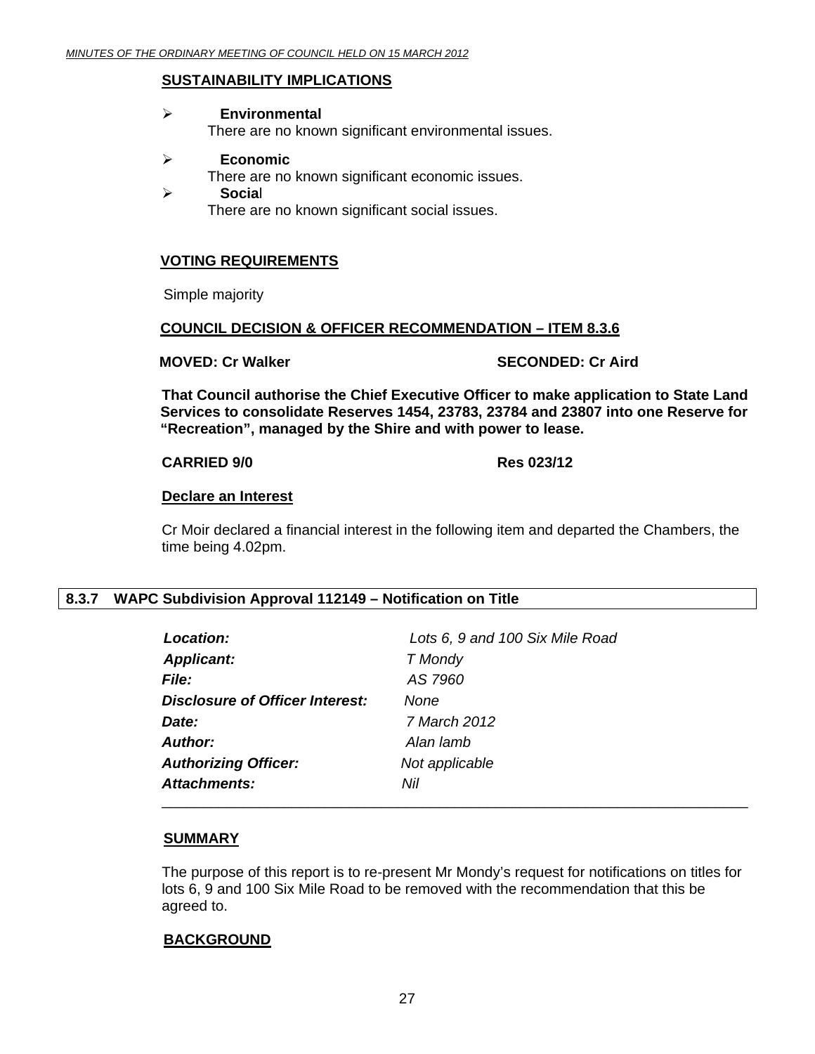**SUSTAINABILITY IMPLICATIONS**

- **Environmental**
  There are no known significant environmental issues.

- **Economic**
  There are no known significant economic issues.
- **Social**
  There are no known significant social issues.

**VOTING REQUIREMENTS**

Simple majority

**COUNCIL DECISION & OFFICER RECOMMENDATION – ITEM 8.3.6**

**MOVED: Cr Walker** **SECONDED: Cr Aird**

**That Council authorise the Chief Executive Officer to make application to State Land Services to consolidate Reserves 1454, 23783, 23784 and 23807 into one Reserve for "Recreation", managed by the Shire and with power to lease.**

**CARRIED 9/0** **Res 023/12**

**Declare an Interest**

Cr Moir declared a financial interest in the following item and departed the Chambers, the time being 4.02pm.

## 8.3.7 WAPC Subdivision Approval 112149 – Notification on Title

| | |
|---|---|
| ***Location:*** | *Lots 6, 9 and 100 Six Mile Road* |
| ***Applicant:*** | *T Mondy* |
| ***File:*** | *AS 7960* |
| ***Disclosure of Officer Interest:*** | *None* |
| ***Date:*** | *7 March 2012* |
| ***Author:*** | *Alan lamb* |
| ***Authorizing Officer:*** | *Not applicable* |
| ***Attachments:*** | *Nil* |

**SUMMARY**

The purpose of this report is to re-present Mr Mondy's request for notifications on titles for lots 6, 9 and 100 Six Mile Road to be removed with the recommendation that this be agreed to.

**BACKGROUND**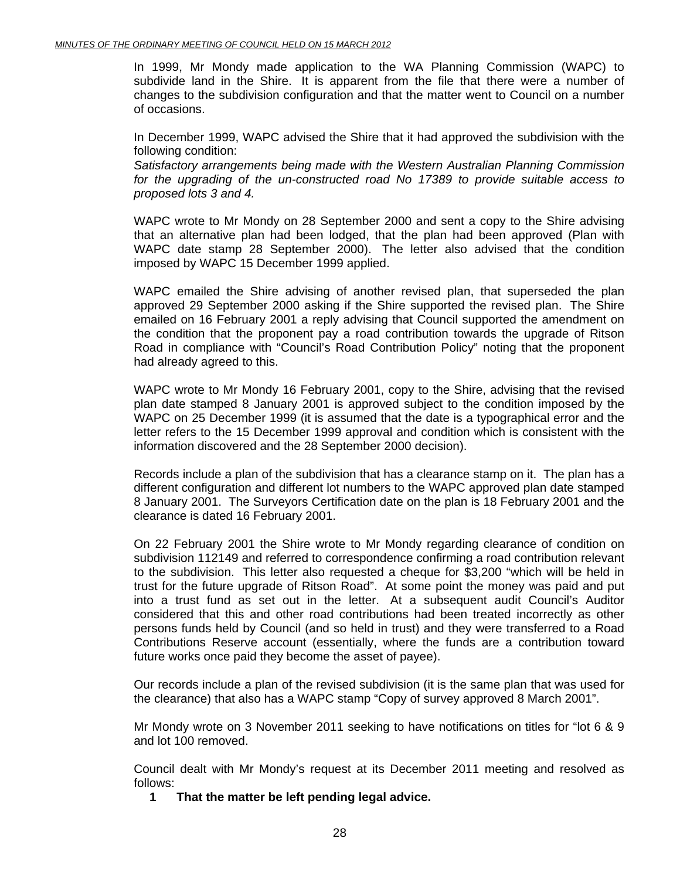In 1999, Mr Mondy made application to the WA Planning Commission (WAPC) to subdivide land in the Shire. It is apparent from the file that there were a number of changes to the subdivision configuration and that the matter went to Council on a number of occasions.

In December 1999, WAPC advised the Shire that it had approved the subdivision with the following condition:
*Satisfactory arrangements being made with the Western Australian Planning Commission for the upgrading of the un-constructed road No 17389 to provide suitable access to proposed lots 3 and 4.*

WAPC wrote to Mr Mondy on 28 September 2000 and sent a copy to the Shire advising that an alternative plan had been lodged, that the plan had been approved (Plan with WAPC date stamp 28 September 2000). The letter also advised that the condition imposed by WAPC 15 December 1999 applied.

WAPC emailed the Shire advising of another revised plan, that superseded the plan approved 29 September 2000 asking if the Shire supported the revised plan. The Shire emailed on 16 February 2001 a reply advising that Council supported the amendment on the condition that the proponent pay a road contribution towards the upgrade of Ritson Road in compliance with "Council's Road Contribution Policy" noting that the proponent had already agreed to this.

WAPC wrote to Mr Mondy 16 February 2001, copy to the Shire, advising that the revised plan date stamped 8 January 2001 is approved subject to the condition imposed by the WAPC on 25 December 1999 (it is assumed that the date is a typographical error and the letter refers to the 15 December 1999 approval and condition which is consistent with the information discovered and the 28 September 2000 decision).

Records include a plan of the subdivision that has a clearance stamp on it. The plan has a different configuration and different lot numbers to the WAPC approved plan date stamped 8 January 2001. The Surveyors Certification date on the plan is 18 February 2001 and the clearance is dated 16 February 2001.

On 22 February 2001 the Shire wrote to Mr Mondy regarding clearance of condition on subdivision 112149 and referred to correspondence confirming a road contribution relevant to the subdivision. This letter also requested a cheque for $3,200 "which will be held in trust for the future upgrade of Ritson Road". At some point the money was paid and put into a trust fund as set out in the letter. At a subsequent audit Council's Auditor considered that this and other road contributions had been treated incorrectly as other persons funds held by Council (and so held in trust) and they were transferred to a Road Contributions Reserve account (essentially, where the funds are a contribution toward future works once paid they become the asset of payee).

Our records include a plan of the revised subdivision (it is the same plan that was used for the clearance) that also has a WAPC stamp "Copy of survey approved 8 March 2001".

Mr Mondy wrote on 3 November 2011 seeking to have notifications on titles for "lot 6 & 9 and lot 100 removed.

Council dealt with Mr Mondy's request at its December 2011 meeting and resolved as follows:

**1 That the matter be left pending legal advice.**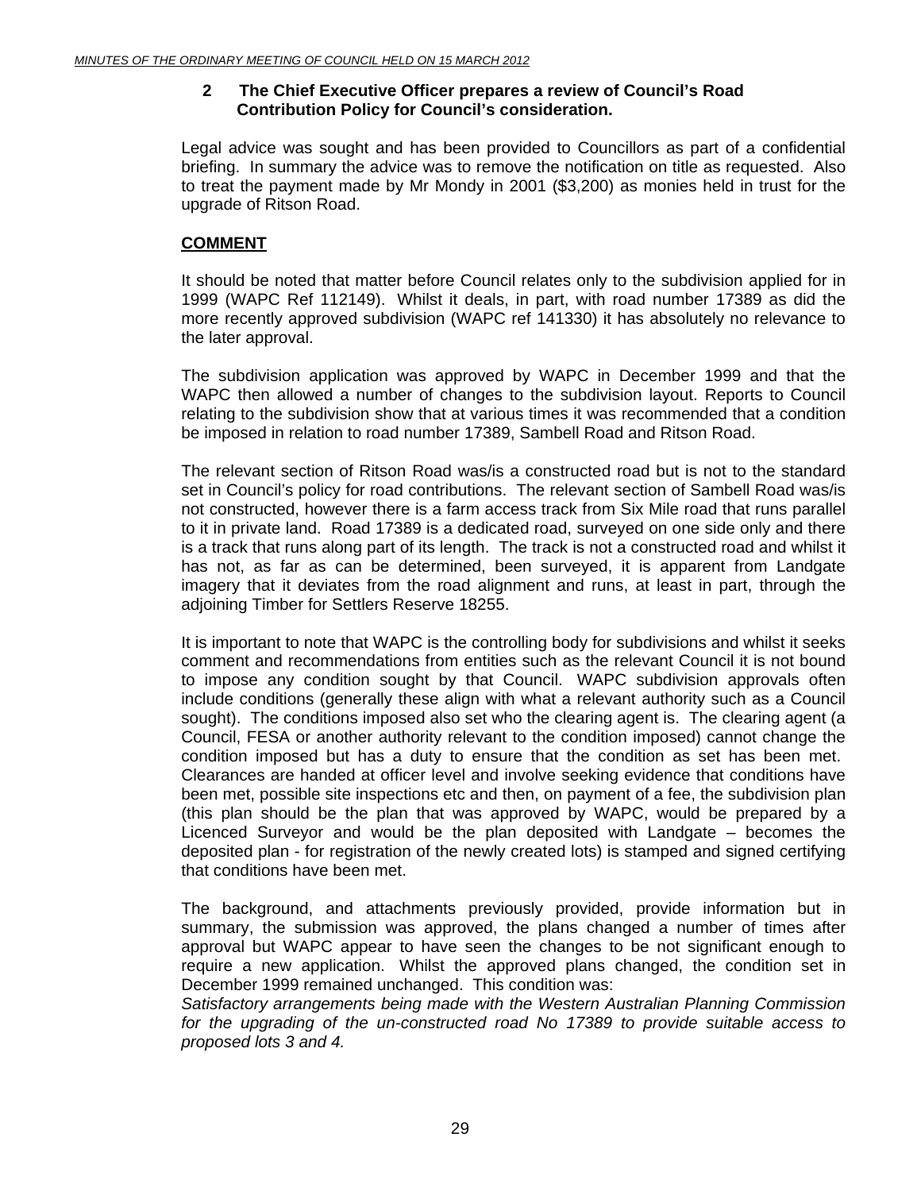**2 The Chief Executive Officer prepares a review of Council's Road Contribution Policy for Council's consideration.**

Legal advice was sought and has been provided to Councillors as part of a confidential briefing. In summary the advice was to remove the notification on title as requested. Also to treat the payment made by Mr Mondy in 2001 ($3,200) as monies held in trust for the upgrade of Ritson Road.

**COMMENT**

It should be noted that matter before Council relates only to the subdivision applied for in 1999 (WAPC Ref 112149). Whilst it deals, in part, with road number 17389 as did the more recently approved subdivision (WAPC ref 141330) it has absolutely no relevance to the later approval.

The subdivision application was approved by WAPC in December 1999 and that the WAPC then allowed a number of changes to the subdivision layout. Reports to Council relating to the subdivision show that at various times it was recommended that a condition be imposed in relation to road number 17389, Sambell Road and Ritson Road.

The relevant section of Ritson Road was/is a constructed road but is not to the standard set in Council's policy for road contributions. The relevant section of Sambell Road was/is not constructed, however there is a farm access track from Six Mile road that runs parallel to it in private land. Road 17389 is a dedicated road, surveyed on one side only and there is a track that runs along part of its length. The track is not a constructed road and whilst it has not, as far as can be determined, been surveyed, it is apparent from Landgate imagery that it deviates from the road alignment and runs, at least in part, through the adjoining Timber for Settlers Reserve 18255.

It is important to note that WAPC is the controlling body for subdivisions and whilst it seeks comment and recommendations from entities such as the relevant Council it is not bound to impose any condition sought by that Council. WAPC subdivision approvals often include conditions (generally these align with what a relevant authority such as a Council sought). The conditions imposed also set who the clearing agent is. The clearing agent (a Council, FESA or another authority relevant to the condition imposed) cannot change the condition imposed but has a duty to ensure that the condition as set has been met. Clearances are handed at officer level and involve seeking evidence that conditions have been met, possible site inspections etc and then, on payment of a fee, the subdivision plan (this plan should be the plan that was approved by WAPC, would be prepared by a Licenced Surveyor and would be the plan deposited with Landgate – becomes the deposited plan - for registration of the newly created lots) is stamped and signed certifying that conditions have been met.

The background, and attachments previously provided, provide information but in summary, the submission was approved, the plans changed a number of times after approval but WAPC appear to have seen the changes to be not significant enough to require a new application. Whilst the approved plans changed, the condition set in December 1999 remained unchanged. This condition was:
*Satisfactory arrangements being made with the Western Australian Planning Commission for the upgrading of the un-constructed road No 17389 to provide suitable access to proposed lots 3 and 4.*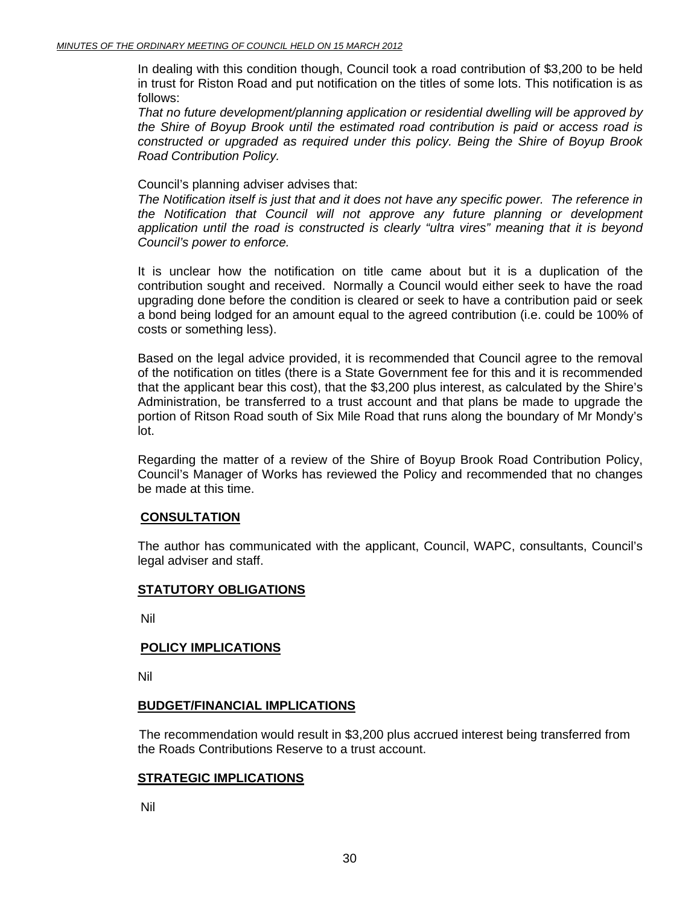In dealing with this condition though, Council took a road contribution of $3,200 to be held in trust for Riston Road and put notification on the titles of some lots. This notification is as follows:

*That no future development/planning application or residential dwelling will be approved by the Shire of Boyup Brook until the estimated road contribution is paid or access road is constructed or upgraded as required under this policy. Being the Shire of Boyup Brook Road Contribution Policy.*

Council's planning adviser advises that:

*The Notification itself is just that and it does not have any specific power. The reference in the Notification that Council will not approve any future planning or development application until the road is constructed is clearly "ultra vires" meaning that it is beyond Council's power to enforce.*

It is unclear how the notification on title came about but it is a duplication of the contribution sought and received. Normally a Council would either seek to have the road upgrading done before the condition is cleared or seek to have a contribution paid or seek a bond being lodged for an amount equal to the agreed contribution (i.e. could be 100% of costs or something less).

Based on the legal advice provided, it is recommended that Council agree to the removal of the notification on titles (there is a State Government fee for this and it is recommended that the applicant bear this cost), that the $3,200 plus interest, as calculated by the Shire's Administration, be transferred to a trust account and that plans be made to upgrade the portion of Ritson Road south of Six Mile Road that runs along the boundary of Mr Mondy's lot.

Regarding the matter of a review of the Shire of Boyup Brook Road Contribution Policy, Council's Manager of Works has reviewed the Policy and recommended that no changes be made at this time.

## CONSULTATION

The author has communicated with the applicant, Council, WAPC, consultants, Council's legal adviser and staff.

## STATUTORY OBLIGATIONS

Nil

## POLICY IMPLICATIONS

Nil

## BUDGET/FINANCIAL IMPLICATIONS

The recommendation would result in $3,200 plus accrued interest being transferred from the Roads Contributions Reserve to a trust account.

## STRATEGIC IMPLICATIONS

Nil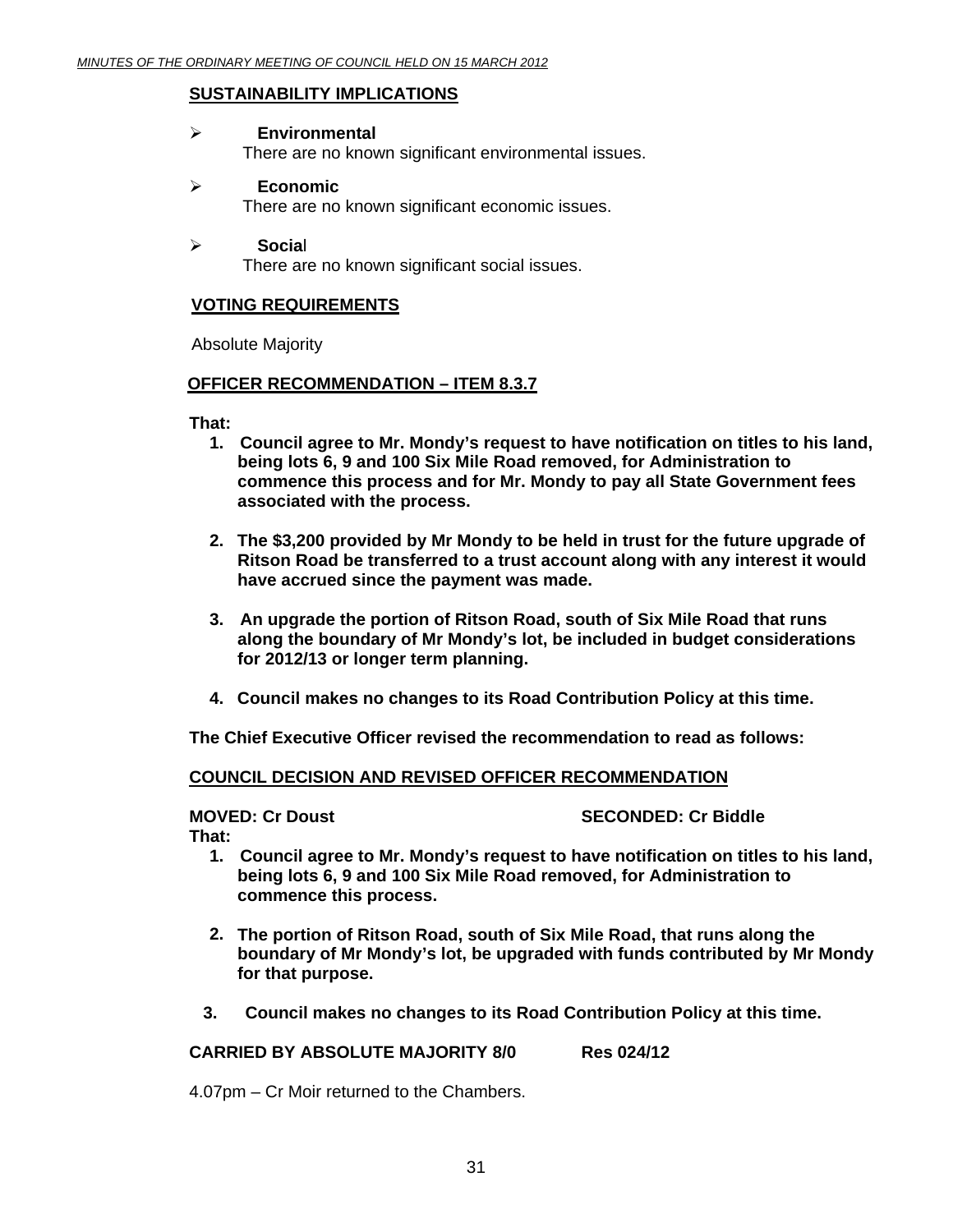## SUSTAINABILITY IMPLICATIONS

- **Environmental**
  There are no known significant environmental issues.

- **Economic**
  There are no known significant economic issues.

- **Social**
  There are no known significant social issues.

## VOTING REQUIREMENTS

Absolute Majority

## OFFICER RECOMMENDATION – ITEM 8.3.7

**That:**

1. **Council agree to Mr. Mondy's request to have notification on titles to his land, being lots 6, 9 and 100 Six Mile Road removed, for Administration to commence this process and for Mr. Mondy to pay all State Government fees associated with the process.**

2. **The $3,200 provided by Mr Mondy to be held in trust for the future upgrade of Ritson Road be transferred to a trust account along with any interest it would have accrued since the payment was made.**

3. **An upgrade the portion of Ritson Road, south of Six Mile Road that runs along the boundary of Mr Mondy's lot, be included in budget considerations for 2012/13 or longer term planning.**

4. **Council makes no changes to its Road Contribution Policy at this time.**

**The Chief Executive Officer revised the recommendation to read as follows:**

## COUNCIL DECISION AND REVISED OFFICER RECOMMENDATION

**MOVED: Cr Doust** **SECONDED: Cr Biddle**

**That:**

1. **Council agree to Mr. Mondy's request to have notification on titles to his land, being lots 6, 9 and 100 Six Mile Road removed, for Administration to commence this process.**

2. **The portion of Ritson Road, south of Six Mile Road, that runs along the boundary of Mr Mondy's lot, be upgraded with funds contributed by Mr Mondy for that purpose.**

3. **Council makes no changes to its Road Contribution Policy at this time.**

**CARRIED BY ABSOLUTE MAJORITY 8/0** **Res 024/12**

4.07pm – Cr Moir returned to the Chambers.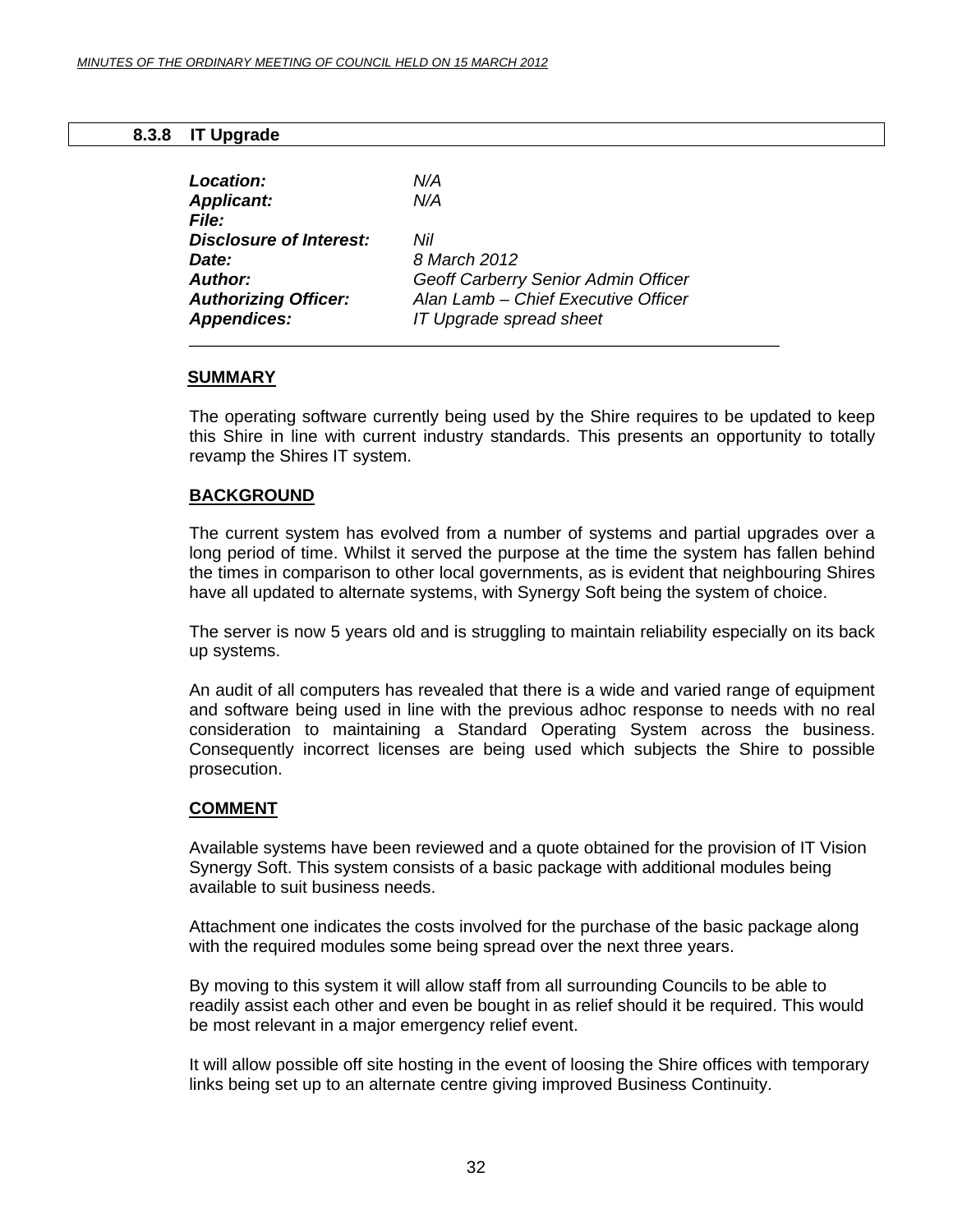### 8.3.8 IT Upgrade

| | |
|---|---|
| ***Location:*** | *N/A* |
| ***Applicant:*** | *N/A* |
| ***File:*** | |
| ***Disclosure of Interest:*** | *Nil* |
| ***Date:*** | *8 March 2012* |
| ***Author:*** | *Geoff Carberry Senior Admin Officer* |
| ***Authorizing Officer:*** | *Alan Lamb – Chief Executive Officer* |
| ***Appendices:*** | *IT Upgrade spread sheet* |

**SUMMARY**

The operating software currently being used by the Shire requires to be updated to keep this Shire in line with current industry standards. This presents an opportunity to totally revamp the Shires IT system.

**BACKGROUND**

The current system has evolved from a number of systems and partial upgrades over a long period of time. Whilst it served the purpose at the time the system has fallen behind the times in comparison to other local governments, as is evident that neighbouring Shires have all updated to alternate systems, with Synergy Soft being the system of choice.

The server is now 5 years old and is struggling to maintain reliability especially on its back up systems.

An audit of all computers has revealed that there is a wide and varied range of equipment and software being used in line with the previous adhoc response to needs with no real consideration to maintaining a Standard Operating System across the business. Consequently incorrect licenses are being used which subjects the Shire to possible prosecution.

**COMMENT**

Available systems have been reviewed and a quote obtained for the provision of IT Vision Synergy Soft. This system consists of a basic package with additional modules being available to suit business needs.

Attachment one indicates the costs involved for the purchase of the basic package along with the required modules some being spread over the next three years.

By moving to this system it will allow staff from all surrounding Councils to be able to readily assist each other and even be bought in as relief should it be required. This would be most relevant in a major emergency relief event.

It will allow possible off site hosting in the event of loosing the Shire offices with temporary links being set up to an alternate centre giving improved Business Continuity.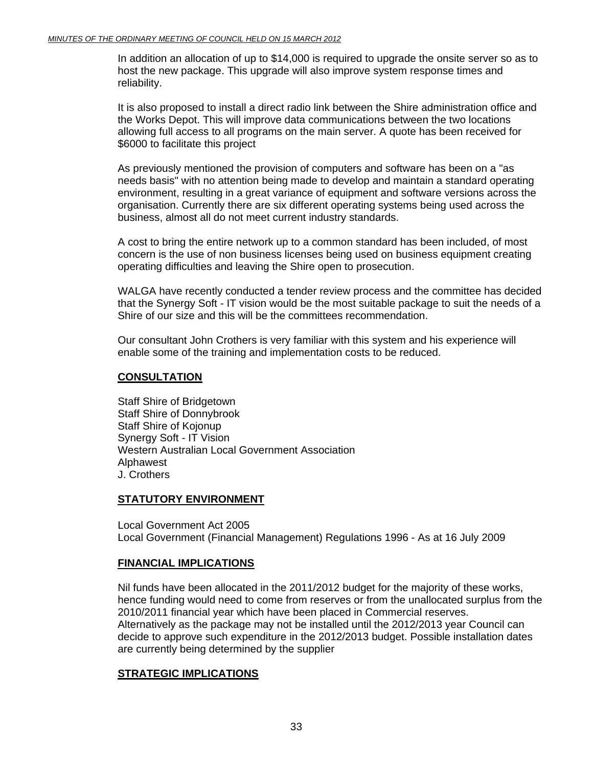In addition an allocation of up to $14,000 is required to upgrade the onsite server so as to host the new package. This upgrade will also improve system response times and reliability.

It is also proposed to install a direct radio link between the Shire administration office and the Works Depot. This will improve data communications between the two locations allowing full access to all programs on the main server. A quote has been received for $6000 to facilitate this project

As previously mentioned the provision of computers and software has been on a "as needs basis" with no attention being made to develop and maintain a standard operating environment, resulting in a great variance of equipment and software versions across the organisation. Currently there are six different operating systems being used across the business, almost all do not meet current industry standards.

A cost to bring the entire network up to a common standard has been included, of most concern is the use of non business licenses being used on business equipment creating operating difficulties and leaving the Shire open to prosecution.

WALGA have recently conducted a tender review process and the committee has decided that the Synergy Soft - IT vision would be the most suitable package to suit the needs of a Shire of our size and this will be the committees recommendation.

Our consultant John Crothers is very familiar with this system and his experience will enable some of the training and implementation costs to be reduced.

**CONSULTATION**

Staff Shire of Bridgetown
Staff Shire of Donnybrook
Staff Shire of Kojonup
Synergy Soft - IT Vision
Western Australian Local Government Association
Alphawest
J. Crothers

**STATUTORY ENVIRONMENT**

Local Government Act 2005
Local Government (Financial Management) Regulations 1996 - As at 16 July 2009

**FINANCIAL IMPLICATIONS**

Nil funds have been allocated in the 2011/2012 budget for the majority of these works, hence funding would need to come from reserves or from the unallocated surplus from the 2010/2011 financial year which have been placed in Commercial reserves.
Alternatively as the package may not be installed until the 2012/2013 year Council can decide to approve such expenditure in the 2012/2013 budget. Possible installation dates are currently being determined by the supplier

**STRATEGIC IMPLICATIONS**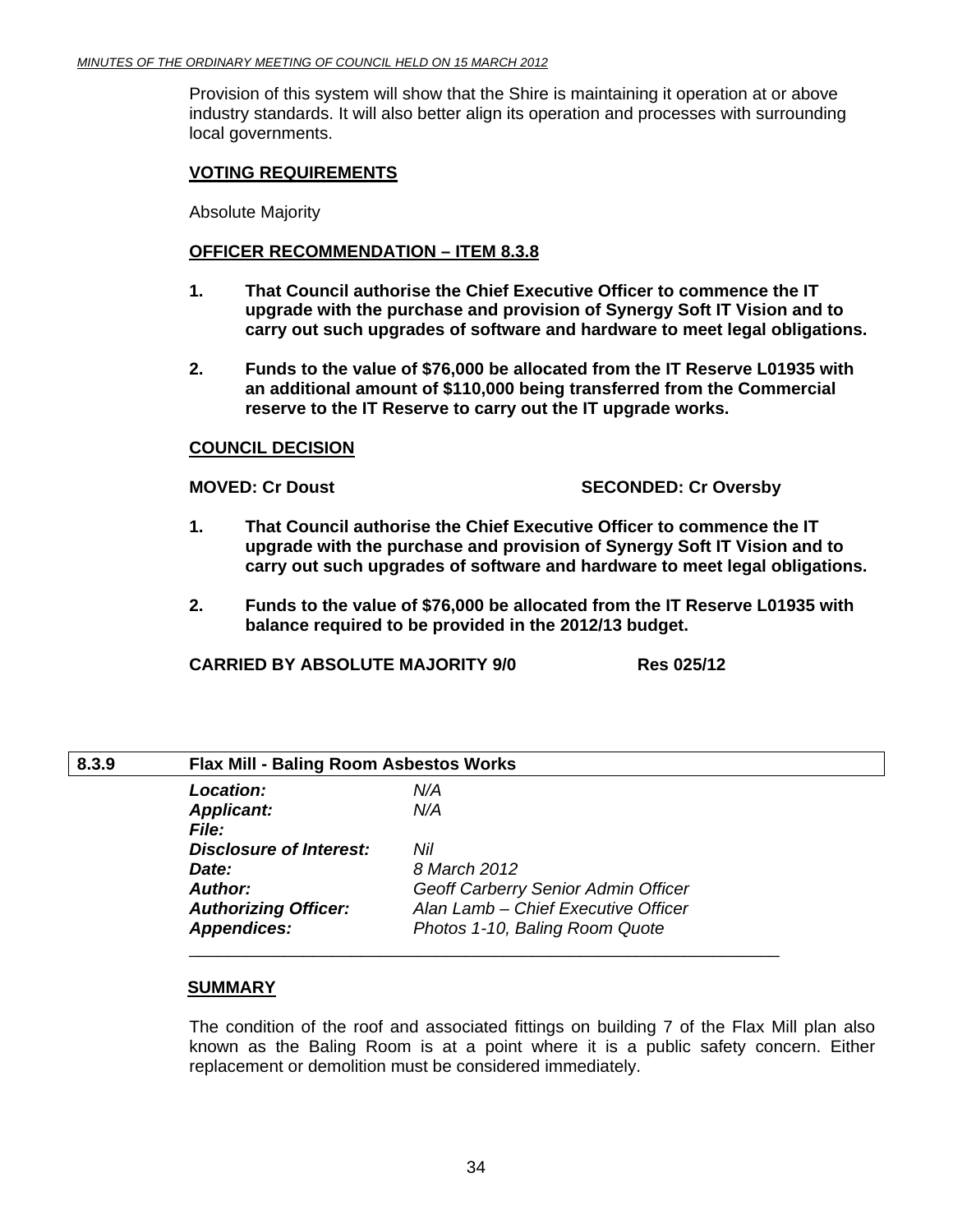Provision of this system will show that the Shire is maintaining it operation at or above industry standards. It will also better align its operation and processes with surrounding local governments.

**VOTING REQUIREMENTS**

Absolute Majority

**OFFICER RECOMMENDATION – ITEM 8.3.8**

1. **That Council authorise the Chief Executive Officer to commence the IT upgrade with the purchase and provision of Synergy Soft IT Vision and to carry out such upgrades of software and hardware to meet legal obligations.**

2. **Funds to the value of $76,000 be allocated from the IT Reserve L01935 with an additional amount of $110,000 being transferred from the Commercial reserve to the IT Reserve to carry out the IT upgrade works.**

**COUNCIL DECISION**

**MOVED: Cr Doust** **SECONDED: Cr Oversby**

1. **That Council authorise the Chief Executive Officer to commence the IT upgrade with the purchase and provision of Synergy Soft IT Vision and to carry out such upgrades of software and hardware to meet legal obligations.**

2. **Funds to the value of $76,000 be allocated from the IT Reserve L01935 with balance required to be provided in the 2012/13 budget.**

**CARRIED BY ABSOLUTE MAJORITY 9/0** **Res 025/12**

## 8.3.9 Flax Mill - Baling Room Asbestos Works

| | |
|---|---|
| ***Location:*** | *N/A* |
| ***Applicant:*** | *N/A* |
| ***File:*** | |
| ***Disclosure of Interest:*** | *Nil* |
| ***Date:*** | *8 March 2012* |
| ***Author:*** | *Geoff Carberry Senior Admin Officer* |
| ***Authorizing Officer:*** | *Alan Lamb – Chief Executive Officer* |
| ***Appendices:*** | *Photos 1-10, Baling Room Quote* |

**SUMMARY**

The condition of the roof and associated fittings on building 7 of the Flax Mill plan also known as the Baling Room is at a point where it is a public safety concern. Either replacement or demolition must be considered immediately.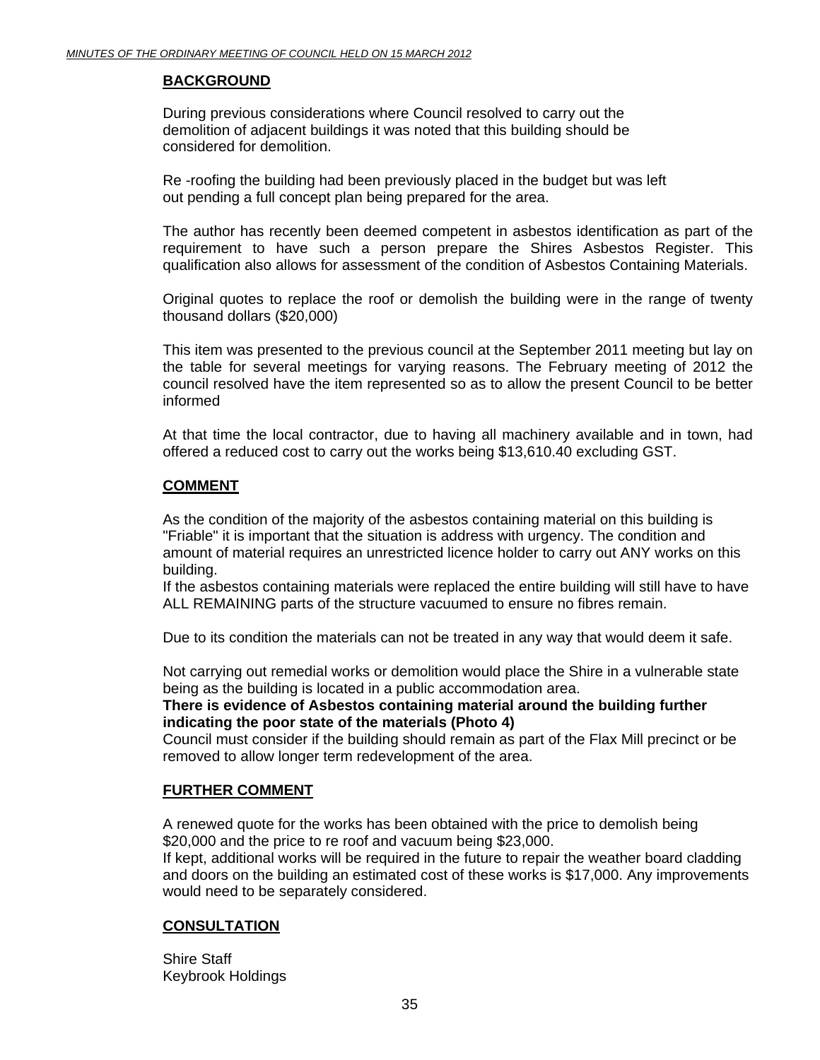## BACKGROUND

During previous considerations where Council resolved to carry out the demolition of adjacent buildings it was noted that this building should be considered for demolition.

Re -roofing the building had been previously placed in the budget but was left out pending a full concept plan being prepared for the area.

The author has recently been deemed competent in asbestos identification as part of the requirement to have such a person prepare the Shires Asbestos Register. This qualification also allows for assessment of the condition of Asbestos Containing Materials.

Original quotes to replace the roof or demolish the building were in the range of twenty thousand dollars ($20,000)

This item was presented to the previous council at the September 2011 meeting but lay on the table for several meetings for varying reasons. The February meeting of 2012 the council resolved have the item represented so as to allow the present Council to be better informed

At that time the local contractor, due to having all machinery available and in town, had offered a reduced cost to carry out the works being $13,610.40 excluding GST.

## COMMENT

As the condition of the majority of the asbestos containing material on this building is "Friable" it is important that the situation is address with urgency. The condition and amount of material requires an unrestricted licence holder to carry out ANY works on this building.
If the asbestos containing materials were replaced the entire building will still have to have ALL REMAINING parts of the structure vacuumed to ensure no fibres remain.

Due to its condition the materials can not be treated in any way that would deem it safe.

Not carrying out remedial works or demolition would place the Shire in a vulnerable state being as the building is located in a public accommodation area.
**There is evidence of Asbestos containing material around the building further indicating the poor state of the materials (Photo 4)**
Council must consider if the building should remain as part of the Flax Mill precinct or be removed to allow longer term redevelopment of the area.

## FURTHER COMMENT

A renewed quote for the works has been obtained with the price to demolish being $20,000 and the price to re roof and vacuum being $23,000.
If kept, additional works will be required in the future to repair the weather board cladding and doors on the building an estimated cost of these works is $17,000. Any improvements would need to be separately considered.

## CONSULTATION

Shire Staff
Keybrook Holdings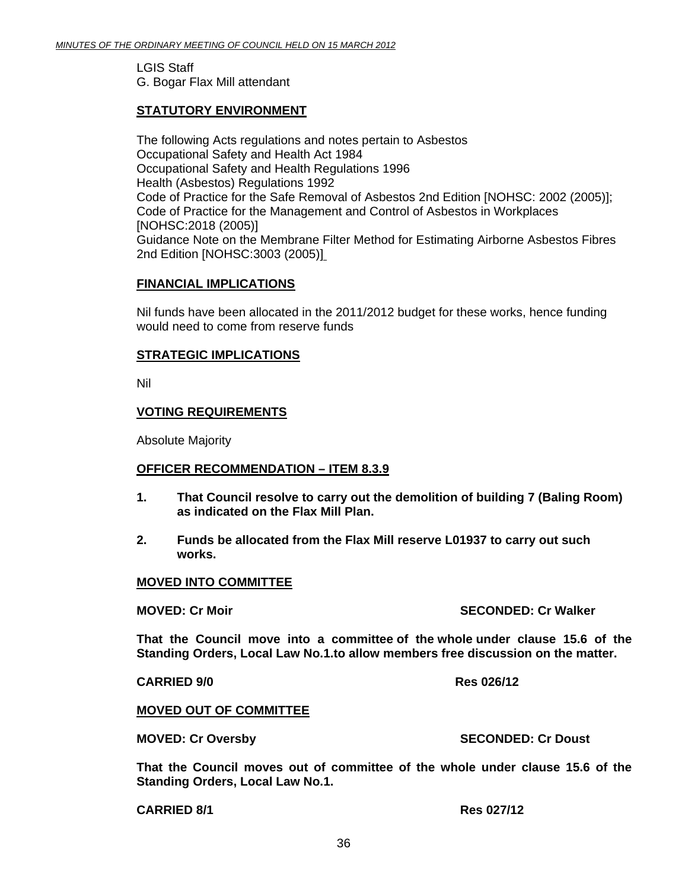LGIS Staff
G. Bogar Flax Mill attendant

**STATUTORY ENVIRONMENT**

The following Acts regulations and notes pertain to Asbestos
Occupational Safety and Health Act 1984
Occupational Safety and Health Regulations 1996
Health (Asbestos) Regulations 1992
Code of Practice for the Safe Removal of Asbestos 2nd Edition [NOHSC: 2002 (2005)];
Code of Practice for the Management and Control of Asbestos in Workplaces [NOHSC:2018 (2005)]
Guidance Note on the Membrane Filter Method for Estimating Airborne Asbestos Fibres 2nd Edition [NOHSC:3003 (2005)]

**FINANCIAL IMPLICATIONS**

Nil funds have been allocated in the 2011/2012 budget for these works, hence funding would need to come from reserve funds

**STRATEGIC IMPLICATIONS**

Nil

**VOTING REQUIREMENTS**

Absolute Majority

**OFFICER RECOMMENDATION – ITEM 8.3.9**

1. **That Council resolve to carry out the demolition of building 7 (Baling Room) as indicated on the Flax Mill Plan.**

2. **Funds be allocated from the Flax Mill reserve L01937 to carry out such works.**

**MOVED INTO COMMITTEE**

**MOVED: Cr Moir** **SECONDED: Cr Walker**

**That the Council move into a committee of the whole under clause 15.6 of the Standing Orders, Local Law No.1.to allow members free discussion on the matter.**

**CARRIED 9/0** **Res 026/12**

**MOVED OUT OF COMMITTEE**

**MOVED: Cr Oversby** **SECONDED: Cr Doust**

**That the Council moves out of committee of the whole under clause 15.6 of the Standing Orders, Local Law No.1.**

**CARRIED 8/1** **Res 027/12**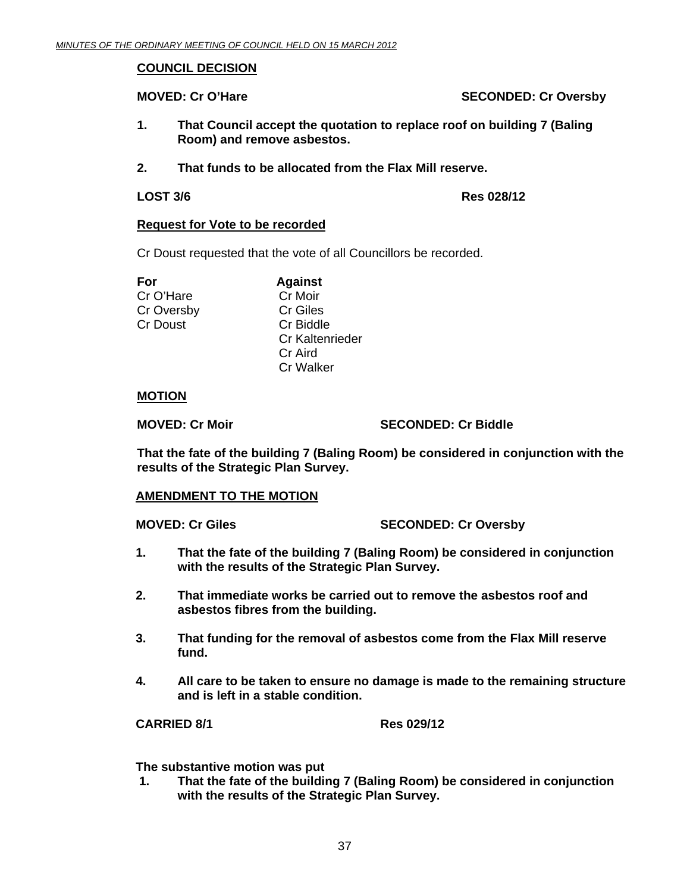**COUNCIL DECISION**

**MOVED: Cr O'Hare SECONDED: Cr Oversby**

1. **That Council accept the quotation to replace roof on building 7 (Baling Room) and remove asbestos.**

2. **That funds to be allocated from the Flax Mill reserve.**

**LOST 3/6 Res 028/12**

**Request for Vote to be recorded**

Cr Doust requested that the vote of all Councillors be recorded.

| **For** | **Against** |
|---|---|
| Cr O'Hare | Cr Moir |
| Cr Oversby | Cr Giles |
| Cr Doust | Cr Biddle |
| | Cr Kaltenrieder |
| | Cr Aird |
| | Cr Walker |

**MOTION**

**MOVED: Cr Moir SECONDED: Cr Biddle**

**That the fate of the building 7 (Baling Room) be considered in conjunction with the results of the Strategic Plan Survey.**

**AMENDMENT TO THE MOTION**

**MOVED: Cr Giles SECONDED: Cr Oversby**

1. **That the fate of the building 7 (Baling Room) be considered in conjunction with the results of the Strategic Plan Survey.**

2. **That immediate works be carried out to remove the asbestos roof and asbestos fibres from the building.**

3. **That funding for the removal of asbestos come from the Flax Mill reserve fund.**

4. **All care to be taken to ensure no damage is made to the remaining structure and is left in a stable condition.**

**CARRIED 8/1 Res 029/12**

**The substantive motion was put**

1. **That the fate of the building 7 (Baling Room) be considered in conjunction with the results of the Strategic Plan Survey.**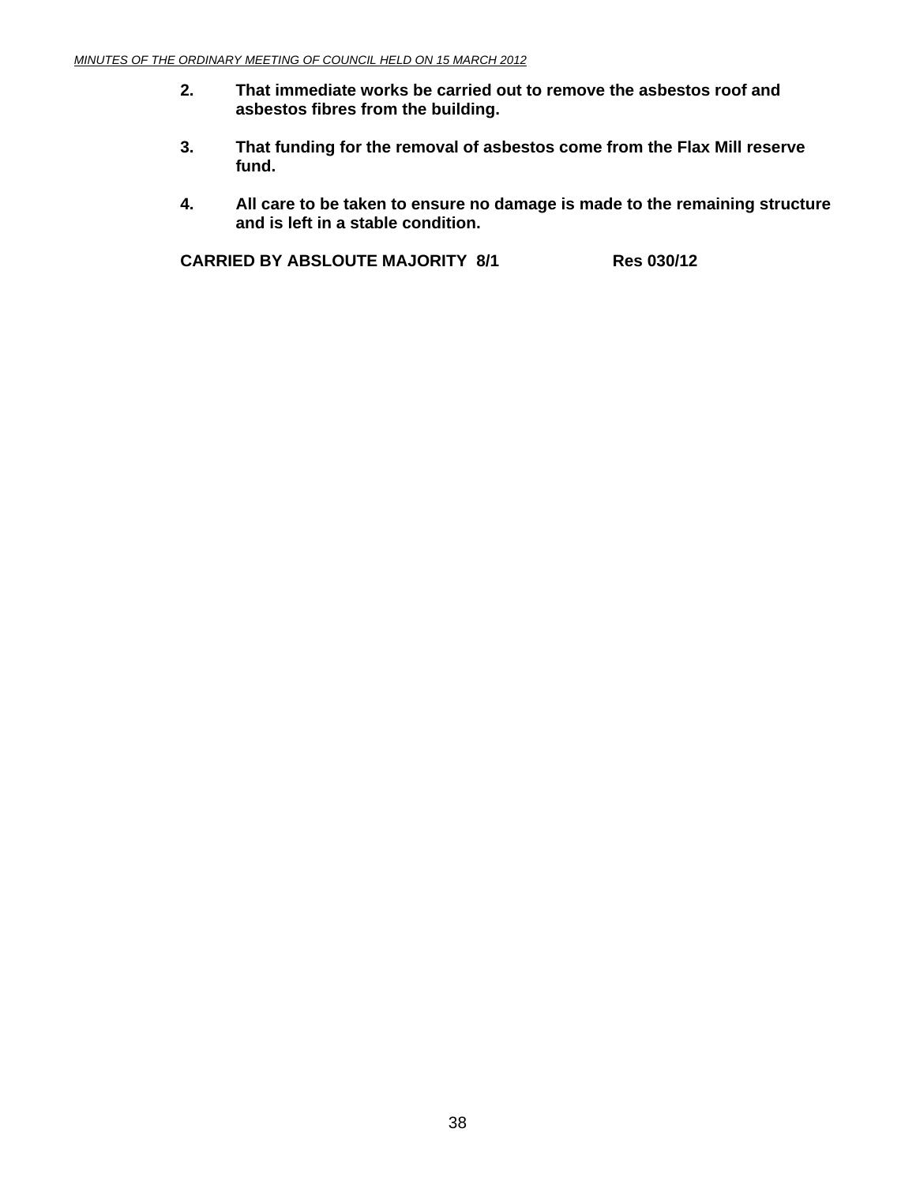**2. That immediate works be carried out to remove the asbestos roof and asbestos fibres from the building.**

**3. That funding for the removal of asbestos come from the Flax Mill reserve fund.**

**4. All care to be taken to ensure no damage is made to the remaining structure and is left in a stable condition.**

**CARRIED BY ABSLOUTE MAJORITY 8/1 Res 030/12**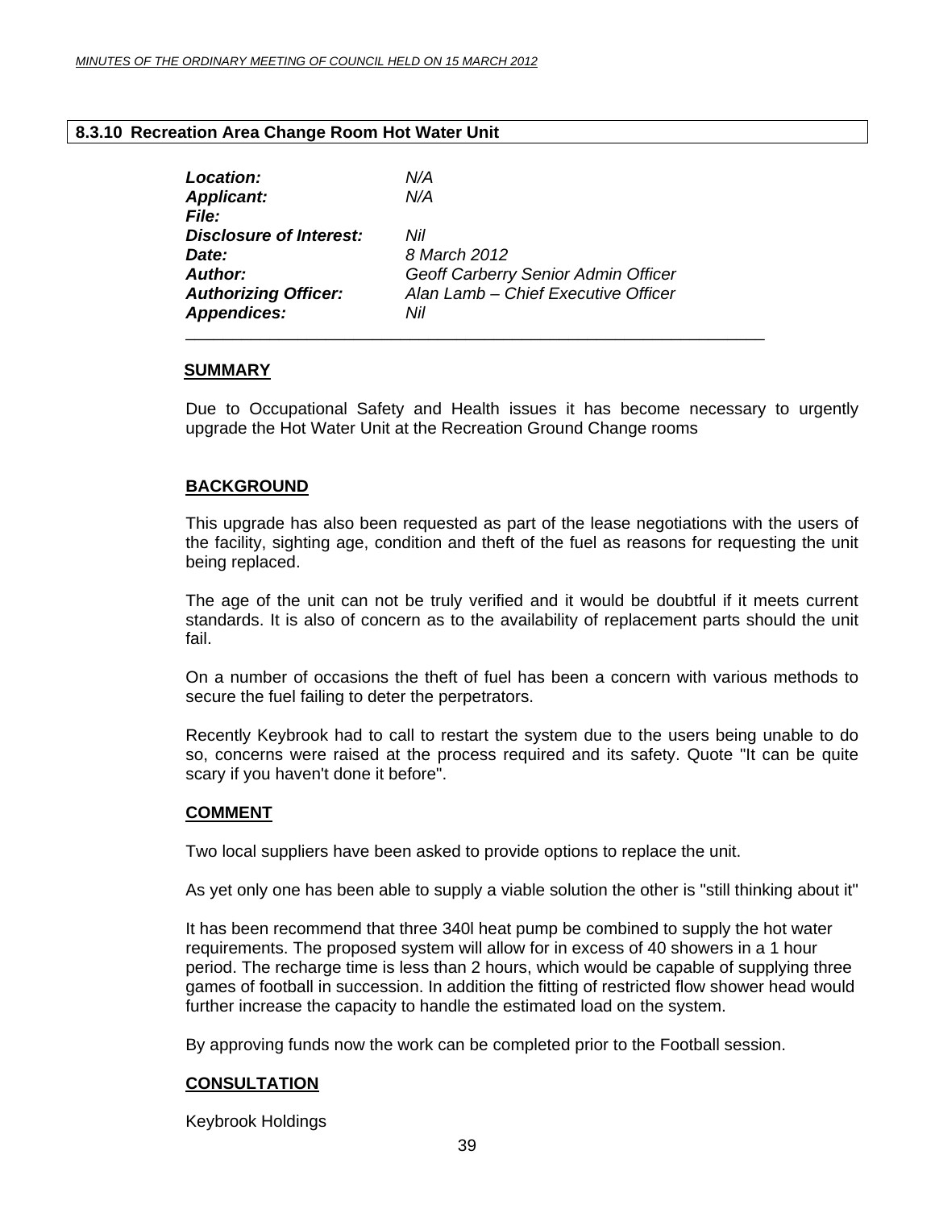## 8.3.10 Recreation Area Change Room Hot Water Unit

| | |
|---|---|
| ***Location:*** | *N/A* |
| ***Applicant:*** | *N/A* |
| ***File:*** | |
| ***Disclosure of Interest:*** | *Nil* |
| ***Date:*** | *8 March 2012* |
| ***Author:*** | *Geoff Carberry Senior Admin Officer* |
| ***Authorizing Officer:*** | *Alan Lamb – Chief Executive Officer* |
| ***Appendices:*** | *Nil* |

**SUMMARY**

Due to Occupational Safety and Health issues it has become necessary to urgently upgrade the Hot Water Unit at the Recreation Ground Change rooms

**BACKGROUND**

This upgrade has also been requested as part of the lease negotiations with the users of the facility, sighting age, condition and theft of the fuel as reasons for requesting the unit being replaced.

The age of the unit can not be truly verified and it would be doubtful if it meets current standards. It is also of concern as to the availability of replacement parts should the unit fail.

On a number of occasions the theft of fuel has been a concern with various methods to secure the fuel failing to deter the perpetrators.

Recently Keybrook had to call to restart the system due to the users being unable to do so, concerns were raised at the process required and its safety. Quote "It can be quite scary if you haven't done it before".

**COMMENT**

Two local suppliers have been asked to provide options to replace the unit.

As yet only one has been able to supply a viable solution the other is "still thinking about it"

It has been recommend that three 340l heat pump be combined to supply the hot water requirements. The proposed system will allow for in excess of 40 showers in a 1 hour period. The recharge time is less than 2 hours, which would be capable of supplying three games of football in succession. In addition the fitting of restricted flow shower head would further increase the capacity to handle the estimated load on the system.

By approving funds now the work can be completed prior to the Football session.

**CONSULTATION**

Keybrook Holdings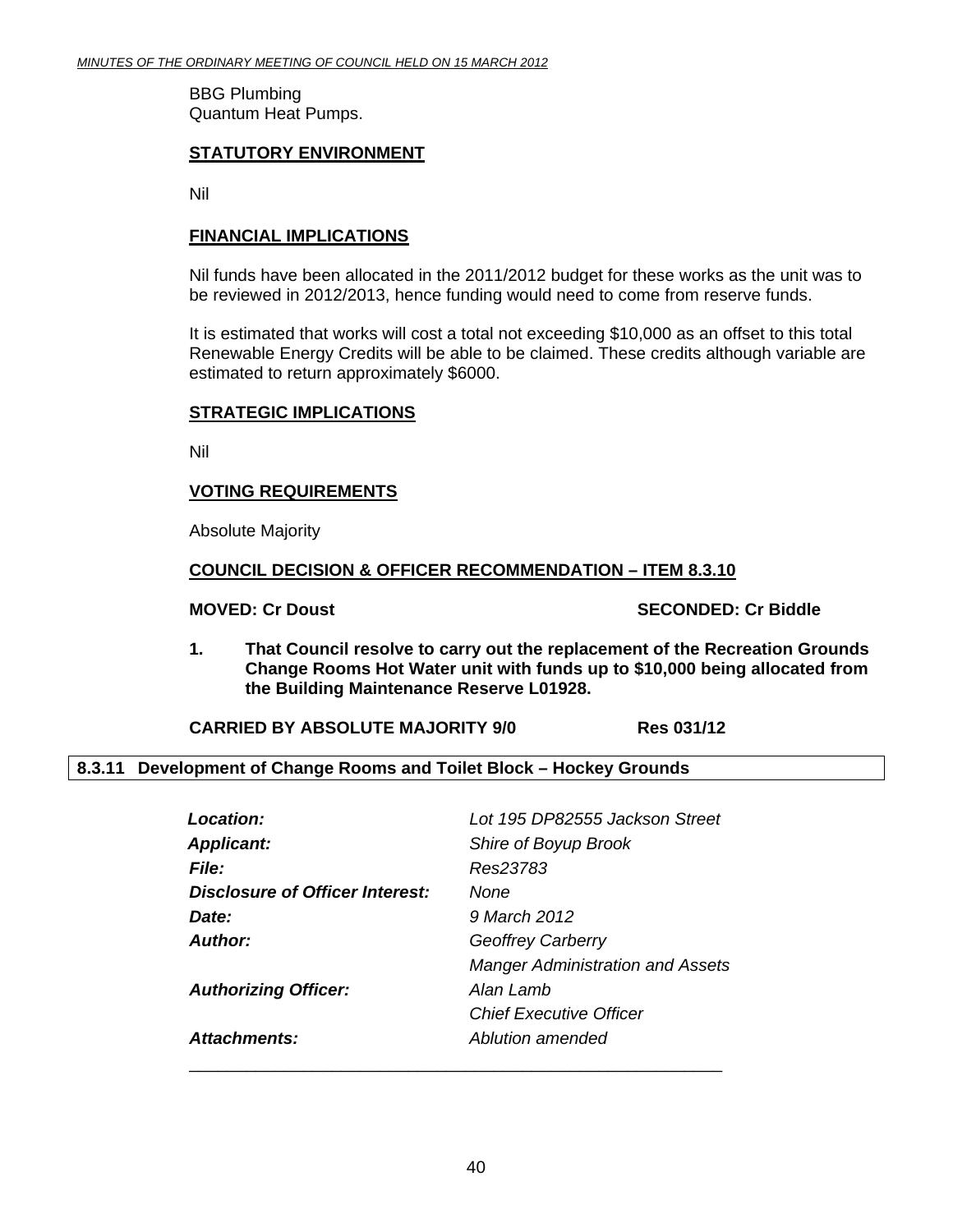BBG Plumbing
Quantum Heat Pumps.

**STATUTORY ENVIRONMENT**

Nil

**FINANCIAL IMPLICATIONS**

Nil funds have been allocated in the 2011/2012 budget for these works as the unit was to be reviewed in 2012/2013, hence funding would need to come from reserve funds.

It is estimated that works will cost a total not exceeding $10,000 as an offset to this total Renewable Energy Credits will be able to be claimed. These credits although variable are estimated to return approximately $6000.

**STRATEGIC IMPLICATIONS**

Nil

**VOTING REQUIREMENTS**

Absolute Majority

**COUNCIL DECISION & OFFICER RECOMMENDATION – ITEM 8.3.10**

**MOVED: Cr Doust** **SECONDED: Cr Biddle**

**1. That Council resolve to carry out the replacement of the Recreation Grounds Change Rooms Hot Water unit with funds up to $10,000 being allocated from the Building Maintenance Reserve L01928.**

**CARRIED BY ABSOLUTE MAJORITY 9/0** **Res 031/12**

## 8.3.11 Development of Change Rooms and Toilet Block – Hockey Grounds

| | |
|---|---|
| ***Location:*** | *Lot 195 DP82555 Jackson Street* |
| ***Applicant:*** | *Shire of Boyup Brook* |
| ***File:*** | *Res23783* |
| ***Disclosure of Officer Interest:*** | *None* |
| ***Date:*** | *9 March 2012* |
| ***Author:*** | *Geoffrey Carberry*<br>*Manger Administration and Assets* |
| ***Authorizing Officer:*** | *Alan Lamb*<br>*Chief Executive Officer* |
| ***Attachments:*** | *Ablution amended* |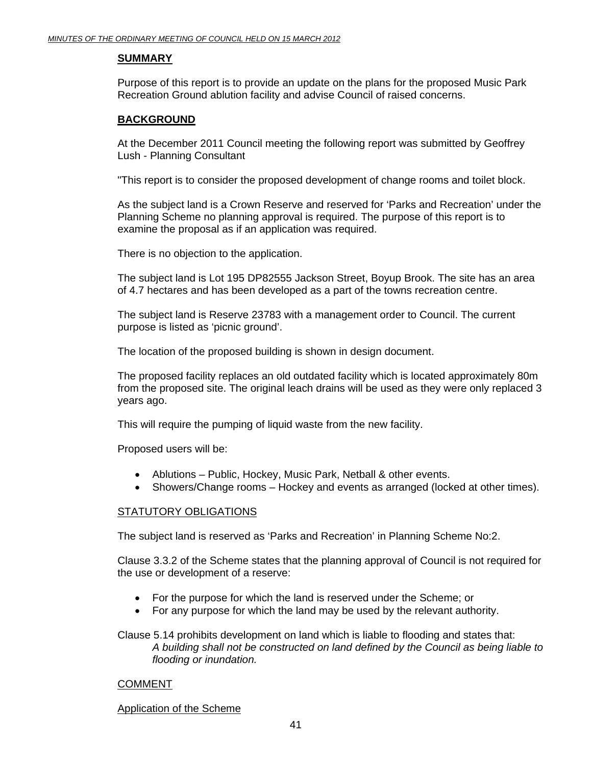## SUMMARY

Purpose of this report is to provide an update on the plans for the proposed Music Park Recreation Ground ablution facility and advise Council of raised concerns.

## BACKGROUND

At the December 2011 Council meeting the following report was submitted by Geoffrey Lush - Planning Consultant

"This report is to consider the proposed development of change rooms and toilet block.

As the subject land is a Crown Reserve and reserved for 'Parks and Recreation' under the Planning Scheme no planning approval is required. The purpose of this report is to examine the proposal as if an application was required.

There is no objection to the application.

The subject land is Lot 195 DP82555 Jackson Street, Boyup Brook. The site has an area of 4.7 hectares and has been developed as a part of the towns recreation centre.

The subject land is Reserve 23783 with a management order to Council. The current purpose is listed as 'picnic ground'.

The location of the proposed building is shown in design document.

The proposed facility replaces an old outdated facility which is located approximately 80m from the proposed site. The original leach drains will be used as they were only replaced 3 years ago.

This will require the pumping of liquid waste from the new facility.

Proposed users will be:

- Ablutions – Public, Hockey, Music Park, Netball & other events.
- Showers/Change rooms – Hockey and events as arranged (locked at other times).

### STATUTORY OBLIGATIONS

The subject land is reserved as 'Parks and Recreation' in Planning Scheme No:2.

Clause 3.3.2 of the Scheme states that the planning approval of Council is not required for the use or development of a reserve:

- For the purpose for which the land is reserved under the Scheme; or
- For any purpose for which the land may be used by the relevant authority.

Clause 5.14 prohibits development on land which is liable to flooding and states that:

> *A building shall not be constructed on land defined by the Council as being liable to flooding or inundation.*

### COMMENT

Application of the Scheme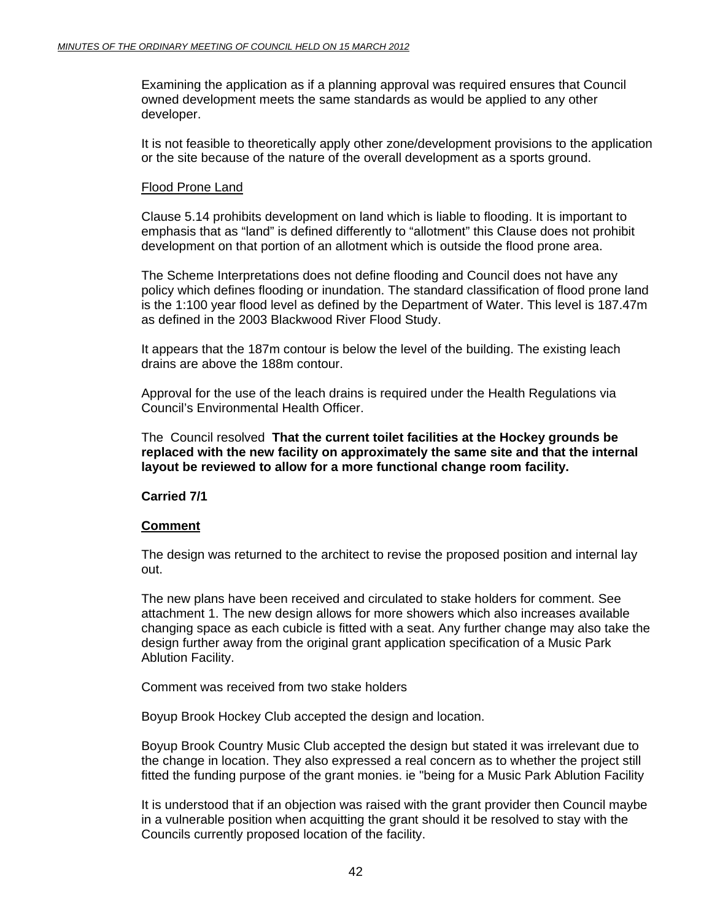Examining the application as if a planning approval was required ensures that Council owned development meets the same standards as would be applied to any other developer.

It is not feasible to theoretically apply other zone/development provisions to the application or the site because of the nature of the overall development as a sports ground.

Flood Prone Land

Clause 5.14 prohibits development on land which is liable to flooding. It is important to emphasis that as "land" is defined differently to "allotment" this Clause does not prohibit development on that portion of an allotment which is outside the flood prone area.

The Scheme Interpretations does not define flooding and Council does not have any policy which defines flooding or inundation. The standard classification of flood prone land is the 1:100 year flood level as defined by the Department of Water. This level is 187.47m as defined in the 2003 Blackwood River Flood Study.

It appears that the 187m contour is below the level of the building. The existing leach drains are above the 188m contour.

Approval for the use of the leach drains is required under the Health Regulations via Council's Environmental Health Officer.

The Council resolved **That the current toilet facilities at the Hockey grounds be replaced with the new facility on approximately the same site and that the internal layout be reviewed to allow for a more functional change room facility.**

**Carried 7/1**

**Comment**

The design was returned to the architect to revise the proposed position and internal lay out.

The new plans have been received and circulated to stake holders for comment. See attachment 1. The new design allows for more showers which also increases available changing space as each cubicle is fitted with a seat. Any further change may also take the design further away from the original grant application specification of a Music Park Ablution Facility.

Comment was received from two stake holders

Boyup Brook Hockey Club accepted the design and location.

Boyup Brook Country Music Club accepted the design but stated it was irrelevant due to the change in location. They also expressed a real concern as to whether the project still fitted the funding purpose of the grant monies. ie "being for a Music Park Ablution Facility

It is understood that if an objection was raised with the grant provider then Council maybe in a vulnerable position when acquitting the grant should it be resolved to stay with the Councils currently proposed location of the facility.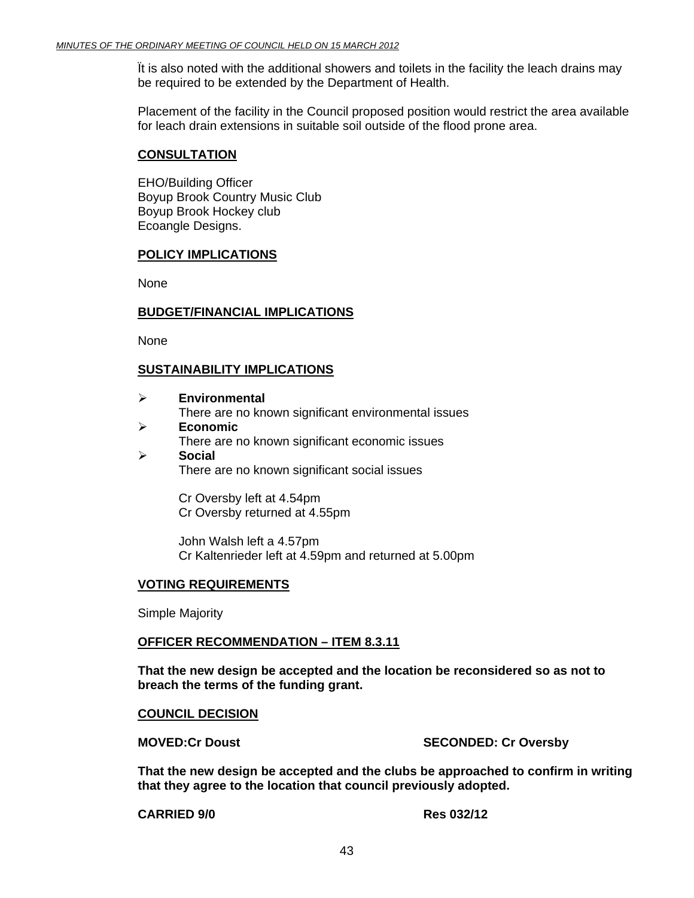Ït is also noted with the additional showers and toilets in the facility the leach drains may be required to be extended by the Department of Health.

Placement of the facility in the Council proposed position would restrict the area available for leach drain extensions in suitable soil outside of the flood prone area.

**CONSULTATION**

EHO/Building Officer
Boyup Brook Country Music Club
Boyup Brook Hockey club
Ecoangle Designs.

**POLICY IMPLICATIONS**

None

**BUDGET/FINANCIAL IMPLICATIONS**

None

**SUSTAINABILITY IMPLICATIONS**

- **Environmental**
  There are no known significant environmental issues
- **Economic**
  There are no known significant economic issues
- **Social**
  There are no known significant social issues

Cr Oversby left at 4.54pm
Cr Oversby returned at 4.55pm

John Walsh left a 4.57pm
Cr Kaltenrieder left at 4.59pm and returned at 5.00pm

**VOTING REQUIREMENTS**

Simple Majority

**OFFICER RECOMMENDATION – ITEM 8.3.11**

**That the new design be accepted and the location be reconsidered so as not to breach the terms of the funding grant.**

**COUNCIL DECISION**

**MOVED:Cr Doust** **SECONDED: Cr Oversby**

**That the new design be accepted and the clubs be approached to confirm in writing that they agree to the location that council previously adopted.**

**CARRIED 9/0** **Res 032/12**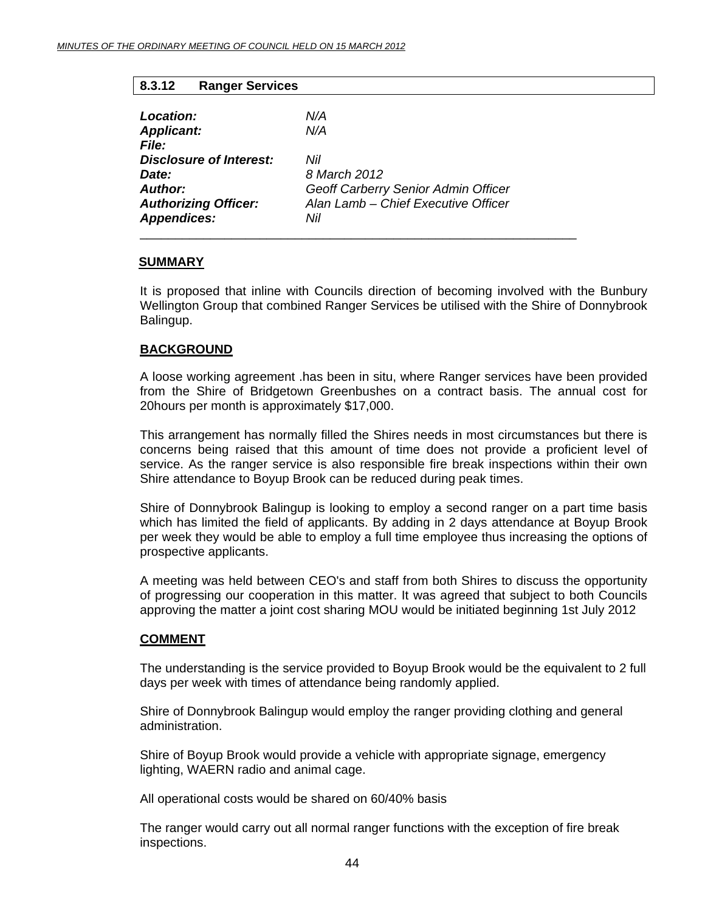## 8.3.12 Ranger Services

| | |
|---|---|
| ***Location:*** | *N/A* |
| ***Applicant:*** | *N/A* |
| ***File:*** | |
| ***Disclosure of Interest:*** | *Nil* |
| ***Date:*** | *8 March 2012* |
| ***Author:*** | *Geoff Carberry Senior Admin Officer* |
| ***Authorizing Officer:*** | *Alan Lamb – Chief Executive Officer* |
| ***Appendices:*** | *Nil* |

**SUMMARY**

It is proposed that inline with Councils direction of becoming involved with the Bunbury Wellington Group that combined Ranger Services be utilised with the Shire of Donnybrook Balingup.

**BACKGROUND**

A loose working agreement .has been in situ, where Ranger services have been provided from the Shire of Bridgetown Greenbushes on a contract basis. The annual cost for 20hours per month is approximately $17,000.

This arrangement has normally filled the Shires needs in most circumstances but there is concerns being raised that this amount of time does not provide a proficient level of service. As the ranger service is also responsible fire break inspections within their own Shire attendance to Boyup Brook can be reduced during peak times.

Shire of Donnybrook Balingup is looking to employ a second ranger on a part time basis which has limited the field of applicants. By adding in 2 days attendance at Boyup Brook per week they would be able to employ a full time employee thus increasing the options of prospective applicants.

A meeting was held between CEO's and staff from both Shires to discuss the opportunity of progressing our cooperation in this matter. It was agreed that subject to both Councils approving the matter a joint cost sharing MOU would be initiated beginning 1st July 2012

**COMMENT**

The understanding is the service provided to Boyup Brook would be the equivalent to 2 full days per week with times of attendance being randomly applied.

Shire of Donnybrook Balingup would employ the ranger providing clothing and general administration.

Shire of Boyup Brook would provide a vehicle with appropriate signage, emergency lighting, WAERN radio and animal cage.

All operational costs would be shared on 60/40% basis

The ranger would carry out all normal ranger functions with the exception of fire break inspections.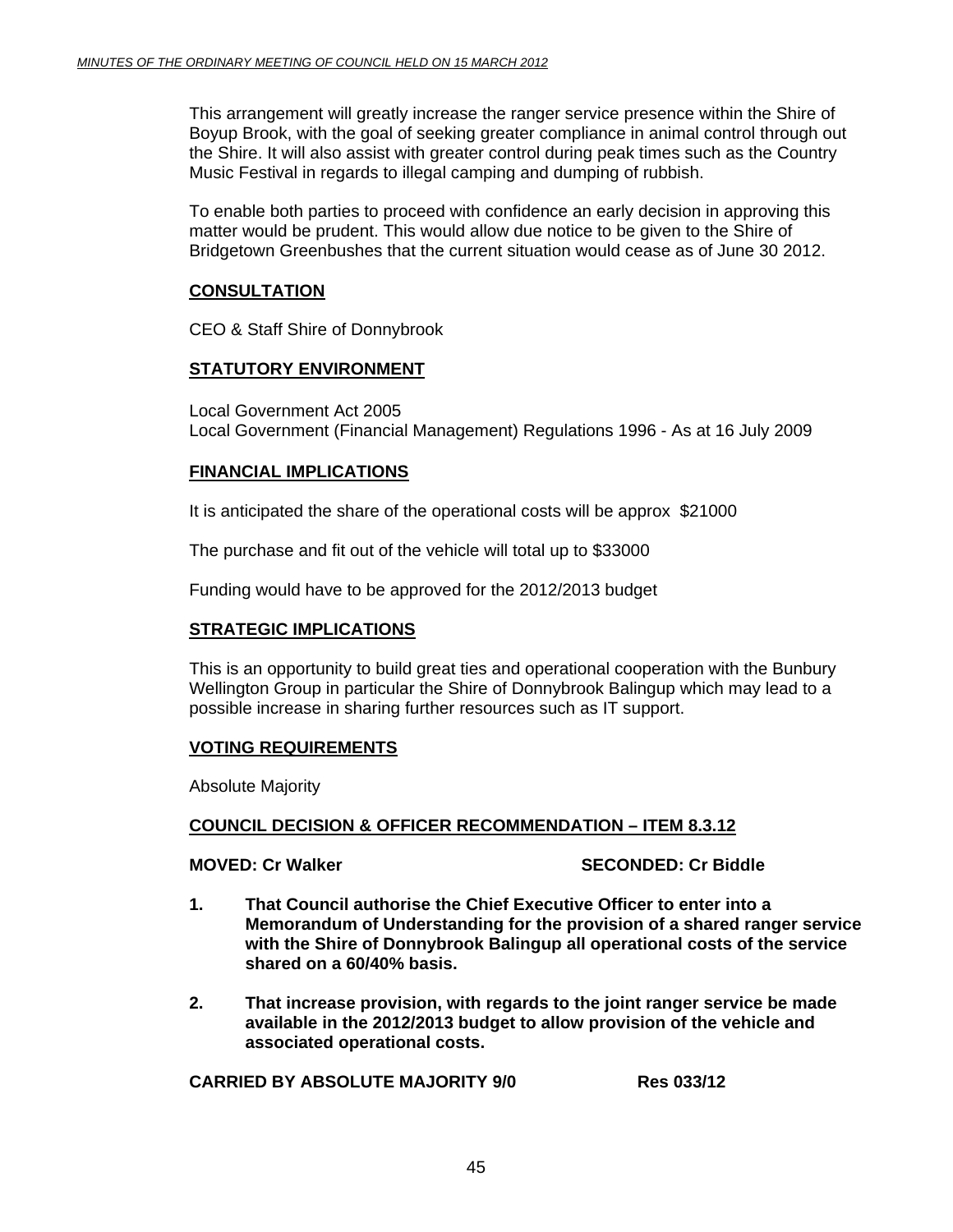This arrangement will greatly increase the ranger service presence within the Shire of Boyup Brook, with the goal of seeking greater compliance in animal control through out the Shire. It will also assist with greater control during peak times such as the Country Music Festival in regards to illegal camping and dumping of rubbish.

To enable both parties to proceed with confidence an early decision in approving this matter would be prudent. This would allow due notice to be given to the Shire of Bridgetown Greenbushes that the current situation would cease as of June 30 2012.

## CONSULTATION

CEO & Staff Shire of Donnybrook

## STATUTORY ENVIRONMENT

Local Government Act 2005
Local Government (Financial Management) Regulations 1996 - As at 16 July 2009

## FINANCIAL IMPLICATIONS

It is anticipated the share of the operational costs will be approx $21000

The purchase and fit out of the vehicle will total up to $33000

Funding would have to be approved for the 2012/2013 budget

## STRATEGIC IMPLICATIONS

This is an opportunity to build great ties and operational cooperation with the Bunbury Wellington Group in particular the Shire of Donnybrook Balingup which may lead to a possible increase in sharing further resources such as IT support.

## VOTING REQUIREMENTS

Absolute Majority

## COUNCIL DECISION & OFFICER RECOMMENDATION – ITEM 8.3.12

**MOVED: Cr Walker** **SECONDED: Cr Biddle**

1. **That Council authorise the Chief Executive Officer to enter into a Memorandum of Understanding for the provision of a shared ranger service with the Shire of Donnybrook Balingup all operational costs of the service shared on a 60/40% basis.**

2. **That increase provision, with regards to the joint ranger service be made available in the 2012/2013 budget to allow provision of the vehicle and associated operational costs.**

**CARRIED BY ABSOLUTE MAJORITY 9/0** **Res 033/12**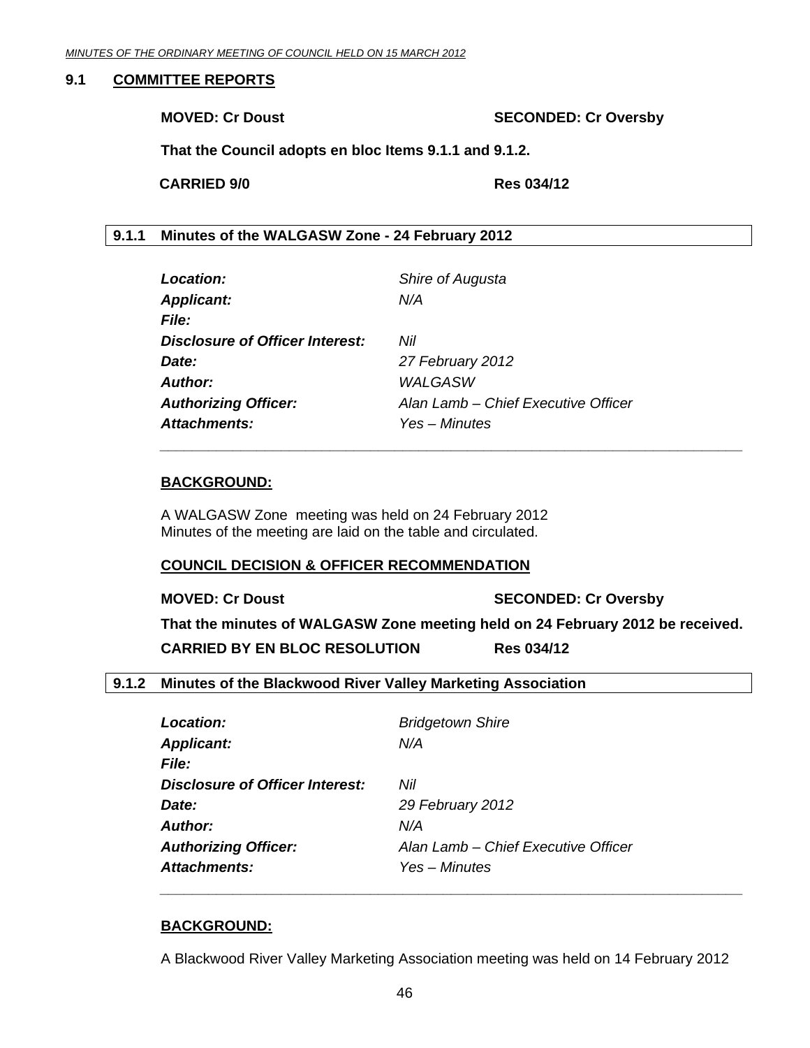## 9.1 COMMITTEE REPORTS

**MOVED: Cr Doust** **SECONDED: Cr Oversby**

**That the Council adopts en bloc Items 9.1.1 and 9.1.2.**

**CARRIED 9/0** **Res 034/12**

### 9.1.1 Minutes of the WALGASW Zone - 24 February 2012

| | |
|---|---|
| ***Location:*** | *Shire of Augusta* |
| ***Applicant:*** | *N/A* |
| ***File:*** | |
| ***Disclosure of Officer Interest:*** | *Nil* |
| ***Date:*** | *27 February 2012* |
| ***Author:*** | *WALGASW* |
| ***Authorizing Officer:*** | *Alan Lamb – Chief Executive Officer* |
| ***Attachments:*** | *Yes – Minutes* |

**BACKGROUND:**

A WALGASW Zone meeting was held on 24 February 2012
Minutes of the meeting are laid on the table and circulated.

**COUNCIL DECISION & OFFICER RECOMMENDATION**

**MOVED: Cr Doust** **SECONDED: Cr Oversby**

**That the minutes of WALGASW Zone meeting held on 24 February 2012 be received.**

**CARRIED BY EN BLOC RESOLUTION** **Res 034/12**

### 9.1.2 Minutes of the Blackwood River Valley Marketing Association

| | |
|---|---|
| ***Location:*** | *Bridgetown Shire* |
| ***Applicant:*** | *N/A* |
| ***File:*** | |
| ***Disclosure of Officer Interest:*** | *Nil* |
| ***Date:*** | *29 February 2012* |
| ***Author:*** | *N/A* |
| ***Authorizing Officer:*** | *Alan Lamb – Chief Executive Officer* |
| ***Attachments:*** | *Yes – Minutes* |

**BACKGROUND:**

A Blackwood River Valley Marketing Association meeting was held on 14 February 2012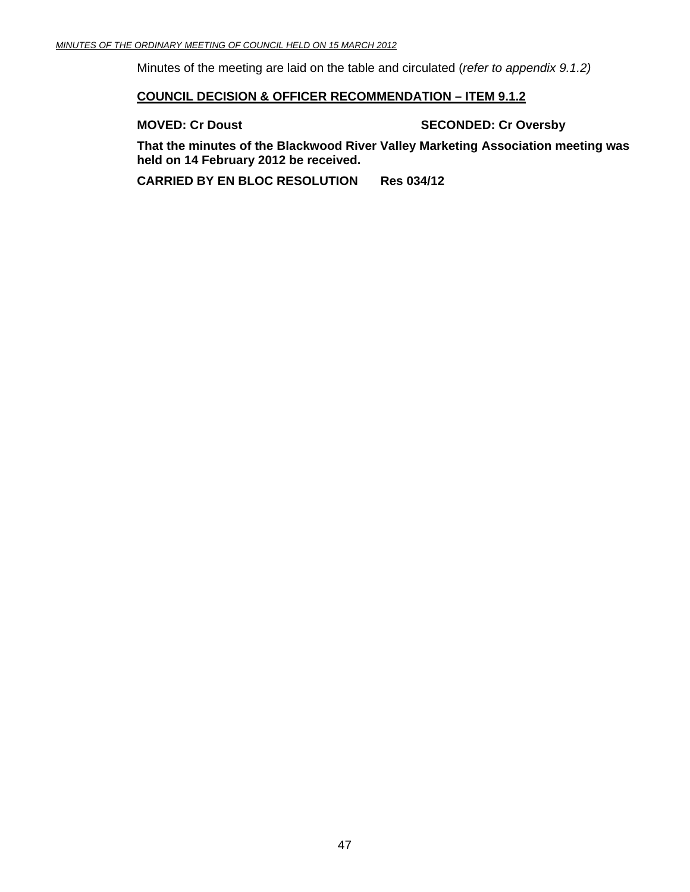Minutes of the meeting are laid on the table and circulated (*refer to appendix 9.1.2)*

**COUNCIL DECISION & OFFICER RECOMMENDATION – ITEM 9.1.2**

**MOVED: Cr Doust** **SECONDED: Cr Oversby**

**That the minutes of the Blackwood River Valley Marketing Association meeting was held on 14 February 2012 be received.**

**CARRIED BY EN BLOC RESOLUTION Res 034/12**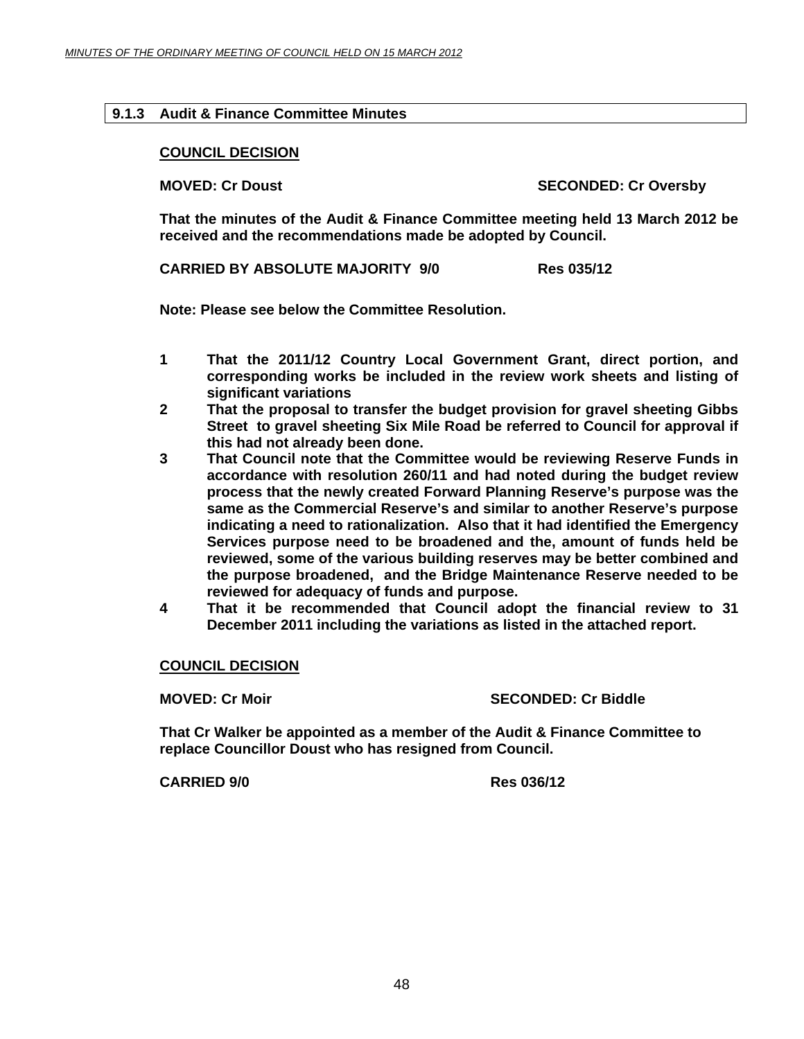### 9.1.3 Audit & Finance Committee Minutes

**COUNCIL DECISION**

**MOVED: Cr Doust** **SECONDED: Cr Oversby**

**That the minutes of the Audit & Finance Committee meeting held 13 March 2012 be received and the recommendations made be adopted by Council.**

**CARRIED BY ABSOLUTE MAJORITY 9/0** **Res 035/12**

**Note: Please see below the Committee Resolution.**

1. **That the 2011/12 Country Local Government Grant, direct portion, and corresponding works be included in the review work sheets and listing of significant variations**
2. **That the proposal to transfer the budget provision for gravel sheeting Gibbs Street to gravel sheeting Six Mile Road be referred to Council for approval if this had not already been done.**
3. **That Council note that the Committee would be reviewing Reserve Funds in accordance with resolution 260/11 and had noted during the budget review process that the newly created Forward Planning Reserve's purpose was the same as the Commercial Reserve's and similar to another Reserve's purpose indicating a need to rationalization. Also that it had identified the Emergency Services purpose need to be broadened and the, amount of funds held be reviewed, some of the various building reserves may be better combined and the purpose broadened, and the Bridge Maintenance Reserve needed to be reviewed for adequacy of funds and purpose.**
4. **That it be recommended that Council adopt the financial review to 31 December 2011 including the variations as listed in the attached report.**

**COUNCIL DECISION**

**MOVED: Cr Moir** **SECONDED: Cr Biddle**

**That Cr Walker be appointed as a member of the Audit & Finance Committee to replace Councillor Doust who has resigned from Council.**

**CARRIED 9/0** **Res 036/12**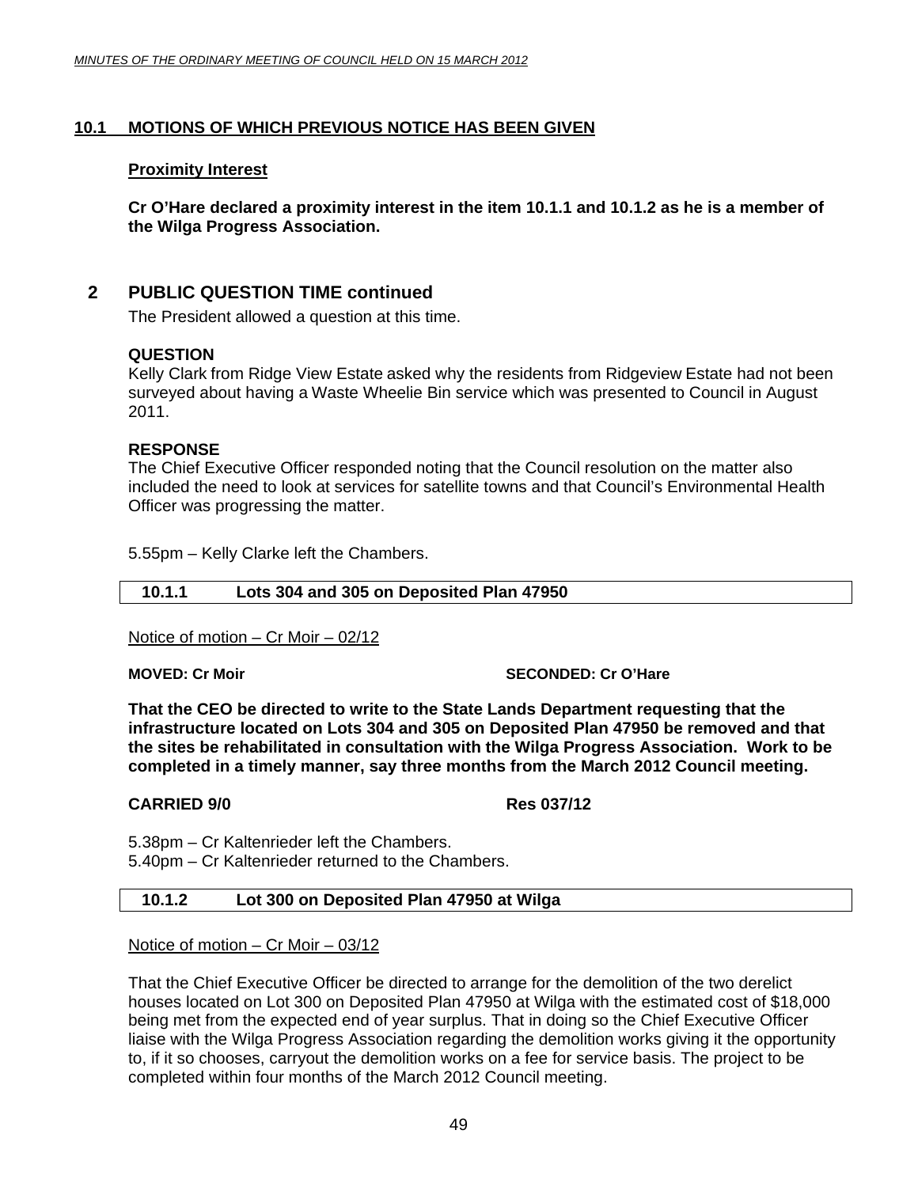## 10.1 MOTIONS OF WHICH PREVIOUS NOTICE HAS BEEN GIVEN

**Proximity Interest**

**Cr O'Hare declared a proximity interest in the item 10.1.1 and 10.1.2 as he is a member of the Wilga Progress Association.**

## 2 PUBLIC QUESTION TIME continued

The President allowed a question at this time.

**QUESTION**
Kelly Clark from Ridge View Estate asked why the residents from Ridgeview Estate had not been surveyed about having a Waste Wheelie Bin service which was presented to Council in August 2011.

**RESPONSE**
The Chief Executive Officer responded noting that the Council resolution on the matter also included the need to look at services for satellite towns and that Council's Environmental Health Officer was progressing the matter.

5.55pm – Kelly Clarke left the Chambers.

### 10.1.1 Lots 304 and 305 on Deposited Plan 47950

Notice of motion – Cr Moir – 02/12

**MOVED: Cr Moir** **SECONDED: Cr O'Hare**

**That the CEO be directed to write to the State Lands Department requesting that the infrastructure located on Lots 304 and 305 on Deposited Plan 47950 be removed and that the sites be rehabilitated in consultation with the Wilga Progress Association. Work to be completed in a timely manner, say three months from the March 2012 Council meeting.**

**CARRIED 9/0** **Res 037/12**

5.38pm – Cr Kaltenrieder left the Chambers.
5.40pm – Cr Kaltenrieder returned to the Chambers.

### 10.1.2 Lot 300 on Deposited Plan 47950 at Wilga

Notice of motion – Cr Moir – 03/12

That the Chief Executive Officer be directed to arrange for the demolition of the two derelict houses located on Lot 300 on Deposited Plan 47950 at Wilga with the estimated cost of $18,000 being met from the expected end of year surplus. That in doing so the Chief Executive Officer liaise with the Wilga Progress Association regarding the demolition works giving it the opportunity to, if it so chooses, carryout the demolition works on a fee for service basis. The project to be completed within four months of the March 2012 Council meeting.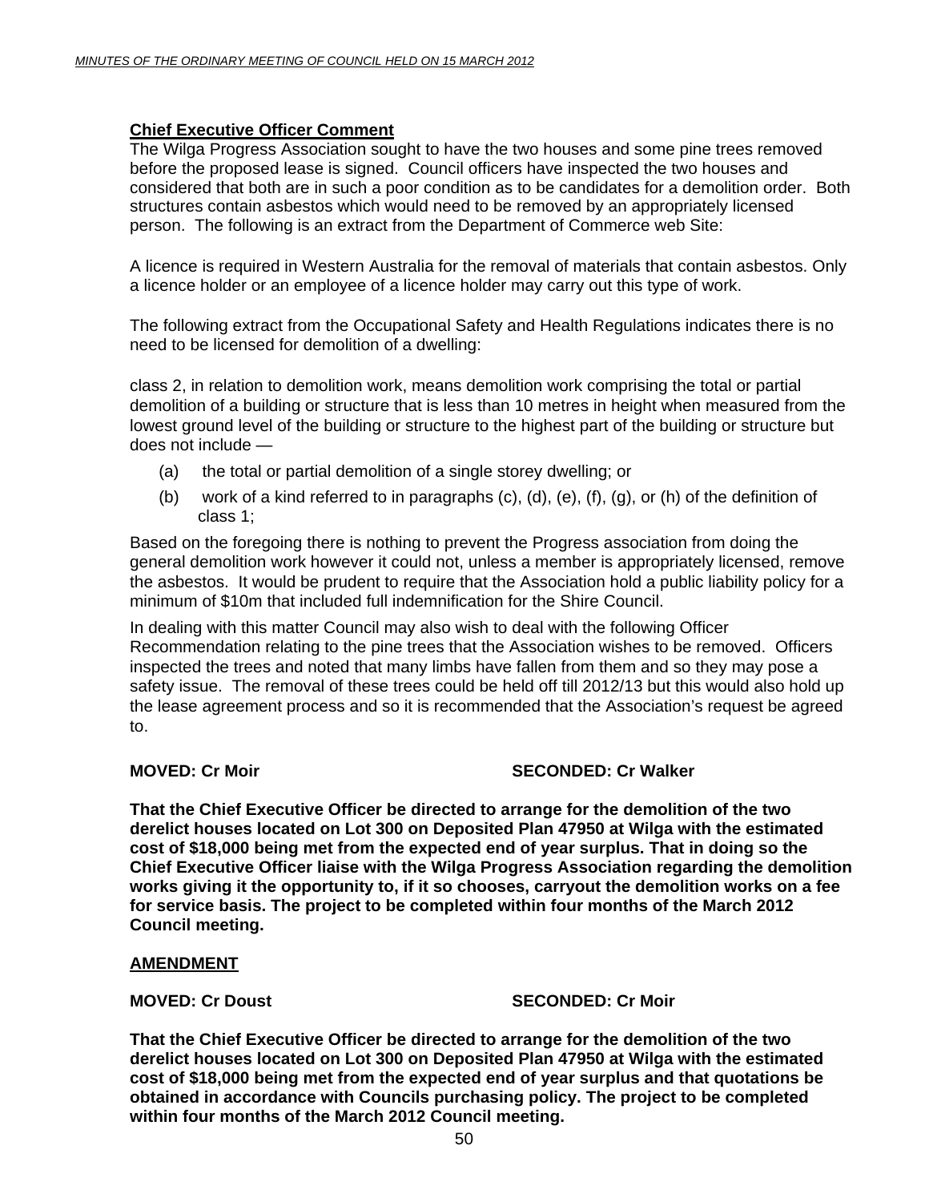**Chief Executive Officer Comment**

The Wilga Progress Association sought to have the two houses and some pine trees removed before the proposed lease is signed. Council officers have inspected the two houses and considered that both are in such a poor condition as to be candidates for a demolition order. Both structures contain asbestos which would need to be removed by an appropriately licensed person. The following is an extract from the Department of Commerce web Site:

A licence is required in Western Australia for the removal of materials that contain asbestos. Only a licence holder or an employee of a licence holder may carry out this type of work.

The following extract from the Occupational Safety and Health Regulations indicates there is no need to be licensed for demolition of a dwelling:

class 2, in relation to demolition work, means demolition work comprising the total or partial demolition of a building or structure that is less than 10 metres in height when measured from the lowest ground level of the building or structure to the highest part of the building or structure but does not include —

(a) the total or partial demolition of a single storey dwelling; or

(b) work of a kind referred to in paragraphs (c), (d), (e), (f), (g), or (h) of the definition of class 1;

Based on the foregoing there is nothing to prevent the Progress association from doing the general demolition work however it could not, unless a member is appropriately licensed, remove the asbestos. It would be prudent to require that the Association hold a public liability policy for a minimum of $10m that included full indemnification for the Shire Council.

In dealing with this matter Council may also wish to deal with the following Officer Recommendation relating to the pine trees that the Association wishes to be removed. Officers inspected the trees and noted that many limbs have fallen from them and so they may pose a safety issue. The removal of these trees could be held off till 2012/13 but this would also hold up the lease agreement process and so it is recommended that the Association's request be agreed to.

**MOVED: Cr Moir** **SECONDED: Cr Walker**

**That the Chief Executive Officer be directed to arrange for the demolition of the two derelict houses located on Lot 300 on Deposited Plan 47950 at Wilga with the estimated cost of $18,000 being met from the expected end of year surplus. That in doing so the Chief Executive Officer liaise with the Wilga Progress Association regarding the demolition works giving it the opportunity to, if it so chooses, carryout the demolition works on a fee for service basis. The project to be completed within four months of the March 2012 Council meeting.**

**AMENDMENT**

**MOVED: Cr Doust** **SECONDED: Cr Moir**

**That the Chief Executive Officer be directed to arrange for the demolition of the two derelict houses located on Lot 300 on Deposited Plan 47950 at Wilga with the estimated cost of $18,000 being met from the expected end of year surplus and that quotations be obtained in accordance with Councils purchasing policy. The project to be completed within four months of the March 2012 Council meeting.**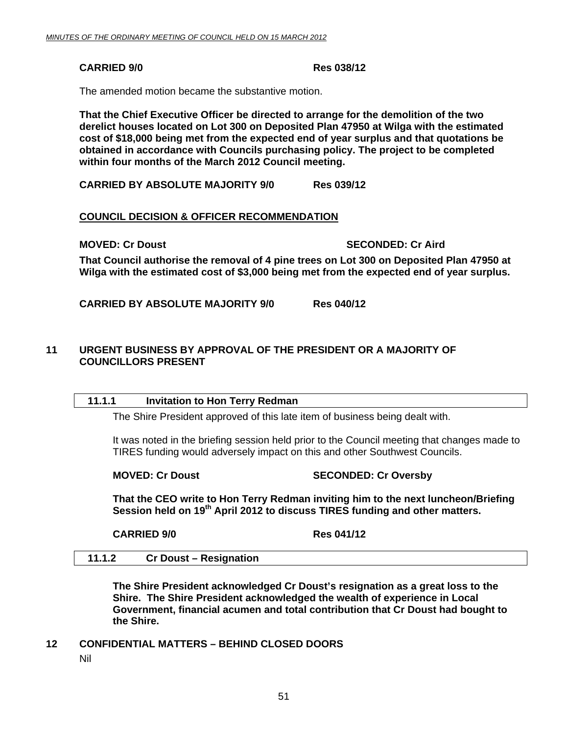**CARRIED 9/0 Res 038/12**

The amended motion became the substantive motion.

**That the Chief Executive Officer be directed to arrange for the demolition of the two derelict houses located on Lot 300 on Deposited Plan 47950 at Wilga with the estimated cost of $18,000 being met from the expected end of year surplus and that quotations be obtained in accordance with Councils purchasing policy. The project to be completed within four months of the March 2012 Council meeting.**

**CARRIED BY ABSOLUTE MAJORITY 9/0 Res 039/12**

**COUNCIL DECISION & OFFICER RECOMMENDATION**

**MOVED: Cr Doust SECONDED: Cr Aird**

**That Council authorise the removal of 4 pine trees on Lot 300 on Deposited Plan 47950 at Wilga with the estimated cost of $3,000 being met from the expected end of year surplus.**

**CARRIED BY ABSOLUTE MAJORITY 9/0 Res 040/12**

## 11 URGENT BUSINESS BY APPROVAL OF THE PRESIDENT OR A MAJORITY OF COUNCILLORS PRESENT

### 11.1.1 Invitation to Hon Terry Redman

The Shire President approved of this late item of business being dealt with.

It was noted in the briefing session held prior to the Council meeting that changes made to TIRES funding would adversely impact on this and other Southwest Councils.

**MOVED: Cr Doust SECONDED: Cr Oversby**

**That the CEO write to Hon Terry Redman inviting him to the next luncheon/Briefing Session held on 19th April 2012 to discuss TIRES funding and other matters.**

**CARRIED 9/0 Res 041/12**

### 11.1.2 Cr Doust – Resignation

**The Shire President acknowledged Cr Doust's resignation as a great loss to the Shire. The Shire President acknowledged the wealth of experience in Local Government, financial acumen and total contribution that Cr Doust had bought to the Shire.**

## 12 CONFIDENTIAL MATTERS – BEHIND CLOSED DOORS

Nil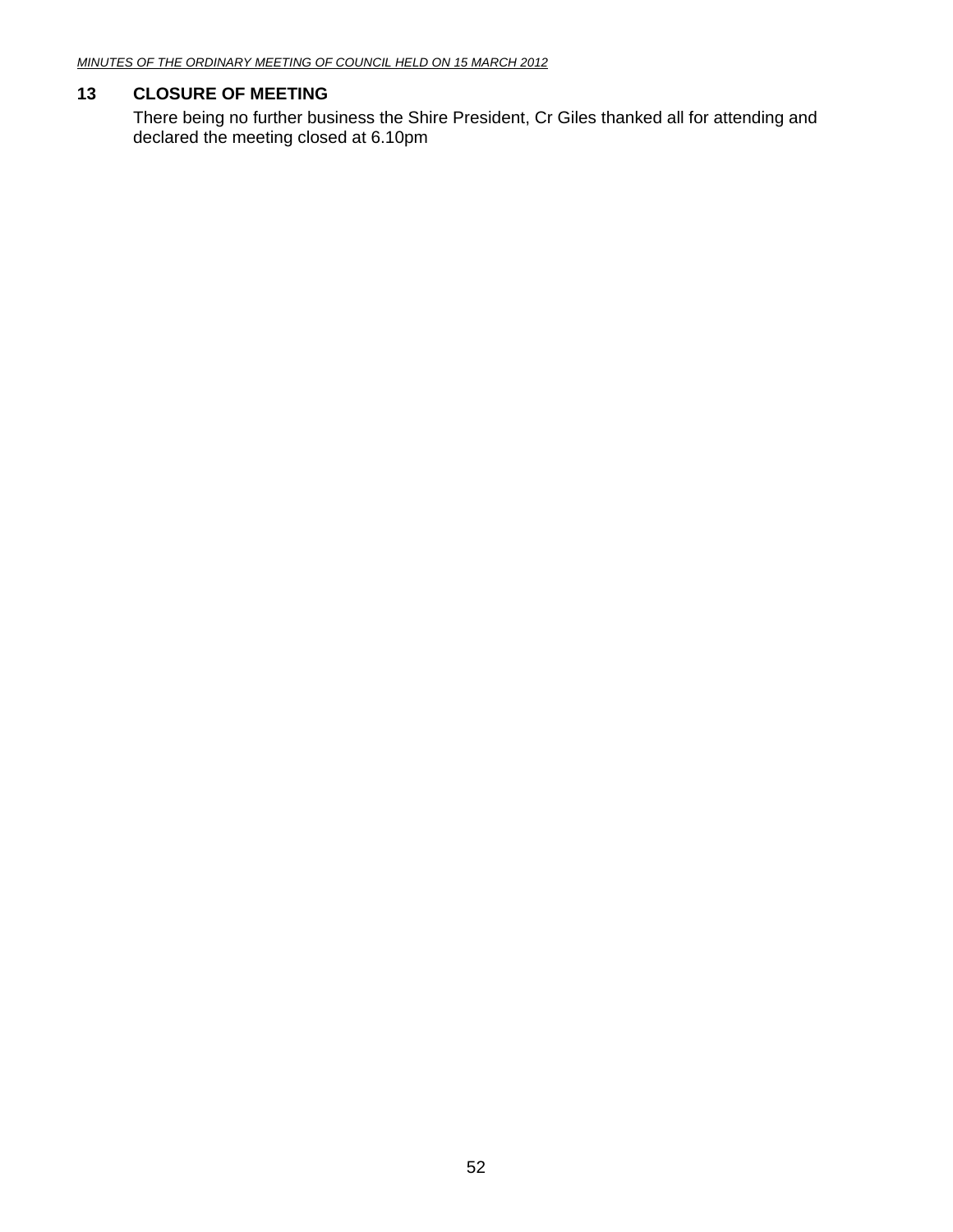## 13 CLOSURE OF MEETING

There being no further business the Shire President, Cr Giles thanked all for attending and declared the meeting closed at 6.10pm